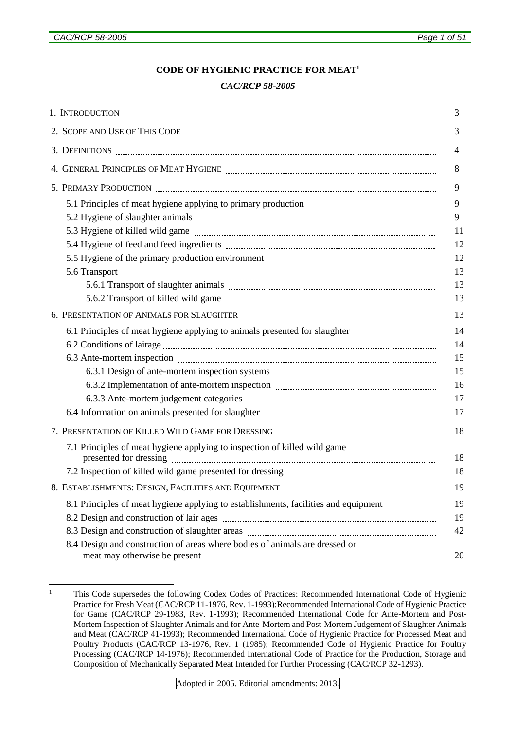# CODE OF HYGIENIC PRACTICE FOR MEAT[1]

*CAC/RCP 58-2005*

| | |
|---|---|
| 1. INTRODUCTION | 3 |
| 2. SCOPE AND USE OF THIS CODE | 3 |
| 3. DEFINITIONS | 4 |
| 4. GENERAL PRINCIPLES OF MEAT HYGIENE | 8 |
| 5. PRIMARY PRODUCTION | 9 |
| 5.1 Principles of meat hygiene applying to primary production | 9 |
| 5.2 Hygiene of slaughter animals | 9 |
| 5.3 Hygiene of killed wild game | 11 |
| 5.4 Hygiene of feed and feed ingredients | 12 |
| 5.5 Hygiene of the primary production environment | 12 |
| 5.6 Transport | 13 |
| 5.6.1 Transport of slaughter animals | 13 |
| 5.6.2 Transport of killed wild game | 13 |
| 6. PRESENTATION OF ANIMALS FOR SLAUGHTER | 13 |
| 6.1 Principles of meat hygiene applying to animals presented for slaughter | 14 |
| 6.2 Conditions of lairage | 14 |
| 6.3 Ante-mortem inspection | 15 |
| 6.3.1 Design of ante-mortem inspection systems | 15 |
| 6.3.2 Implementation of ante-mortem inspection | 16 |
| 6.3.3 Ante-mortem judgement categories | 17 |
| 6.4 Information on animals presented for slaughter | 17 |
| 7. PRESENTATION OF KILLED WILD GAME FOR DRESSING | 18 |
| 7.1 Principles of meat hygiene applying to inspection of killed wild game presented for dressing | 18 |
| 7.2 Inspection of killed wild game presented for dressing | 18 |
| 8. ESTABLISHMENTS: DESIGN, FACILITIES AND EQUIPMENT | 19 |
| 8.1 Principles of meat hygiene applying to establishments, facilities and equipment | 19 |
| 8.2 Design and construction of lair ages | 19 |
| 8.3 Design and construction of slaughter areas | 42 |
| 8.4 Design and construction of areas where bodies of animals are dressed or meat may otherwise be present | 20 |

[1] This Code supersedes the following Codex Codes of Practices: Recommended International Code of Hygienic Practice for Fresh Meat (CAC/RCP 11-1976, Rev. 1-1993);Recommended International Code of Hygienic Practice for Game (CAC/RCP 29-1983, Rev. 1-1993); Recommended International Code for Ante-Mortem and Post-Mortem Inspection of Slaughter Animals and for Ante-Mortem and Post-Mortem Judgement of Slaughter Animals and Meat (CAC/RCP 41-1993); Recommended International Code of Hygienic Practice for Processed Meat and Poultry Products (CAC/RCP 13-1976, Rev. 1 (1985); Recommended Code of Hygienic Practice for Poultry Processing (CAC/RCP 14-1976); Recommended International Code of Practice for the Production, Storage and Composition of Mechanically Separated Meat Intended for Further Processing (CAC/RCP 32-1293).

Adopted in 2005. Editorial amendments: 2013.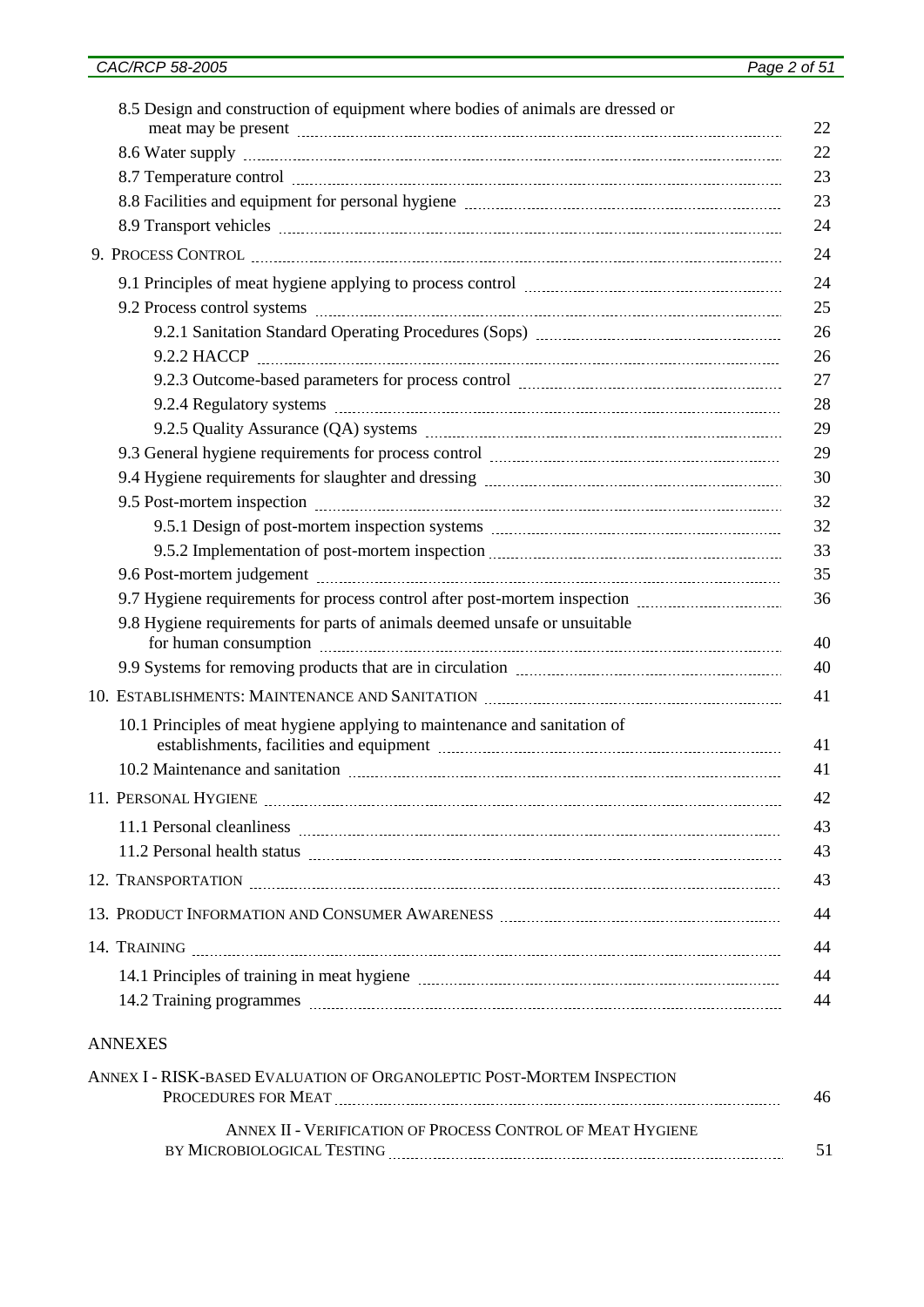| | |
|---|---|
| 8.5 Design and construction of equipment where bodies of animals are dressed or meat may be present | 22 |
| 8.6 Water supply | 22 |
| 8.7 Temperature control | 23 |
| 8.8 Facilities and equipment for personal hygiene | 23 |
| 8.9 Transport vehicles | 24 |
| 9. PROCESS CONTROL | 24 |
| 9.1 Principles of meat hygiene applying to process control | 24 |
| 9.2 Process control systems | 25 |
| 9.2.1 Sanitation Standard Operating Procedures (Sops) | 26 |
| 9.2.2 HACCP | 26 |
| 9.2.3 Outcome-based parameters for process control | 27 |
| 9.2.4 Regulatory systems | 28 |
| 9.2.5 Quality Assurance (QA) systems | 29 |
| 9.3 General hygiene requirements for process control | 29 |
| 9.4 Hygiene requirements for slaughter and dressing | 30 |
| 9.5 Post-mortem inspection | 32 |
| 9.5.1 Design of post-mortem inspection systems | 32 |
| 9.5.2 Implementation of post-mortem inspection | 33 |
| 9.6 Post-mortem judgement | 35 |
| 9.7 Hygiene requirements for process control after post-mortem inspection | 36 |
| 9.8 Hygiene requirements for parts of animals deemed unsafe or unsuitable for human consumption | 40 |
| 9.9 Systems for removing products that are in circulation | 40 |
| 10. ESTABLISHMENTS: MAINTENANCE AND SANITATION | 41 |
| 10.1 Principles of meat hygiene applying to maintenance and sanitation of establishments, facilities and equipment | 41 |
| 10.2 Maintenance and sanitation | 41 |
| 11. PERSONAL HYGIENE | 42 |
| 11.1 Personal cleanliness | 43 |
| 11.2 Personal health status | 43 |
| 12. TRANSPORTATION | 43 |
| 13. PRODUCT INFORMATION AND CONSUMER AWARENESS | 44 |
| 14. TRAINING | 44 |
| 14.1 Principles of training in meat hygiene | 44 |
| 14.2 Training programmes | 44 |

ANNEXES

| | |
|---|---|
| ANNEX I - RISK-BASED EVALUATION OF ORGANOLEPTIC POST-MORTEM INSPECTION PROCEDURES FOR MEAT | 46 |
| ANNEX II - VERIFICATION OF PROCESS CONTROL OF MEAT HYGIENE BY MICROBIOLOGICAL TESTING | 51 |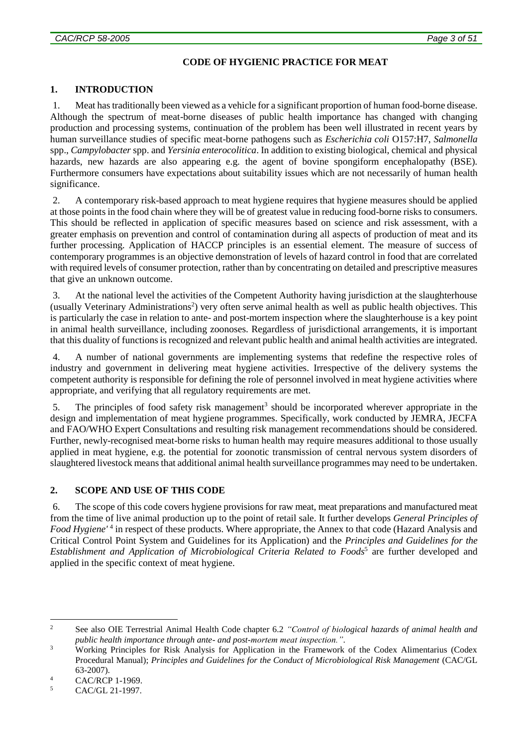# CODE OF HYGIENIC PRACTICE FOR MEAT

## 1. INTRODUCTION

1. Meat has traditionally been viewed as a vehicle for a significant proportion of human food-borne disease. Although the spectrum of meat-borne diseases of public health importance has changed with changing production and processing systems, continuation of the problem has been well illustrated in recent years by human surveillance studies of specific meat-borne pathogens such as *Escherichia coli* O157:H7, *Salmonella* spp., *Campylobacter* spp. and *Yersinia enterocolitica*. In addition to existing biological, chemical and physical hazards, new hazards are also appearing e.g. the agent of bovine spongiform encephalopathy (BSE). Furthermore consumers have expectations about suitability issues which are not necessarily of human health significance.

2. A contemporary risk-based approach to meat hygiene requires that hygiene measures should be applied at those points in the food chain where they will be of greatest value in reducing food-borne risks to consumers. This should be reflected in application of specific measures based on science and risk assessment, with a greater emphasis on prevention and control of contamination during all aspects of production of meat and its further processing. Application of HACCP principles is an essential element. The measure of success of contemporary programmes is an objective demonstration of levels of hazard control in food that are correlated with required levels of consumer protection, rather than by concentrating on detailed and prescriptive measures that give an unknown outcome.

3. At the national level the activities of the Competent Authority having jurisdiction at the slaughterhouse (usually Veterinary Administrations[2]) very often serve animal health as well as public health objectives. This is particularly the case in relation to ante- and post-mortem inspection where the slaughterhouse is a key point in animal health surveillance, including zoonoses. Regardless of jurisdictional arrangements, it is important that this duality of functions is recognized and relevant public health and animal health activities are integrated.

4. A number of national governments are implementing systems that redefine the respective roles of industry and government in delivering meat hygiene activities. Irrespective of the delivery systems the competent authority is responsible for defining the role of personnel involved in meat hygiene activities where appropriate, and verifying that all regulatory requirements are met.

5. The principles of food safety risk management[3] should be incorporated wherever appropriate in the design and implementation of meat hygiene programmes. Specifically, work conducted by JEMRA, JECFA and FAO/WHO Expert Consultations and resulting risk management recommendations should be considered. Further, newly-recognised meat-borne risks to human health may require measures additional to those usually applied in meat hygiene, e.g. the potential for zoonotic transmission of central nervous system disorders of slaughtered livestock means that additional animal health surveillance programmes may need to be undertaken.

## 2. SCOPE AND USE OF THIS CODE

6. The scope of this code covers hygiene provisions for raw meat, meat preparations and manufactured meat from the time of live animal production up to the point of retail sale. It further develops *General Principles of Food Hygiene'*[4] in respect of these products. Where appropriate, the Annex to that code (Hazard Analysis and Critical Control Point System and Guidelines for its Application) and the *Principles and Guidelines for the Establishment and Application of Microbiological Criteria Related to Foods*[5] are further developed and applied in the specific context of meat hygiene.

---

[2] See also OIE Terrestrial Animal Health Code chapter 6.2 *"Control of biological hazards of animal health and public health importance through ante- and post-mortem meat inspection."*.

[3] Working Principles for Risk Analysis for Application in the Framework of the Codex Alimentarius (Codex Procedural Manual); *Principles and Guidelines for the Conduct of Microbiological Risk Management* (CAC/GL 63-2007).

[4] CAC/RCP 1-1969.

[5] CAC/GL 21-1997.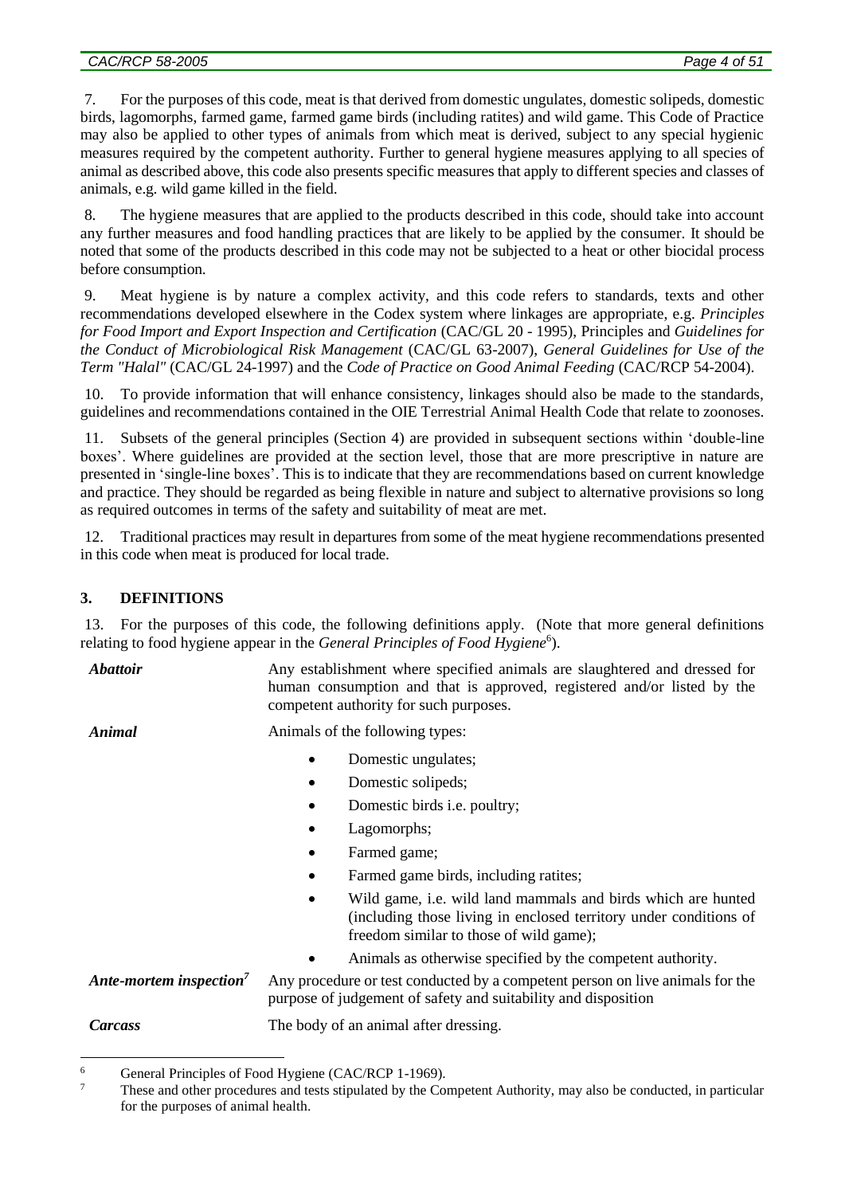7. For the purposes of this code, meat is that derived from domestic ungulates, domestic solipeds, domestic birds, lagomorphs, farmed game, farmed game birds (including ratites) and wild game. This Code of Practice may also be applied to other types of animals from which meat is derived, subject to any special hygienic measures required by the competent authority. Further to general hygiene measures applying to all species of animal as described above, this code also presents specific measures that apply to different species and classes of animals, e.g. wild game killed in the field.

8. The hygiene measures that are applied to the products described in this code, should take into account any further measures and food handling practices that are likely to be applied by the consumer. It should be noted that some of the products described in this code may not be subjected to a heat or other biocidal process before consumption.

9. Meat hygiene is by nature a complex activity, and this code refers to standards, texts and other recommendations developed elsewhere in the Codex system where linkages are appropriate, e.g. *Principles for Food Import and Export Inspection and Certification* (CAC/GL 20 - 1995), Principles and *Guidelines for the Conduct of Microbiological Risk Management* (CAC/GL 63-2007), *General Guidelines for Use of the Term "Halal"* (CAC/GL 24-1997) and the *Code of Practice on Good Animal Feeding* (CAC/RCP 54-2004).

10. To provide information that will enhance consistency, linkages should also be made to the standards, guidelines and recommendations contained in the OIE Terrestrial Animal Health Code that relate to zoonoses.

11. Subsets of the general principles (Section 4) are provided in subsequent sections within 'double-line boxes'. Where guidelines are provided at the section level, those that are more prescriptive in nature are presented in 'single-line boxes'. This is to indicate that they are recommendations based on current knowledge and practice. They should be regarded as being flexible in nature and subject to alternative provisions so long as required outcomes in terms of the safety and suitability of meat are met.

12. Traditional practices may result in departures from some of the meat hygiene recommendations presented in this code when meat is produced for local trade.

## 3. DEFINITIONS

13. For the purposes of this code, the following definitions apply. (Note that more general definitions relating to food hygiene appear in the *General Principles of Food Hygiene*[6]).

***Abattoir*** — Any establishment where specified animals are slaughtered and dressed for human consumption and that is approved, registered and/or listed by the competent authority for such purposes.

***Animal*** — Animals of the following types:

- Domestic ungulates;
- Domestic solipeds;
- Domestic birds i.e. poultry;
- Lagomorphs;
- Farmed game;
- Farmed game birds, including ratites;
- Wild game, i.e. wild land mammals and birds which are hunted (including those living in enclosed territory under conditions of freedom similar to those of wild game);
- Animals as otherwise specified by the competent authority.

***Ante-mortem inspection***[7] — Any procedure or test conducted by a competent person on live animals for the purpose of judgement of safety and suitability and disposition

***Carcass*** — The body of an animal after dressing.

---

[6] General Principles of Food Hygiene (CAC/RCP 1-1969).

[7] These and other procedures and tests stipulated by the Competent Authority, may also be conducted, in particular for the purposes of animal health.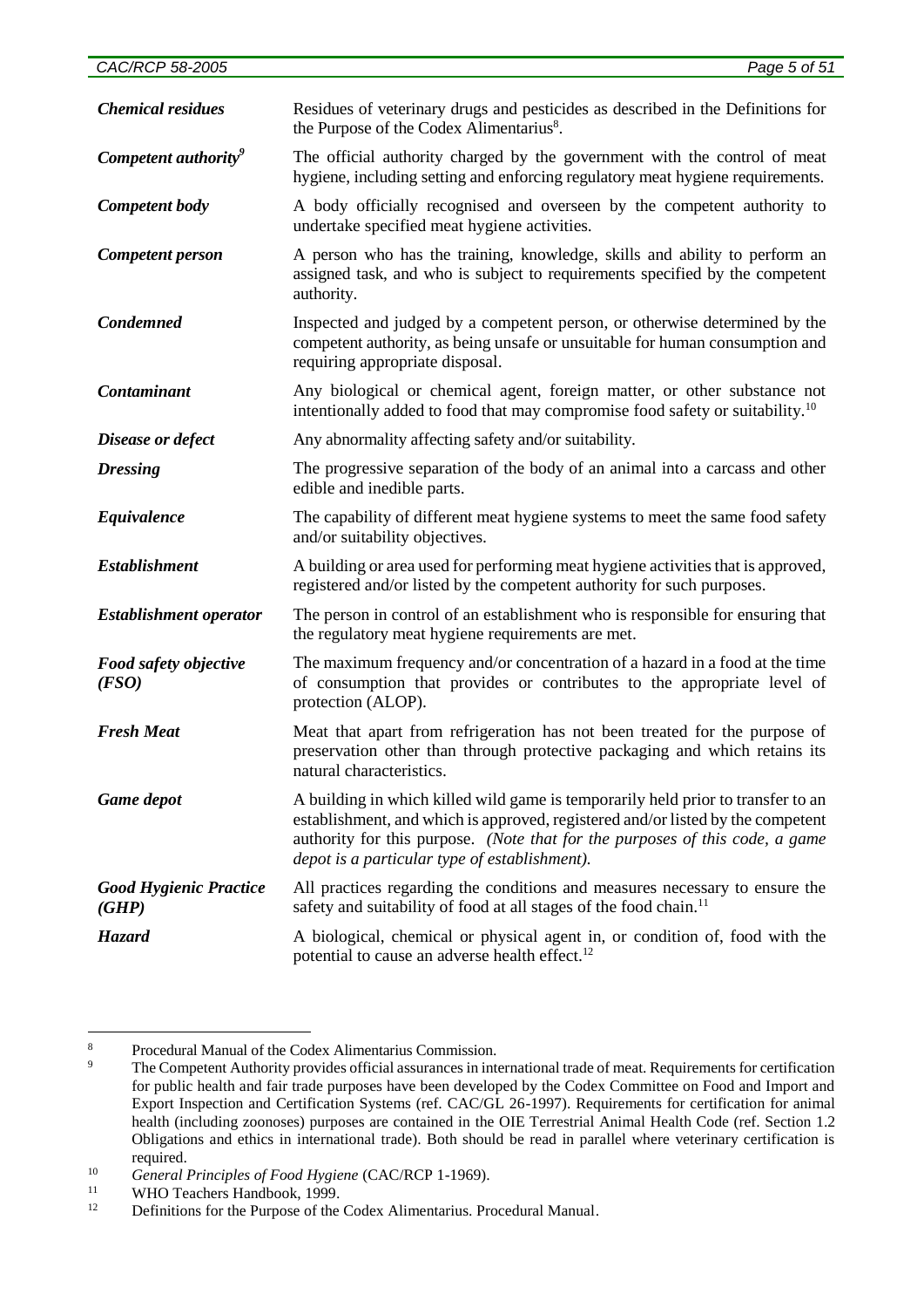| | |
|---|---|
| ***Chemical residues*** | Residues of veterinary drugs and pesticides as described in the Definitions for the Purpose of the Codex Alimentarius[8]. |
| ***Competent authority***[9] | The official authority charged by the government with the control of meat hygiene, including setting and enforcing regulatory meat hygiene requirements. |
| ***Competent body*** | A body officially recognised and overseen by the competent authority to undertake specified meat hygiene activities. |
| ***Competent person*** | A person who has the training, knowledge, skills and ability to perform an assigned task, and who is subject to requirements specified by the competent authority. |
| ***Condemned*** | Inspected and judged by a competent person, or otherwise determined by the competent authority, as being unsafe or unsuitable for human consumption and requiring appropriate disposal. |
| ***Contaminant*** | Any biological or chemical agent, foreign matter, or other substance not intentionally added to food that may compromise food safety or suitability.[10] |
| ***Disease or defect*** | Any abnormality affecting safety and/or suitability. |
| ***Dressing*** | The progressive separation of the body of an animal into a carcass and other edible and inedible parts. |
| ***Equivalence*** | The capability of different meat hygiene systems to meet the same food safety and/or suitability objectives. |
| ***Establishment*** | A building or area used for performing meat hygiene activities that is approved, registered and/or listed by the competent authority for such purposes. |
| ***Establishment operator*** | The person in control of an establishment who is responsible for ensuring that the regulatory meat hygiene requirements are met. |
| ***Food safety objective (FSO)*** | The maximum frequency and/or concentration of a hazard in a food at the time of consumption that provides or contributes to the appropriate level of protection (ALOP). |
| ***Fresh Meat*** | Meat that apart from refrigeration has not been treated for the purpose of preservation other than through protective packaging and which retains its natural characteristics. |
| ***Game depot*** | A building in which killed wild game is temporarily held prior to transfer to an establishment, and which is approved, registered and/or listed by the competent authority for this purpose. *(Note that for the purposes of this code, a game depot is a particular type of establishment).* |
| ***Good Hygienic Practice (GHP)*** | All practices regarding the conditions and measures necessary to ensure the safety and suitability of food at all stages of the food chain.[11] |
| ***Hazard*** | A biological, chemical or physical agent in, or condition of, food with the potential to cause an adverse health effect.[12] |

---

[8] Procedural Manual of the Codex Alimentarius Commission.

[9] The Competent Authority provides official assurances in international trade of meat. Requirements for certification for public health and fair trade purposes have been developed by the Codex Committee on Food and Import and Export Inspection and Certification Systems (ref. CAC/GL 26-1997). Requirements for certification for animal health (including zoonoses) purposes are contained in the OIE Terrestrial Animal Health Code (ref. Section 1.2 Obligations and ethics in international trade). Both should be read in parallel where veterinary certification is required.

[10] *General Principles of Food Hygiene* (CAC/RCP 1-1969).

[11] WHO Teachers Handbook, 1999.

[12] Definitions for the Purpose of the Codex Alimentarius. Procedural Manual.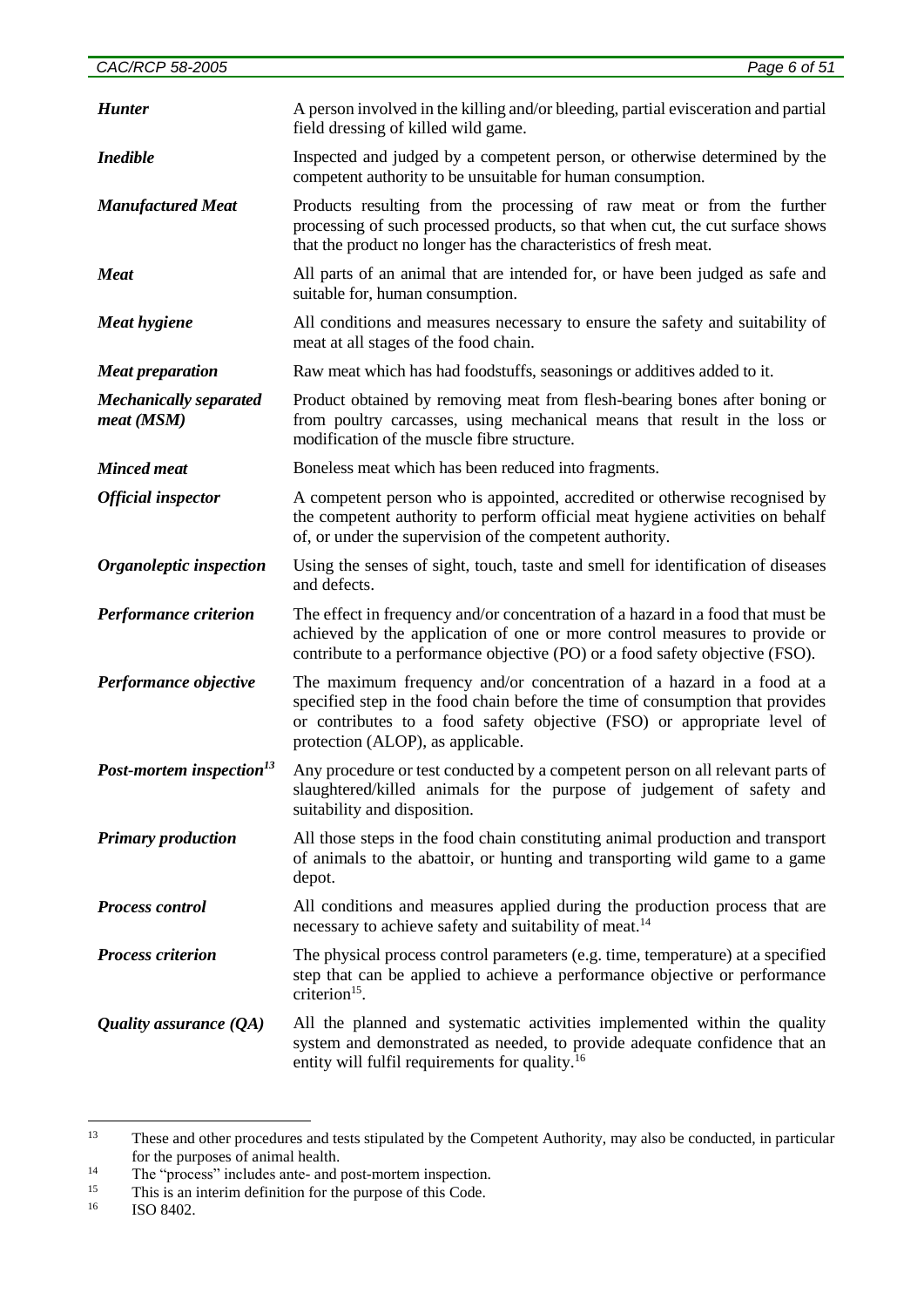| | |
|---|---|
| ***Hunter*** | A person involved in the killing and/or bleeding, partial evisceration and partial field dressing of killed wild game. |
| ***Inedible*** | Inspected and judged by a competent person, or otherwise determined by the competent authority to be unsuitable for human consumption. |
| ***Manufactured Meat*** | Products resulting from the processing of raw meat or from the further processing of such processed products, so that when cut, the cut surface shows that the product no longer has the characteristics of fresh meat. |
| ***Meat*** | All parts of an animal that are intended for, or have been judged as safe and suitable for, human consumption. |
| ***Meat hygiene*** | All conditions and measures necessary to ensure the safety and suitability of meat at all stages of the food chain. |
| ***Meat preparation*** | Raw meat which has had foodstuffs, seasonings or additives added to it. |
| ***Mechanically separated meat (MSM)*** | Product obtained by removing meat from flesh-bearing bones after boning or from poultry carcasses, using mechanical means that result in the loss or modification of the muscle fibre structure. |
| ***Minced meat*** | Boneless meat which has been reduced into fragments. |
| ***Official inspector*** | A competent person who is appointed, accredited or otherwise recognised by the competent authority to perform official meat hygiene activities on behalf of, or under the supervision of the competent authority. |
| ***Organoleptic inspection*** | Using the senses of sight, touch, taste and smell for identification of diseases and defects. |
| ***Performance criterion*** | The effect in frequency and/or concentration of a hazard in a food that must be achieved by the application of one or more control measures to provide or contribute to a performance objective (PO) or a food safety objective (FSO). |
| ***Performance objective*** | The maximum frequency and/or concentration of a hazard in a food at a specified step in the food chain before the time of consumption that provides or contributes to a food safety objective (FSO) or appropriate level of protection (ALOP), as applicable. |
| ***Post-mortem inspection***[13] | Any procedure or test conducted by a competent person on all relevant parts of slaughtered/killed animals for the purpose of judgement of safety and suitability and disposition. |
| ***Primary production*** | All those steps in the food chain constituting animal production and transport of animals to the abattoir, or hunting and transporting wild game to a game depot. |
| ***Process control*** | All conditions and measures applied during the production process that are necessary to achieve safety and suitability of meat.[14] |
| ***Process criterion*** | The physical process control parameters (e.g. time, temperature) at a specified step that can be applied to achieve a performance objective or performance criterion[15]. |
| ***Quality assurance (QA)*** | All the planned and systematic activities implemented within the quality system and demonstrated as needed, to provide adequate confidence that an entity will fulfil requirements for quality.[16] |

---

[13] These and other procedures and tests stipulated by the Competent Authority, may also be conducted, in particular for the purposes of animal health.

[14] The "process" includes ante- and post-mortem inspection.

[15] This is an interim definition for the purpose of this Code.

[16] ISO 8402.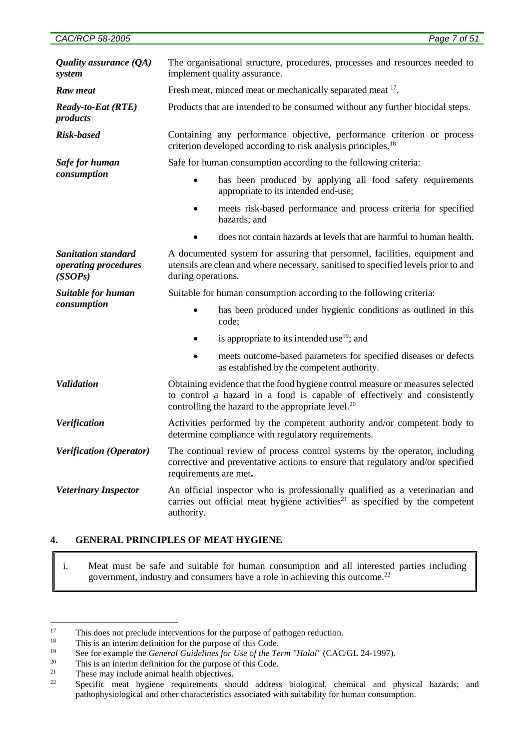| | |
|---|---|
| ***Quality assurance (QA) system*** | The organisational structure, procedures, processes and resources needed to implement quality assurance. |
| ***Raw meat*** | Fresh meat, minced meat or mechanically separated meat [17]. |
| ***Ready-to-Eat (RTE) products*** | Products that are intended to be consumed without any further biocidal steps. |
| ***Risk-based*** | Containing any performance objective, performance criterion or process criterion developed according to risk analysis principles.[18] |
| ***Safe for human consumption*** | Safe for human consumption according to the following criteria:<br>• has been produced by applying all food safety requirements appropriate to its intended end-use;<br>• meets risk-based performance and process criteria for specified hazards; and<br>• does not contain hazards at levels that are harmful to human health. |
| ***Sanitation standard operating procedures (SSOPs)*** | A documented system for assuring that personnel, facilities, equipment and utensils are clean and where necessary, sanitised to specified levels prior to and during operations. |
| ***Suitable for human consumption*** | Suitable for human consumption according to the following criteria:<br>• has been produced under hygienic conditions as outlined in this code;<br>• is appropriate to its intended use[19]; and<br>• meets outcome-based parameters for specified diseases or defects as established by the competent authority. |
| ***Validation*** | Obtaining evidence that the food hygiene control measure or measures selected to control a hazard in a food is capable of effectively and consistently controlling the hazard to the appropriate level.[20] |
| ***Verification*** | Activities performed by the competent authority and/or competent body to determine compliance with regulatory requirements. |
| ***Verification (Operator)*** | The continual review of process control systems by the operator, including corrective and preventative actions to ensure that regulatory and/or specified requirements are met**.** |
| ***Veterinary Inspector*** | An official inspector who is professionally qualified as a veterinarian and carries out official meat hygiene activities[21] as specified by the competent authority. |

## 4. GENERAL PRINCIPLES OF MEAT HYGIENE

i. Meat must be safe and suitable for human consumption and all interested parties including government, industry and consumers have a role in achieving this outcome.[22]

---

[17] This does not preclude interventions for the purpose of pathogen reduction.

[18] This is an interim definition for the purpose of this Code.

[19] See for example the *General Guidelines for Use of the Term "Halal"* (CAC/GL 24-1997).

[20] This is an interim definition for the purpose of this Code.

[21] These may include animal health objectives.

[22] Specific meat hygiene requirements should address biological, chemical and physical hazards; and pathophysiological and other characteristics associated with suitability for human consumption.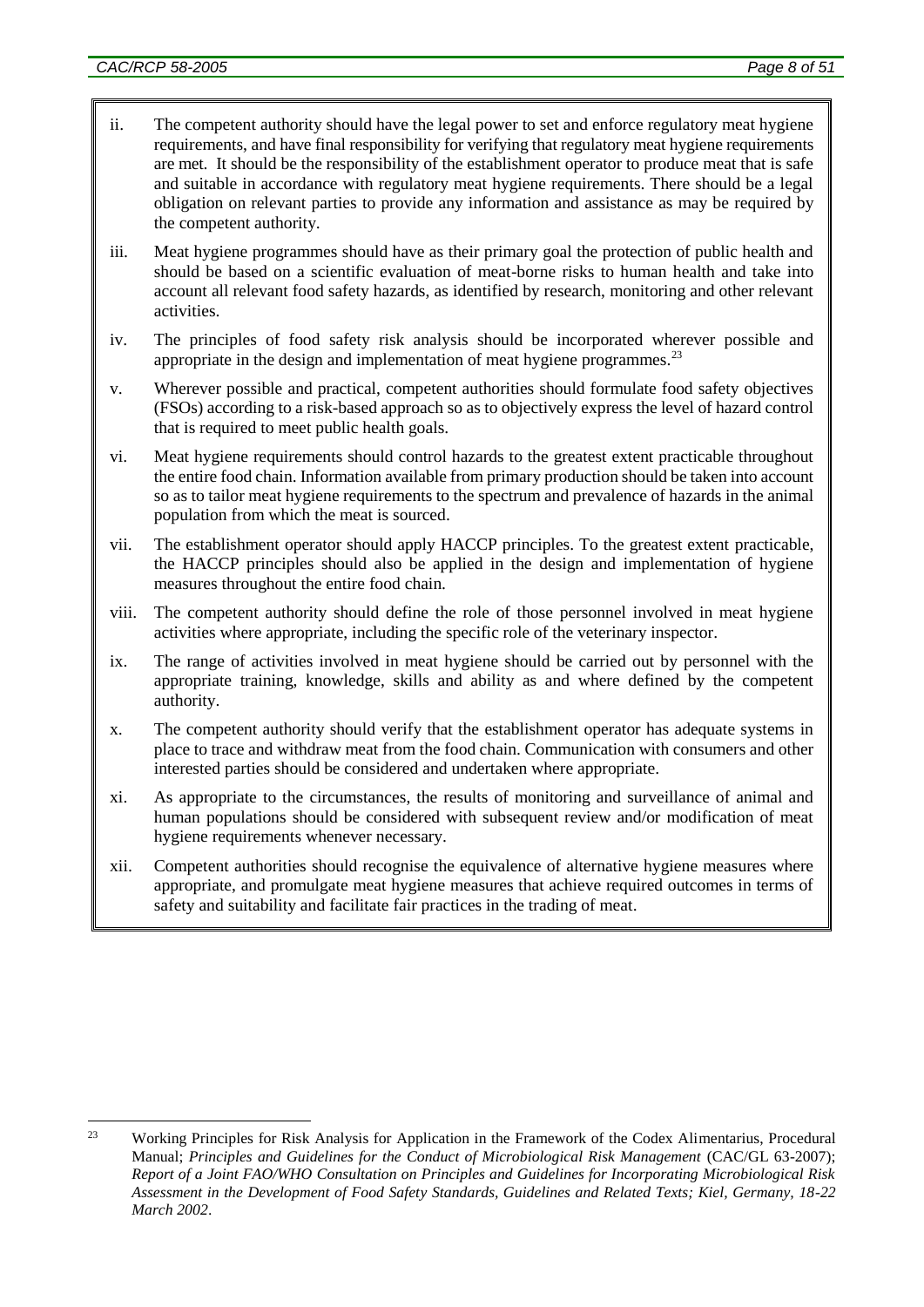ii. The competent authority should have the legal power to set and enforce regulatory meat hygiene requirements, and have final responsibility for verifying that regulatory meat hygiene requirements are met. It should be the responsibility of the establishment operator to produce meat that is safe and suitable in accordance with regulatory meat hygiene requirements. There should be a legal obligation on relevant parties to provide any information and assistance as may be required by the competent authority.

iii. Meat hygiene programmes should have as their primary goal the protection of public health and should be based on a scientific evaluation of meat-borne risks to human health and take into account all relevant food safety hazards, as identified by research, monitoring and other relevant activities.

iv. The principles of food safety risk analysis should be incorporated wherever possible and appropriate in the design and implementation of meat hygiene programmes.[23]

v. Wherever possible and practical, competent authorities should formulate food safety objectives (FSOs) according to a risk-based approach so as to objectively express the level of hazard control that is required to meet public health goals.

vi. Meat hygiene requirements should control hazards to the greatest extent practicable throughout the entire food chain. Information available from primary production should be taken into account so as to tailor meat hygiene requirements to the spectrum and prevalence of hazards in the animal population from which the meat is sourced.

vii. The establishment operator should apply HACCP principles. To the greatest extent practicable, the HACCP principles should also be applied in the design and implementation of hygiene measures throughout the entire food chain.

viii. The competent authority should define the role of those personnel involved in meat hygiene activities where appropriate, including the specific role of the veterinary inspector.

ix. The range of activities involved in meat hygiene should be carried out by personnel with the appropriate training, knowledge, skills and ability as and where defined by the competent authority.

x. The competent authority should verify that the establishment operator has adequate systems in place to trace and withdraw meat from the food chain. Communication with consumers and other interested parties should be considered and undertaken where appropriate.

xi. As appropriate to the circumstances, the results of monitoring and surveillance of animal and human populations should be considered with subsequent review and/or modification of meat hygiene requirements whenever necessary.

xii. Competent authorities should recognise the equivalence of alternative hygiene measures where appropriate, and promulgate meat hygiene measures that achieve required outcomes in terms of safety and suitability and facilitate fair practices in the trading of meat.

---

[23] Working Principles for Risk Analysis for Application in the Framework of the Codex Alimentarius, Procedural Manual; *Principles and Guidelines for the Conduct of Microbiological Risk Management* (CAC/GL 63-2007); *Report of a Joint FAO/WHO Consultation on Principles and Guidelines for Incorporating Microbiological Risk Assessment in the Development of Food Safety Standards, Guidelines and Related Texts; Kiel, Germany, 18-22 March 2002*.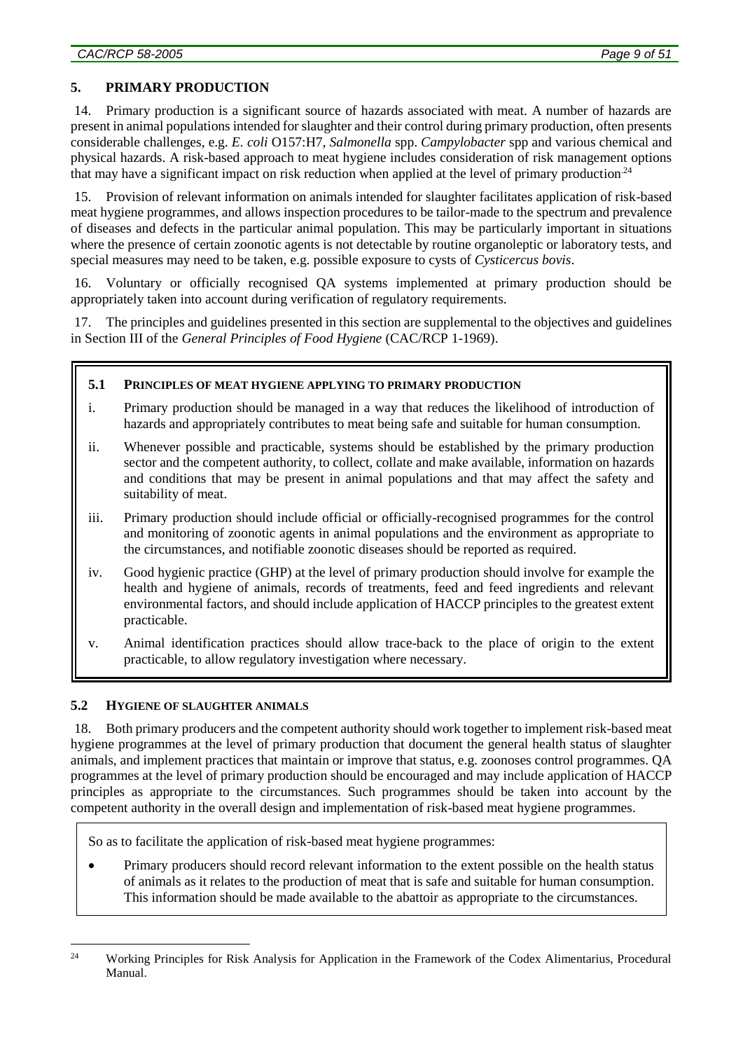## 5. PRIMARY PRODUCTION

14. Primary production is a significant source of hazards associated with meat. A number of hazards are present in animal populations intended for slaughter and their control during primary production, often presents considerable challenges, e.g. *E. coli* O157:H7, *Salmonella* spp. *Campylobacter* spp and various chemical and physical hazards. A risk-based approach to meat hygiene includes consideration of risk management options that may have a significant impact on risk reduction when applied at the level of primary production.[24]

15. Provision of relevant information on animals intended for slaughter facilitates application of risk-based meat hygiene programmes, and allows inspection procedures to be tailor-made to the spectrum and prevalence of diseases and defects in the particular animal population. This may be particularly important in situations where the presence of certain zoonotic agents is not detectable by routine organoleptic or laboratory tests, and special measures may need to be taken, e.g. possible exposure to cysts of *Cysticercus bovis*.

16. Voluntary or officially recognised QA systems implemented at primary production should be appropriately taken into account during verification of regulatory requirements.

17. The principles and guidelines presented in this section are supplemental to the objectives and guidelines in Section III of the *General Principles of Food Hygiene* (CAC/RCP 1-1969).

### 5.1 PRINCIPLES OF MEAT HYGIENE APPLYING TO PRIMARY PRODUCTION

i. Primary production should be managed in a way that reduces the likelihood of introduction of hazards and appropriately contributes to meat being safe and suitable for human consumption.

ii. Whenever possible and practicable, systems should be established by the primary production sector and the competent authority, to collect, collate and make available, information on hazards and conditions that may be present in animal populations and that may affect the safety and suitability of meat.

iii. Primary production should include official or officially-recognised programmes for the control and monitoring of zoonotic agents in animal populations and the environment as appropriate to the circumstances, and notifiable zoonotic diseases should be reported as required.

iv. Good hygienic practice (GHP) at the level of primary production should involve for example the health and hygiene of animals, records of treatments, feed and feed ingredients and relevant environmental factors, and should include application of HACCP principles to the greatest extent practicable.

v. Animal identification practices should allow trace-back to the place of origin to the extent practicable, to allow regulatory investigation where necessary.

### 5.2 HYGIENE OF SLAUGHTER ANIMALS

18. Both primary producers and the competent authority should work together to implement risk-based meat hygiene programmes at the level of primary production that document the general health status of slaughter animals, and implement practices that maintain or improve that status, e.g. zoonoses control programmes. QA programmes at the level of primary production should be encouraged and may include application of HACCP principles as appropriate to the circumstances. Such programmes should be taken into account by the competent authority in the overall design and implementation of risk-based meat hygiene programmes.

So as to facilitate the application of risk-based meat hygiene programmes:

- Primary producers should record relevant information to the extent possible on the health status of animals as it relates to the production of meat that is safe and suitable for human consumption. This information should be made available to the abattoir as appropriate to the circumstances.

---

[24] Working Principles for Risk Analysis for Application in the Framework of the Codex Alimentarius, Procedural Manual.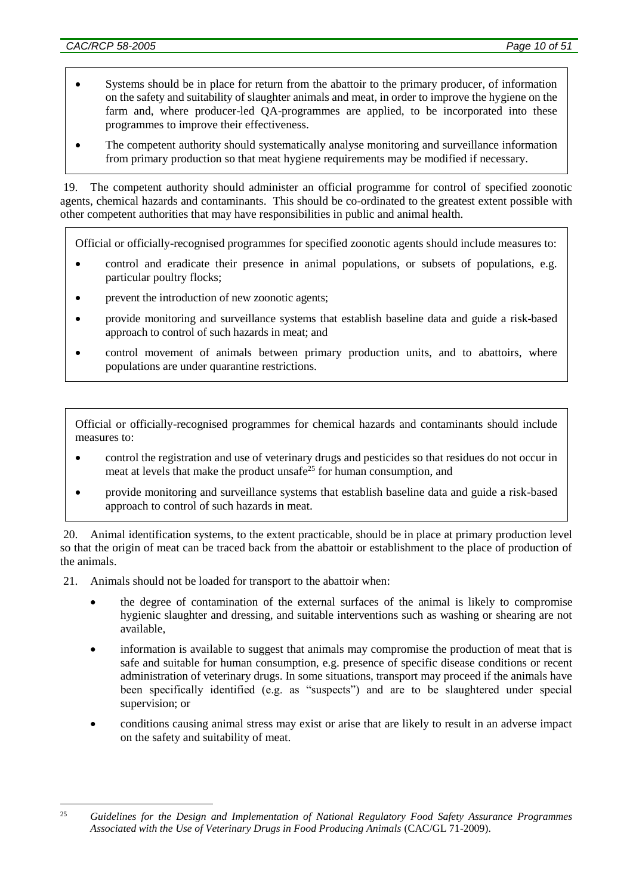- Systems should be in place for return from the abattoir to the primary producer, of information on the safety and suitability of slaughter animals and meat, in order to improve the hygiene on the farm and, where producer-led QA-programmes are applied, to be incorporated into these programmes to improve their effectiveness.
- The competent authority should systematically analyse monitoring and surveillance information from primary production so that meat hygiene requirements may be modified if necessary.

19. The competent authority should administer an official programme for control of specified zoonotic agents, chemical hazards and contaminants. This should be co-ordinated to the greatest extent possible with other competent authorities that may have responsibilities in public and animal health.

Official or officially-recognised programmes for specified zoonotic agents should include measures to:

- control and eradicate their presence in animal populations, or subsets of populations, e.g. particular poultry flocks;
- prevent the introduction of new zoonotic agents;
- provide monitoring and surveillance systems that establish baseline data and guide a risk-based approach to control of such hazards in meat; and
- control movement of animals between primary production units, and to abattoirs, where populations are under quarantine restrictions.

Official or officially-recognised programmes for chemical hazards and contaminants should include measures to:

- control the registration and use of veterinary drugs and pesticides so that residues do not occur in meat at levels that make the product unsafe[25] for human consumption, and
- provide monitoring and surveillance systems that establish baseline data and guide a risk-based approach to control of such hazards in meat.

20. Animal identification systems, to the extent practicable, should be in place at primary production level so that the origin of meat can be traced back from the abattoir or establishment to the place of production of the animals.

21. Animals should not be loaded for transport to the abattoir when:

- the degree of contamination of the external surfaces of the animal is likely to compromise hygienic slaughter and dressing, and suitable interventions such as washing or shearing are not available,
- information is available to suggest that animals may compromise the production of meat that is safe and suitable for human consumption, e.g. presence of specific disease conditions or recent administration of veterinary drugs. In some situations, transport may proceed if the animals have been specifically identified (e.g. as "suspects") and are to be slaughtered under special supervision; or
- conditions causing animal stress may exist or arise that are likely to result in an adverse impact on the safety and suitability of meat.

---

[25] *Guidelines for the Design and Implementation of National Regulatory Food Safety Assurance Programmes Associated with the Use of Veterinary Drugs in Food Producing Animals* (CAC/GL 71-2009).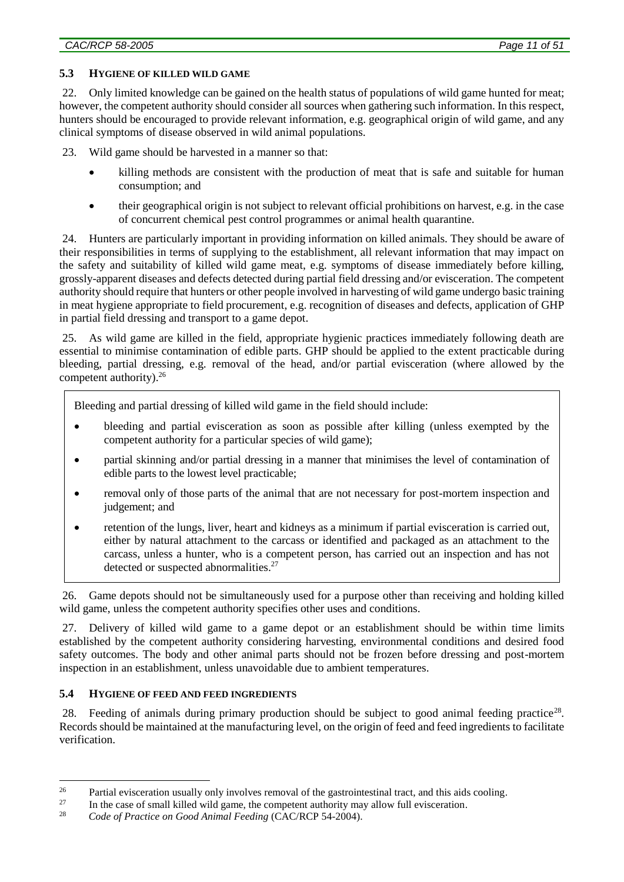### 5.3 HYGIENE OF KILLED WILD GAME

22. Only limited knowledge can be gained on the health status of populations of wild game hunted for meat; however, the competent authority should consider all sources when gathering such information. In this respect, hunters should be encouraged to provide relevant information, e.g. geographical origin of wild game, and any clinical symptoms of disease observed in wild animal populations.

23. Wild game should be harvested in a manner so that:

- killing methods are consistent with the production of meat that is safe and suitable for human consumption; and
- their geographical origin is not subject to relevant official prohibitions on harvest, e.g. in the case of concurrent chemical pest control programmes or animal health quarantine.

24. Hunters are particularly important in providing information on killed animals. They should be aware of their responsibilities in terms of supplying to the establishment, all relevant information that may impact on the safety and suitability of killed wild game meat, e.g. symptoms of disease immediately before killing, grossly-apparent diseases and defects detected during partial field dressing and/or evisceration. The competent authority should require that hunters or other people involved in harvesting of wild game undergo basic training in meat hygiene appropriate to field procurement, e.g. recognition of diseases and defects, application of GHP in partial field dressing and transport to a game depot.

25. As wild game are killed in the field, appropriate hygienic practices immediately following death are essential to minimise contamination of edible parts. GHP should be applied to the extent practicable during bleeding, partial dressing, e.g. removal of the head, and/or partial evisceration (where allowed by the competent authority).[26]

> Bleeding and partial dressing of killed wild game in the field should include:
>
> - bleeding and partial evisceration as soon as possible after killing (unless exempted by the competent authority for a particular species of wild game);
> - partial skinning and/or partial dressing in a manner that minimises the level of contamination of edible parts to the lowest level practicable;
> - removal only of those parts of the animal that are not necessary for post-mortem inspection and judgement; and
> - retention of the lungs, liver, heart and kidneys as a minimum if partial evisceration is carried out, either by natural attachment to the carcass or identified and packaged as an attachment to the carcass, unless a hunter, who is a competent person, has carried out an inspection and has not detected or suspected abnormalities.[27]

26. Game depots should not be simultaneously used for a purpose other than receiving and holding killed wild game, unless the competent authority specifies other uses and conditions.

27. Delivery of killed wild game to a game depot or an establishment should be within time limits established by the competent authority considering harvesting, environmental conditions and desired food safety outcomes. The body and other animal parts should not be frozen before dressing and post-mortem inspection in an establishment, unless unavoidable due to ambient temperatures.

### 5.4 HYGIENE OF FEED AND FEED INGREDIENTS

28. Feeding of animals during primary production should be subject to good animal feeding practice[28]. Records should be maintained at the manufacturing level, on the origin of feed and feed ingredients to facilitate verification.

---

[26] Partial evisceration usually only involves removal of the gastrointestinal tract, and this aids cooling.

[27] In the case of small killed wild game, the competent authority may allow full evisceration.

[28] *Code of Practice on Good Animal Feeding* (CAC/RCP 54-2004).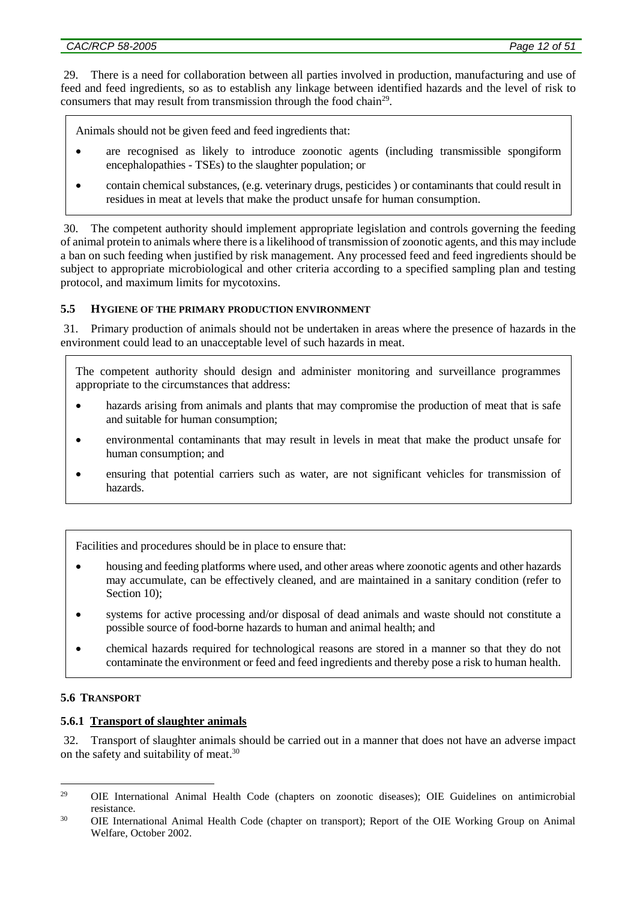29. There is a need for collaboration between all parties involved in production, manufacturing and use of feed and feed ingredients, so as to establish any linkage between identified hazards and the level of risk to consumers that may result from transmission through the food chain[29].

> Animals should not be given feed and feed ingredients that:
>
> - are recognised as likely to introduce zoonotic agents (including transmissible spongiform encephalopathies - TSEs) to the slaughter population; or
> - contain chemical substances, (e.g. veterinary drugs, pesticides ) or contaminants that could result in residues in meat at levels that make the product unsafe for human consumption.

30. The competent authority should implement appropriate legislation and controls governing the feeding of animal protein to animals where there is a likelihood of transmission of zoonotic agents, and this may include a ban on such feeding when justified by risk management. Any processed feed and feed ingredients should be subject to appropriate microbiological and other criteria according to a specified sampling plan and testing protocol, and maximum limits for mycotoxins.

### 5.5 HYGIENE OF THE PRIMARY PRODUCTION ENVIRONMENT

31. Primary production of animals should not be undertaken in areas where the presence of hazards in the environment could lead to an unacceptable level of such hazards in meat.

> The competent authority should design and administer monitoring and surveillance programmes appropriate to the circumstances that address:
>
> - hazards arising from animals and plants that may compromise the production of meat that is safe and suitable for human consumption;
> - environmental contaminants that may result in levels in meat that make the product unsafe for human consumption; and
> - ensuring that potential carriers such as water, are not significant vehicles for transmission of hazards.

> Facilities and procedures should be in place to ensure that:
>
> - housing and feeding platforms where used, and other areas where zoonotic agents and other hazards may accumulate, can be effectively cleaned, and are maintained in a sanitary condition (refer to Section 10);
> - systems for active processing and/or disposal of dead animals and waste should not constitute a possible source of food-borne hazards to human and animal health; and
> - chemical hazards required for technological reasons are stored in a manner so that they do not contaminate the environment or feed and feed ingredients and thereby pose a risk to human health.

### 5.6 TRANSPORT

#### 5.6.1 Transport of slaughter animals

32. Transport of slaughter animals should be carried out in a manner that does not have an adverse impact on the safety and suitability of meat.[30]

---

[29] OIE International Animal Health Code (chapters on zoonotic diseases); OIE Guidelines on antimicrobial resistance.

[30] OIE International Animal Health Code (chapter on transport); Report of the OIE Working Group on Animal Welfare, October 2002.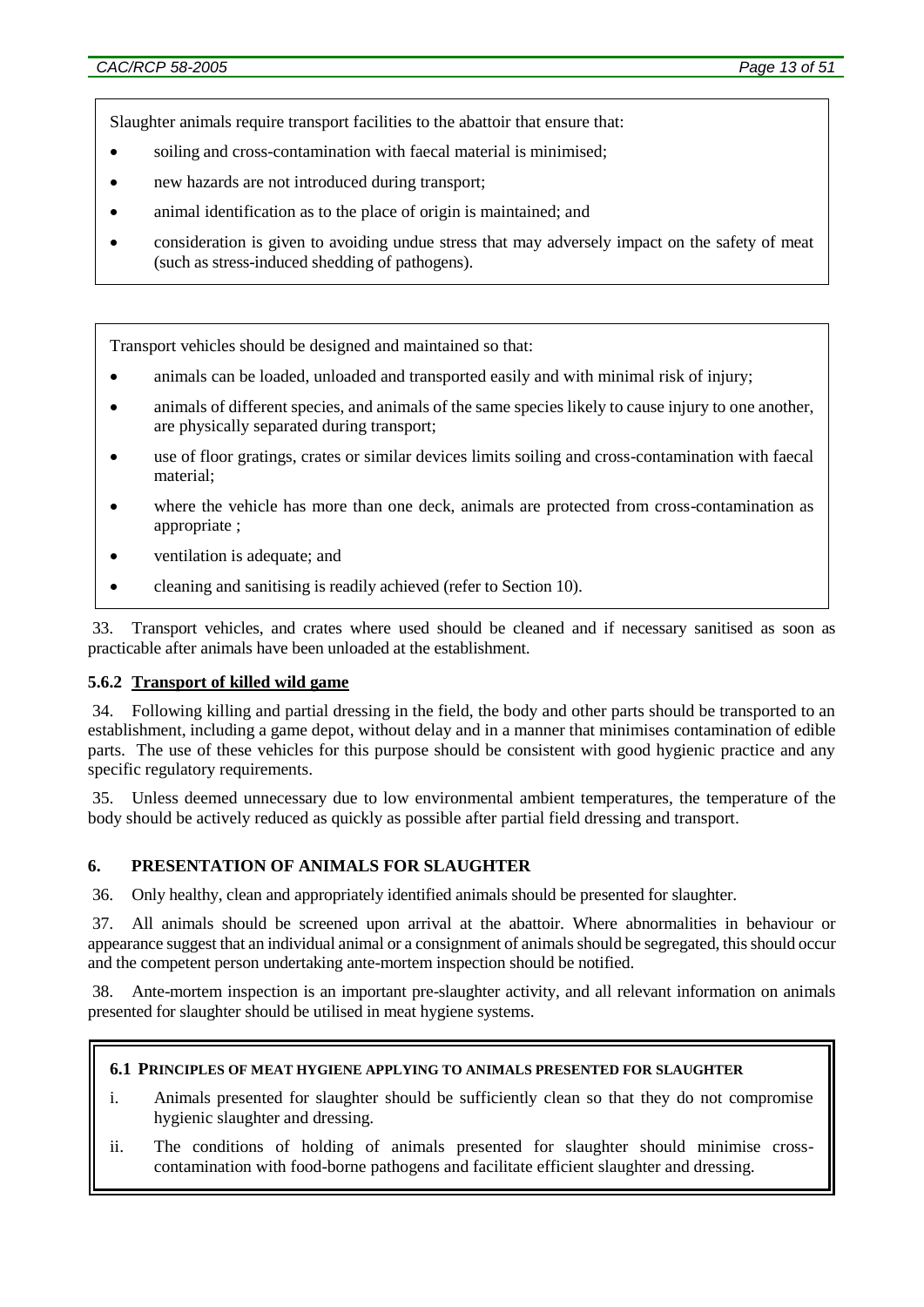Slaughter animals require transport facilities to the abattoir that ensure that:

- soiling and cross-contamination with faecal material is minimised;
- new hazards are not introduced during transport;
- animal identification as to the place of origin is maintained; and
- consideration is given to avoiding undue stress that may adversely impact on the safety of meat (such as stress-induced shedding of pathogens).

Transport vehicles should be designed and maintained so that:

- animals can be loaded, unloaded and transported easily and with minimal risk of injury;
- animals of different species, and animals of the same species likely to cause injury to one another, are physically separated during transport;
- use of floor gratings, crates or similar devices limits soiling and cross-contamination with faecal material;
- where the vehicle has more than one deck, animals are protected from cross-contamination as appropriate ;
- ventilation is adequate; and
- cleaning and sanitising is readily achieved (refer to Section 10).

33. Transport vehicles, and crates where used should be cleaned and if necessary sanitised as soon as practicable after animals have been unloaded at the establishment.

### 5.6.2 Transport of killed wild game

34. Following killing and partial dressing in the field, the body and other parts should be transported to an establishment, including a game depot, without delay and in a manner that minimises contamination of edible parts. The use of these vehicles for this purpose should be consistent with good hygienic practice and any specific regulatory requirements.

35. Unless deemed unnecessary due to low environmental ambient temperatures, the temperature of the body should be actively reduced as quickly as possible after partial field dressing and transport.

## 6. PRESENTATION OF ANIMALS FOR SLAUGHTER

36. Only healthy, clean and appropriately identified animals should be presented for slaughter.

37. All animals should be screened upon arrival at the abattoir. Where abnormalities in behaviour or appearance suggest that an individual animal or a consignment of animals should be segregated, this should occur and the competent person undertaking ante-mortem inspection should be notified.

38. Ante-mortem inspection is an important pre-slaughter activity, and all relevant information on animals presented for slaughter should be utilised in meat hygiene systems.

**6.1 PRINCIPLES OF MEAT HYGIENE APPLYING TO ANIMALS PRESENTED FOR SLAUGHTER**

i. Animals presented for slaughter should be sufficiently clean so that they do not compromise hygienic slaughter and dressing.

ii. The conditions of holding of animals presented for slaughter should minimise cross-contamination with food-borne pathogens and facilitate efficient slaughter and dressing.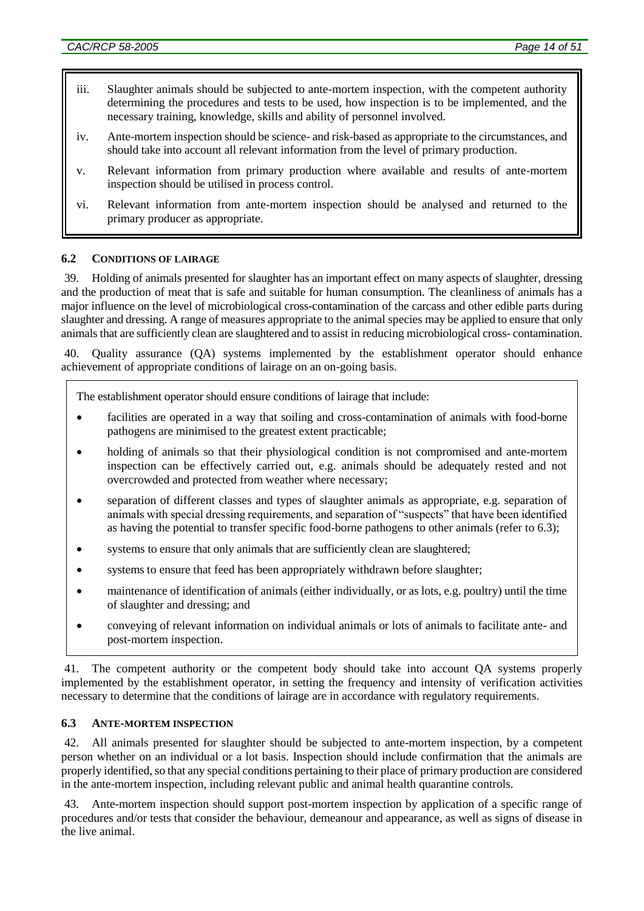iii. Slaughter animals should be subjected to ante-mortem inspection, with the competent authority determining the procedures and tests to be used, how inspection is to be implemented, and the necessary training, knowledge, skills and ability of personnel involved.

iv. Ante-mortem inspection should be science- and risk-based as appropriate to the circumstances, and should take into account all relevant information from the level of primary production.

v. Relevant information from primary production where available and results of ante-mortem inspection should be utilised in process control.

vi. Relevant information from ante-mortem inspection should be analysed and returned to the primary producer as appropriate.

### 6.2 CONDITIONS OF LAIRAGE

39. Holding of animals presented for slaughter has an important effect on many aspects of slaughter, dressing and the production of meat that is safe and suitable for human consumption. The cleanliness of animals has a major influence on the level of microbiological cross-contamination of the carcass and other edible parts during slaughter and dressing. A range of measures appropriate to the animal species may be applied to ensure that only animals that are sufficiently clean are slaughtered and to assist in reducing microbiological cross- contamination.

40. Quality assurance (QA) systems implemented by the establishment operator should enhance achievement of appropriate conditions of lairage on an on-going basis.

The establishment operator should ensure conditions of lairage that include:

- facilities are operated in a way that soiling and cross-contamination of animals with food-borne pathogens are minimised to the greatest extent practicable;
- holding of animals so that their physiological condition is not compromised and ante-mortem inspection can be effectively carried out, e.g. animals should be adequately rested and not overcrowded and protected from weather where necessary;
- separation of different classes and types of slaughter animals as appropriate, e.g. separation of animals with special dressing requirements, and separation of "suspects" that have been identified as having the potential to transfer specific food-borne pathogens to other animals (refer to 6.3);
- systems to ensure that only animals that are sufficiently clean are slaughtered;
- systems to ensure that feed has been appropriately withdrawn before slaughter;
- maintenance of identification of animals (either individually, or as lots, e.g. poultry) until the time of slaughter and dressing; and
- conveying of relevant information on individual animals or lots of animals to facilitate ante- and post-mortem inspection.

41. The competent authority or the competent body should take into account QA systems properly implemented by the establishment operator, in setting the frequency and intensity of verification activities necessary to determine that the conditions of lairage are in accordance with regulatory requirements.

### 6.3 ANTE-MORTEM INSPECTION

42. All animals presented for slaughter should be subjected to ante-mortem inspection, by a competent person whether on an individual or a lot basis. Inspection should include confirmation that the animals are properly identified, so that any special conditions pertaining to their place of primary production are considered in the ante-mortem inspection, including relevant public and animal health quarantine controls.

43. Ante-mortem inspection should support post-mortem inspection by application of a specific range of procedures and/or tests that consider the behaviour, demeanour and appearance, as well as signs of disease in the live animal.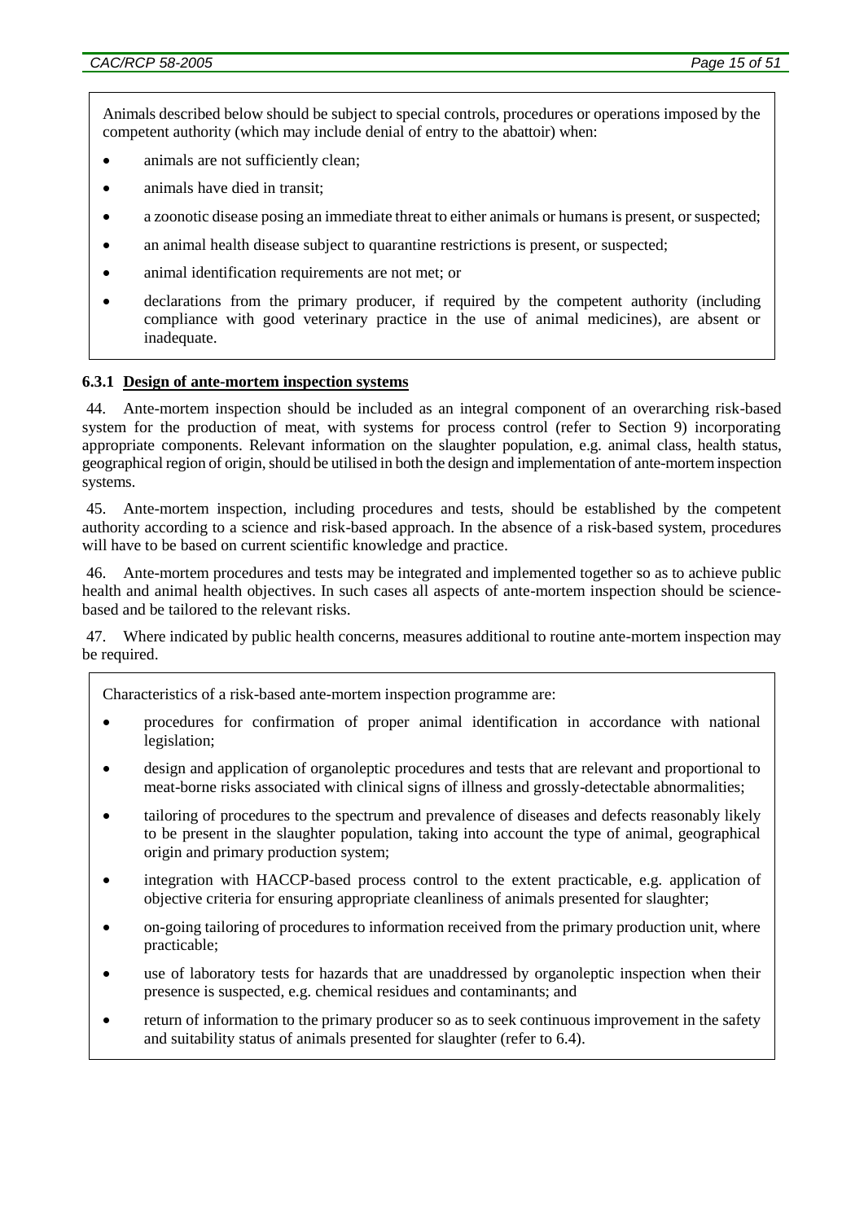Animals described below should be subject to special controls, procedures or operations imposed by the competent authority (which may include denial of entry to the abattoir) when:

- animals are not sufficiently clean;
- animals have died in transit;
- a zoonotic disease posing an immediate threat to either animals or humans is present, or suspected;
- an animal health disease subject to quarantine restrictions is present, or suspected;
- animal identification requirements are not met; or
- declarations from the primary producer, if required by the competent authority (including compliance with good veterinary practice in the use of animal medicines), are absent or inadequate.

#### 6.3.1 Design of ante-mortem inspection systems

44. Ante-mortem inspection should be included as an integral component of an overarching risk-based system for the production of meat, with systems for process control (refer to Section 9) incorporating appropriate components. Relevant information on the slaughter population, e.g. animal class, health status, geographical region of origin, should be utilised in both the design and implementation of ante-mortem inspection systems.

45. Ante-mortem inspection, including procedures and tests, should be established by the competent authority according to a science and risk-based approach. In the absence of a risk-based system, procedures will have to be based on current scientific knowledge and practice.

46. Ante-mortem procedures and tests may be integrated and implemented together so as to achieve public health and animal health objectives. In such cases all aspects of ante-mortem inspection should be science-based and be tailored to the relevant risks.

47. Where indicated by public health concerns, measures additional to routine ante-mortem inspection may be required.

Characteristics of a risk-based ante-mortem inspection programme are:

- procedures for confirmation of proper animal identification in accordance with national legislation;
- design and application of organoleptic procedures and tests that are relevant and proportional to meat-borne risks associated with clinical signs of illness and grossly-detectable abnormalities;
- tailoring of procedures to the spectrum and prevalence of diseases and defects reasonably likely to be present in the slaughter population, taking into account the type of animal, geographical origin and primary production system;
- integration with HACCP-based process control to the extent practicable, e.g. application of objective criteria for ensuring appropriate cleanliness of animals presented for slaughter;
- on-going tailoring of procedures to information received from the primary production unit, where practicable;
- use of laboratory tests for hazards that are unaddressed by organoleptic inspection when their presence is suspected, e.g. chemical residues and contaminants; and
- return of information to the primary producer so as to seek continuous improvement in the safety and suitability status of animals presented for slaughter (refer to 6.4).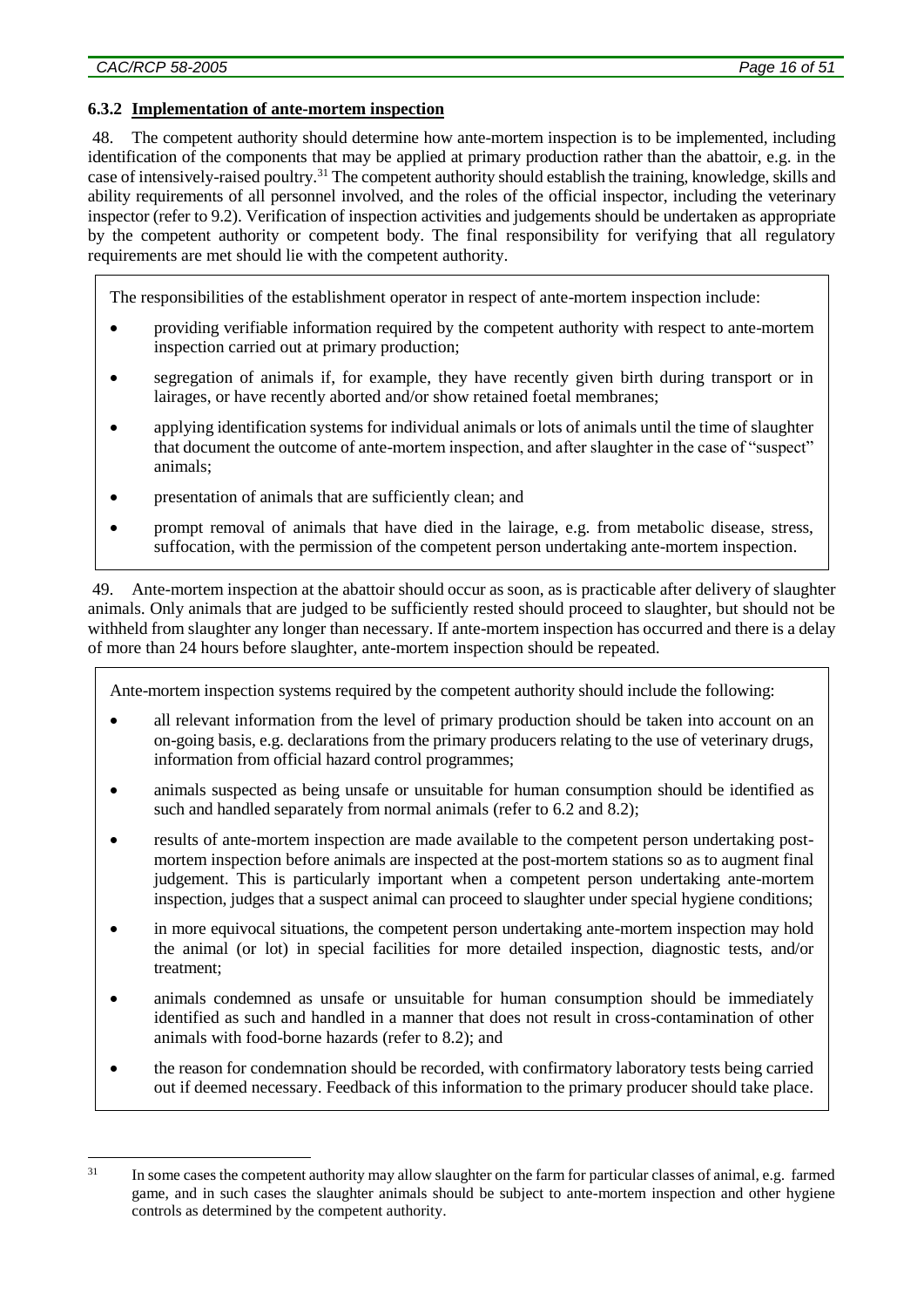#### 6.3.2 Implementation of ante-mortem inspection

48. The competent authority should determine how ante-mortem inspection is to be implemented, including identification of the components that may be applied at primary production rather than the abattoir, e.g. in the case of intensively-raised poultry.[31] The competent authority should establish the training, knowledge, skills and ability requirements of all personnel involved, and the roles of the official inspector, including the veterinary inspector (refer to 9.2). Verification of inspection activities and judgements should be undertaken as appropriate by the competent authority or competent body. The final responsibility for verifying that all regulatory requirements are met should lie with the competent authority.

> The responsibilities of the establishment operator in respect of ante-mortem inspection include:
>
> - providing verifiable information required by the competent authority with respect to ante-mortem inspection carried out at primary production;
> - segregation of animals if, for example, they have recently given birth during transport or in lairages, or have recently aborted and/or show retained foetal membranes;
> - applying identification systems for individual animals or lots of animals until the time of slaughter that document the outcome of ante-mortem inspection, and after slaughter in the case of "suspect" animals;
> - presentation of animals that are sufficiently clean; and
> - prompt removal of animals that have died in the lairage, e.g. from metabolic disease, stress, suffocation, with the permission of the competent person undertaking ante-mortem inspection.

49. Ante-mortem inspection at the abattoir should occur as soon, as is practicable after delivery of slaughter animals. Only animals that are judged to be sufficiently rested should proceed to slaughter, but should not be withheld from slaughter any longer than necessary. If ante-mortem inspection has occurred and there is a delay of more than 24 hours before slaughter, ante-mortem inspection should be repeated.

> Ante-mortem inspection systems required by the competent authority should include the following:
>
> - all relevant information from the level of primary production should be taken into account on an on-going basis, e.g. declarations from the primary producers relating to the use of veterinary drugs, information from official hazard control programmes;
> - animals suspected as being unsafe or unsuitable for human consumption should be identified as such and handled separately from normal animals (refer to 6.2 and 8.2);
> - results of ante-mortem inspection are made available to the competent person undertaking post-mortem inspection before animals are inspected at the post-mortem stations so as to augment final judgement. This is particularly important when a competent person undertaking ante-mortem inspection, judges that a suspect animal can proceed to slaughter under special hygiene conditions;
> - in more equivocal situations, the competent person undertaking ante-mortem inspection may hold the animal (or lot) in special facilities for more detailed inspection, diagnostic tests, and/or treatment;
> - animals condemned as unsafe or unsuitable for human consumption should be immediately identified as such and handled in a manner that does not result in cross-contamination of other animals with food-borne hazards (refer to 8.2); and
> - the reason for condemnation should be recorded, with confirmatory laboratory tests being carried out if deemed necessary. Feedback of this information to the primary producer should take place.

---

[31] In some cases the competent authority may allow slaughter on the farm for particular classes of animal, e.g. farmed game, and in such cases the slaughter animals should be subject to ante-mortem inspection and other hygiene controls as determined by the competent authority.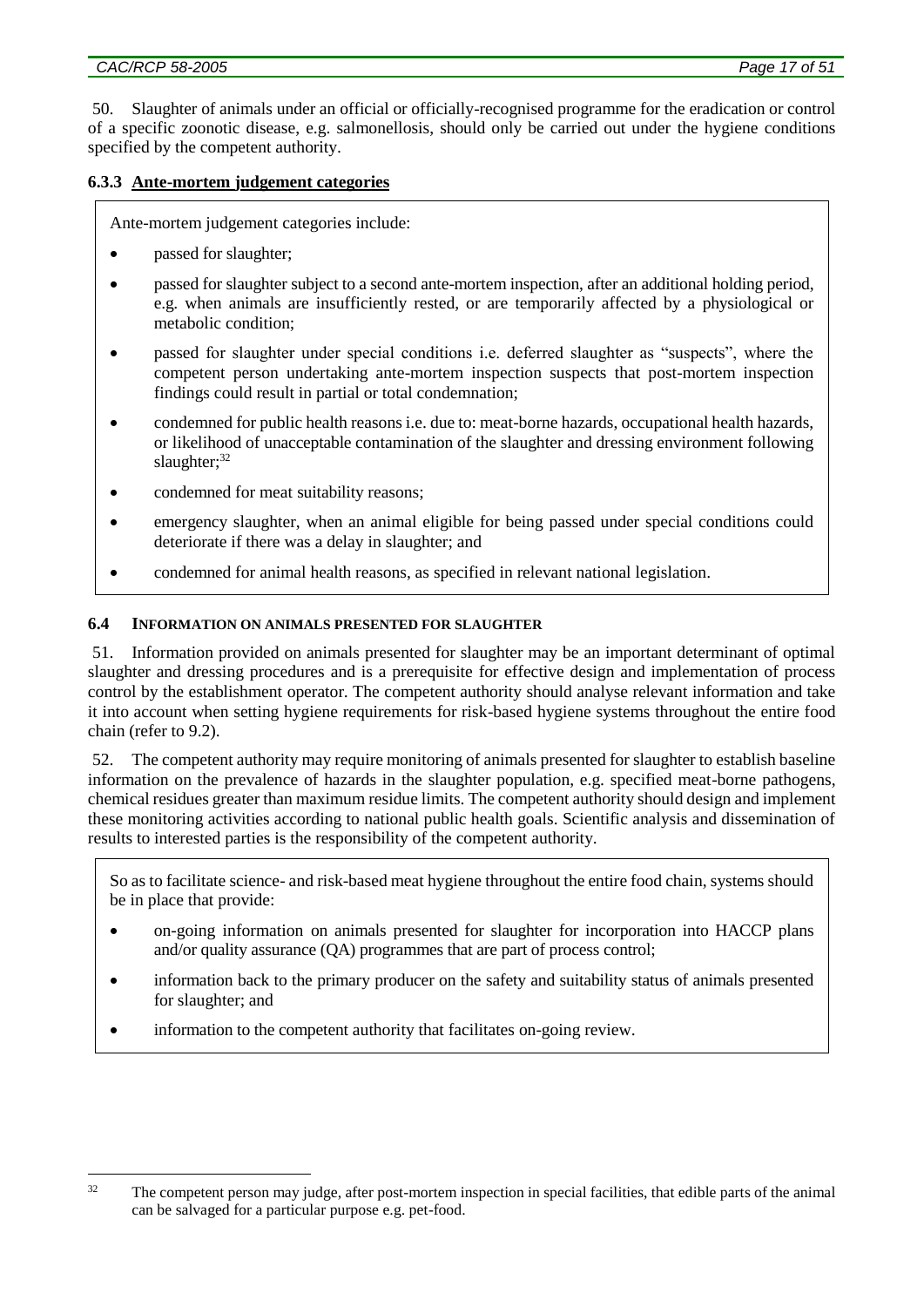50. Slaughter of animals under an official or officially-recognised programme for the eradication or control of a specific zoonotic disease, e.g. salmonellosis, should only be carried out under the hygiene conditions specified by the competent authority.

### 6.3.3 Ante-mortem judgement categories

> Ante-mortem judgement categories include:
>
> - passed for slaughter;
> - passed for slaughter subject to a second ante-mortem inspection, after an additional holding period, e.g. when animals are insufficiently rested, or are temporarily affected by a physiological or metabolic condition;
> - passed for slaughter under special conditions i.e. deferred slaughter as "suspects", where the competent person undertaking ante-mortem inspection suspects that post-mortem inspection findings could result in partial or total condemnation;
> - condemned for public health reasons i.e. due to: meat-borne hazards, occupational health hazards, or likelihood of unacceptable contamination of the slaughter and dressing environment following slaughter;[32]
> - condemned for meat suitability reasons;
> - emergency slaughter, when an animal eligible for being passed under special conditions could deteriorate if there was a delay in slaughter; and
> - condemned for animal health reasons, as specified in relevant national legislation.

## 6.4 Information on animals presented for slaughter

51. Information provided on animals presented for slaughter may be an important determinant of optimal slaughter and dressing procedures and is a prerequisite for effective design and implementation of process control by the establishment operator. The competent authority should analyse relevant information and take it into account when setting hygiene requirements for risk-based hygiene systems throughout the entire food chain (refer to 9.2).

52. The competent authority may require monitoring of animals presented for slaughter to establish baseline information on the prevalence of hazards in the slaughter population, e.g. specified meat-borne pathogens, chemical residues greater than maximum residue limits. The competent authority should design and implement these monitoring activities according to national public health goals. Scientific analysis and dissemination of results to interested parties is the responsibility of the competent authority.

> So as to facilitate science- and risk-based meat hygiene throughout the entire food chain, systems should be in place that provide:
>
> - on-going information on animals presented for slaughter for incorporation into HACCP plans and/or quality assurance (QA) programmes that are part of process control;
> - information back to the primary producer on the safety and suitability status of animals presented for slaughter; and
> - information to the competent authority that facilitates on-going review.

---

[32] The competent person may judge, after post-mortem inspection in special facilities, that edible parts of the animal can be salvaged for a particular purpose e.g. pet-food.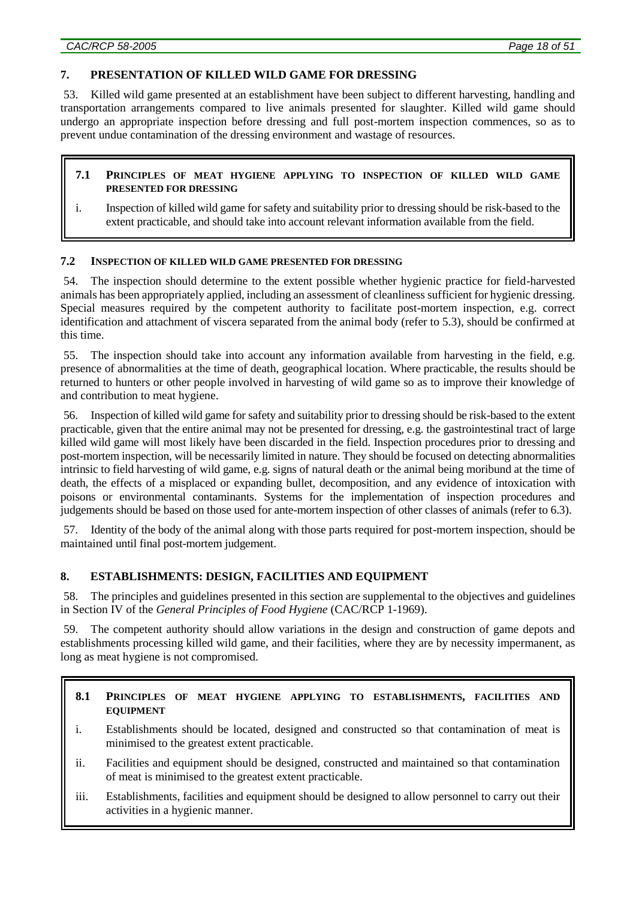## 7. PRESENTATION OF KILLED WILD GAME FOR DRESSING

53. Killed wild game presented at an establishment have been subject to different harvesting, handling and transportation arrangements compared to live animals presented for slaughter. Killed wild game should undergo an appropriate inspection before dressing and full post-mortem inspection commences, so as to prevent undue contamination of the dressing environment and wastage of resources.

> **7.1 PRINCIPLES OF MEAT HYGIENE APPLYING TO INSPECTION OF KILLED WILD GAME PRESENTED FOR DRESSING**
>
> i. Inspection of killed wild game for safety and suitability prior to dressing should be risk-based to the extent practicable, and should take into account relevant information available from the field.

### 7.2 INSPECTION OF KILLED WILD GAME PRESENTED FOR DRESSING

54. The inspection should determine to the extent possible whether hygienic practice for field-harvested animals has been appropriately applied, including an assessment of cleanliness sufficient for hygienic dressing. Special measures required by the competent authority to facilitate post-mortem inspection, e.g. correct identification and attachment of viscera separated from the animal body (refer to 5.3), should be confirmed at this time.

55. The inspection should take into account any information available from harvesting in the field, e.g. presence of abnormalities at the time of death, geographical location. Where practicable, the results should be returned to hunters or other people involved in harvesting of wild game so as to improve their knowledge of and contribution to meat hygiene.

56. Inspection of killed wild game for safety and suitability prior to dressing should be risk-based to the extent practicable, given that the entire animal may not be presented for dressing, e.g. the gastrointestinal tract of large killed wild game will most likely have been discarded in the field. Inspection procedures prior to dressing and post-mortem inspection, will be necessarily limited in nature. They should be focused on detecting abnormalities intrinsic to field harvesting of wild game, e.g. signs of natural death or the animal being moribund at the time of death, the effects of a misplaced or expanding bullet, decomposition, and any evidence of intoxication with poisons or environmental contaminants. Systems for the implementation of inspection procedures and judgements should be based on those used for ante-mortem inspection of other classes of animals (refer to 6.3).

57. Identity of the body of the animal along with those parts required for post-mortem inspection, should be maintained until final post-mortem judgement.

## 8. ESTABLISHMENTS: DESIGN, FACILITIES AND EQUIPMENT

58. The principles and guidelines presented in this section are supplemental to the objectives and guidelines in Section IV of the *General Principles of Food Hygiene* (CAC/RCP 1-1969).

59. The competent authority should allow variations in the design and construction of game depots and establishments processing killed wild game, and their facilities, where they are by necessity impermanent, as long as meat hygiene is not compromised.

> **8.1 PRINCIPLES OF MEAT HYGIENE APPLYING TO ESTABLISHMENTS, FACILITIES AND EQUIPMENT**
>
> i. Establishments should be located, designed and constructed so that contamination of meat is minimised to the greatest extent practicable.
>
> ii. Facilities and equipment should be designed, constructed and maintained so that contamination of meat is minimised to the greatest extent practicable.
>
> iii. Establishments, facilities and equipment should be designed to allow personnel to carry out their activities in a hygienic manner.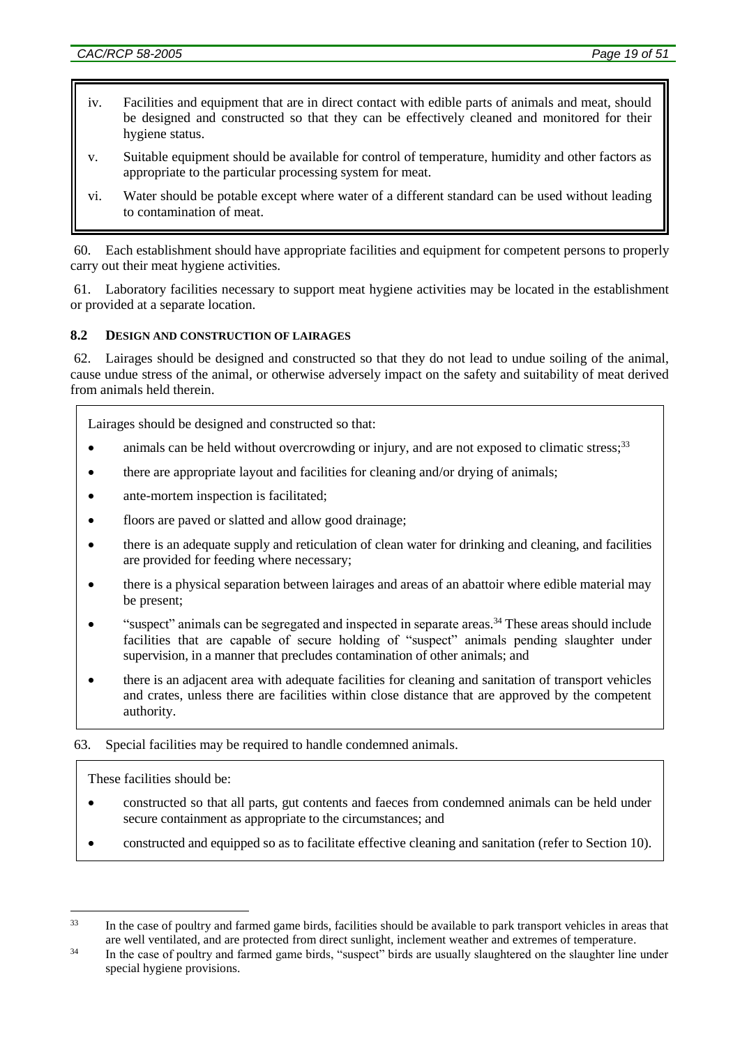iv. Facilities and equipment that are in direct contact with edible parts of animals and meat, should be designed and constructed so that they can be effectively cleaned and monitored for their hygiene status.

v. Suitable equipment should be available for control of temperature, humidity and other factors as appropriate to the particular processing system for meat.

vi. Water should be potable except where water of a different standard can be used without leading to contamination of meat.

60. Each establishment should have appropriate facilities and equipment for competent persons to properly carry out their meat hygiene activities.

61. Laboratory facilities necessary to support meat hygiene activities may be located in the establishment or provided at a separate location.

### 8.2 DESIGN AND CONSTRUCTION OF LAIRAGES

62. Lairages should be designed and constructed so that they do not lead to undue soiling of the animal, cause undue stress of the animal, or otherwise adversely impact on the safety and suitability of meat derived from animals held therein.

Lairages should be designed and constructed so that:

- animals can be held without overcrowding or injury, and are not exposed to climatic stress;[33]
- there are appropriate layout and facilities for cleaning and/or drying of animals;
- ante-mortem inspection is facilitated;
- floors are paved or slatted and allow good drainage;
- there is an adequate supply and reticulation of clean water for drinking and cleaning, and facilities are provided for feeding where necessary;
- there is a physical separation between lairages and areas of an abattoir where edible material may be present;
- "suspect" animals can be segregated and inspected in separate areas.[34] These areas should include facilities that are capable of secure holding of "suspect" animals pending slaughter under supervision, in a manner that precludes contamination of other animals; and
- there is an adjacent area with adequate facilities for cleaning and sanitation of transport vehicles and crates, unless there are facilities within close distance that are approved by the competent authority.

63. Special facilities may be required to handle condemned animals.

These facilities should be:

- constructed so that all parts, gut contents and faeces from condemned animals can be held under secure containment as appropriate to the circumstances; and
- constructed and equipped so as to facilitate effective cleaning and sanitation (refer to Section 10).

---

[33] In the case of poultry and farmed game birds, facilities should be available to park transport vehicles in areas that are well ventilated, and are protected from direct sunlight, inclement weather and extremes of temperature.

[34] In the case of poultry and farmed game birds, "suspect" birds are usually slaughtered on the slaughter line under special hygiene provisions.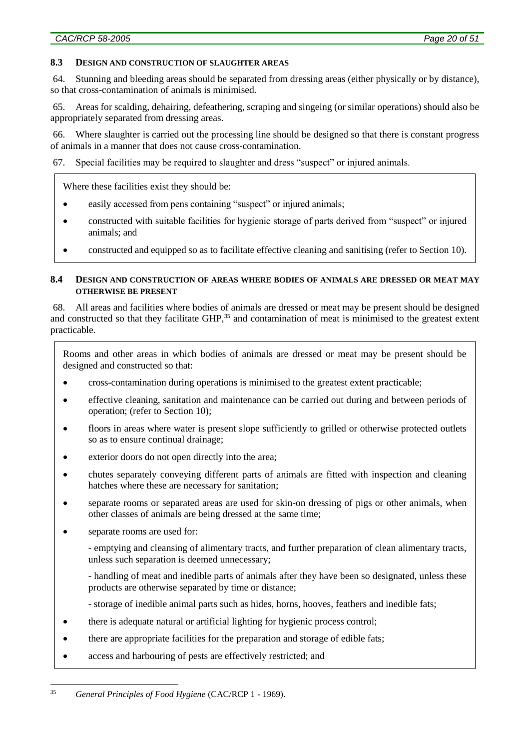### 8.3 DESIGN AND CONSTRUCTION OF SLAUGHTER AREAS

64. Stunning and bleeding areas should be separated from dressing areas (either physically or by distance), so that cross-contamination of animals is minimised.

65. Areas for scalding, dehairing, defeathering, scraping and singeing (or similar operations) should also be appropriately separated from dressing areas.

66. Where slaughter is carried out the processing line should be designed so that there is constant progress of animals in a manner that does not cause cross-contamination.

67. Special facilities may be required to slaughter and dress "suspect" or injured animals.

> Where these facilities exist they should be:
>
> - easily accessed from pens containing "suspect" or injured animals;
> - constructed with suitable facilities for hygienic storage of parts derived from "suspect" or injured animals; and
> - constructed and equipped so as to facilitate effective cleaning and sanitising (refer to Section 10).

### 8.4 DESIGN AND CONSTRUCTION OF AREAS WHERE BODIES OF ANIMALS ARE DRESSED OR MEAT MAY OTHERWISE BE PRESENT

68. All areas and facilities where bodies of animals are dressed or meat may be present should be designed and constructed so that they facilitate GHP,[35] and contamination of meat is minimised to the greatest extent practicable.

> Rooms and other areas in which bodies of animals are dressed or meat may be present should be designed and constructed so that:
>
> - cross-contamination during operations is minimised to the greatest extent practicable;
> - effective cleaning, sanitation and maintenance can be carried out during and between periods of operation; (refer to Section 10);
> - floors in areas where water is present slope sufficiently to grilled or otherwise protected outlets so as to ensure continual drainage;
> - exterior doors do not open directly into the area;
> - chutes separately conveying different parts of animals are fitted with inspection and cleaning hatches where these are necessary for sanitation;
> - separate rooms or separated areas are used for skin-on dressing of pigs or other animals, when other classes of animals are being dressed at the same time;
> - separate rooms are used for:
>
>   - emptying and cleansing of alimentary tracts, and further preparation of clean alimentary tracts, unless such separation is deemed unnecessary;
>   - handling of meat and inedible parts of animals after they have been so designated, unless these products are otherwise separated by time or distance;
>   - storage of inedible animal parts such as hides, horns, hooves, feathers and inedible fats;
> - there is adequate natural or artificial lighting for hygienic process control;
> - there are appropriate facilities for the preparation and storage of edible fats;
> - access and harbouring of pests are effectively restricted; and

[35] *General Principles of Food Hygiene* (CAC/RCP 1 - 1969).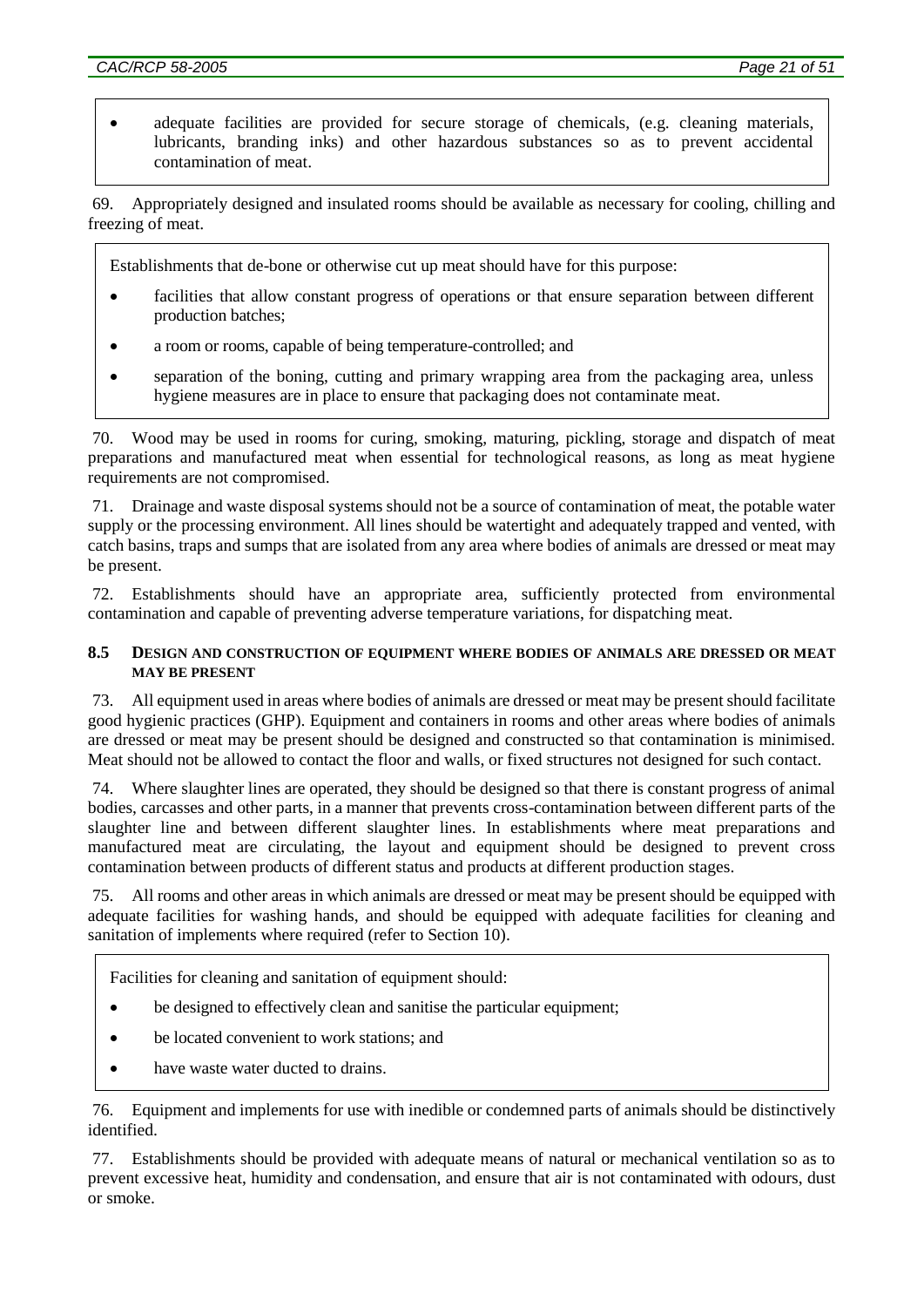- adequate facilities are provided for secure storage of chemicals, (e.g. cleaning materials, lubricants, branding inks) and other hazardous substances so as to prevent accidental contamination of meat.

69. Appropriately designed and insulated rooms should be available as necessary for cooling, chilling and freezing of meat.

> Establishments that de-bone or otherwise cut up meat should have for this purpose:
>
> - facilities that allow constant progress of operations or that ensure separation between different production batches;
> - a room or rooms, capable of being temperature-controlled; and
> - separation of the boning, cutting and primary wrapping area from the packaging area, unless hygiene measures are in place to ensure that packaging does not contaminate meat.

70. Wood may be used in rooms for curing, smoking, maturing, pickling, storage and dispatch of meat preparations and manufactured meat when essential for technological reasons, as long as meat hygiene requirements are not compromised.

71. Drainage and waste disposal systems should not be a source of contamination of meat, the potable water supply or the processing environment. All lines should be watertight and adequately trapped and vented, with catch basins, traps and sumps that are isolated from any area where bodies of animals are dressed or meat may be present.

72. Establishments should have an appropriate area, sufficiently protected from environmental contamination and capable of preventing adverse temperature variations, for dispatching meat.

### 8.5 DESIGN AND CONSTRUCTION OF EQUIPMENT WHERE BODIES OF ANIMALS ARE DRESSED OR MEAT MAY BE PRESENT

73. All equipment used in areas where bodies of animals are dressed or meat may be present should facilitate good hygienic practices (GHP). Equipment and containers in rooms and other areas where bodies of animals are dressed or meat may be present should be designed and constructed so that contamination is minimised. Meat should not be allowed to contact the floor and walls, or fixed structures not designed for such contact.

74. Where slaughter lines are operated, they should be designed so that there is constant progress of animal bodies, carcasses and other parts, in a manner that prevents cross-contamination between different parts of the slaughter line and between different slaughter lines. In establishments where meat preparations and manufactured meat are circulating, the layout and equipment should be designed to prevent cross contamination between products of different status and products at different production stages.

75. All rooms and other areas in which animals are dressed or meat may be present should be equipped with adequate facilities for washing hands, and should be equipped with adequate facilities for cleaning and sanitation of implements where required (refer to Section 10).

> Facilities for cleaning and sanitation of equipment should:
>
> - be designed to effectively clean and sanitise the particular equipment;
> - be located convenient to work stations; and
> - have waste water ducted to drains.

76. Equipment and implements for use with inedible or condemned parts of animals should be distinctively identified.

77. Establishments should be provided with adequate means of natural or mechanical ventilation so as to prevent excessive heat, humidity and condensation, and ensure that air is not contaminated with odours, dust or smoke.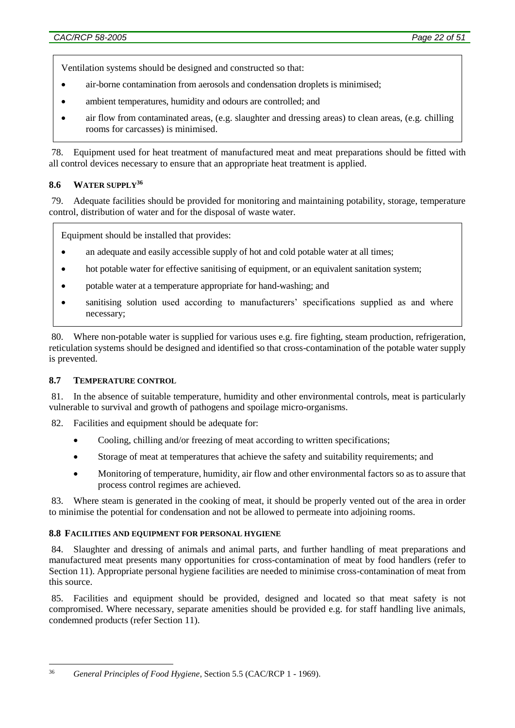Ventilation systems should be designed and constructed so that:

- air-borne contamination from aerosols and condensation droplets is minimised;
- ambient temperatures, humidity and odours are controlled; and
- air flow from contaminated areas, (e.g. slaughter and dressing areas) to clean areas, (e.g. chilling rooms for carcasses) is minimised.

78. Equipment used for heat treatment of manufactured meat and meat preparations should be fitted with all control devices necessary to ensure that an appropriate heat treatment is applied.

### 8.6 WATER SUPPLY[36]

79. Adequate facilities should be provided for monitoring and maintaining potability, storage, temperature control, distribution of water and for the disposal of waste water.

Equipment should be installed that provides:

- an adequate and easily accessible supply of hot and cold potable water at all times;
- hot potable water for effective sanitising of equipment, or an equivalent sanitation system;
- potable water at a temperature appropriate for hand-washing; and
- sanitising solution used according to manufacturers' specifications supplied as and where necessary;

80. Where non-potable water is supplied for various uses e.g. fire fighting, steam production, refrigeration, reticulation systems should be designed and identified so that cross-contamination of the potable water supply is prevented.

### 8.7 TEMPERATURE CONTROL

81. In the absence of suitable temperature, humidity and other environmental controls, meat is particularly vulnerable to survival and growth of pathogens and spoilage micro-organisms.

82. Facilities and equipment should be adequate for:

- Cooling, chilling and/or freezing of meat according to written specifications;
- Storage of meat at temperatures that achieve the safety and suitability requirements; and
- Monitoring of temperature, humidity, air flow and other environmental factors so as to assure that process control regimes are achieved.

83. Where steam is generated in the cooking of meat, it should be properly vented out of the area in order to minimise the potential for condensation and not be allowed to permeate into adjoining rooms.

### 8.8 FACILITIES AND EQUIPMENT FOR PERSONAL HYGIENE

84. Slaughter and dressing of animals and animal parts, and further handling of meat preparations and manufactured meat presents many opportunities for cross-contamination of meat by food handlers (refer to Section 11). Appropriate personal hygiene facilities are needed to minimise cross-contamination of meat from this source.

85. Facilities and equipment should be provided, designed and located so that meat safety is not compromised. Where necessary, separate amenities should be provided e.g. for staff handling live animals, condemned products (refer Section 11).

---

[36] *General Principles of Food Hygiene*, Section 5.5 (CAC/RCP 1 - 1969).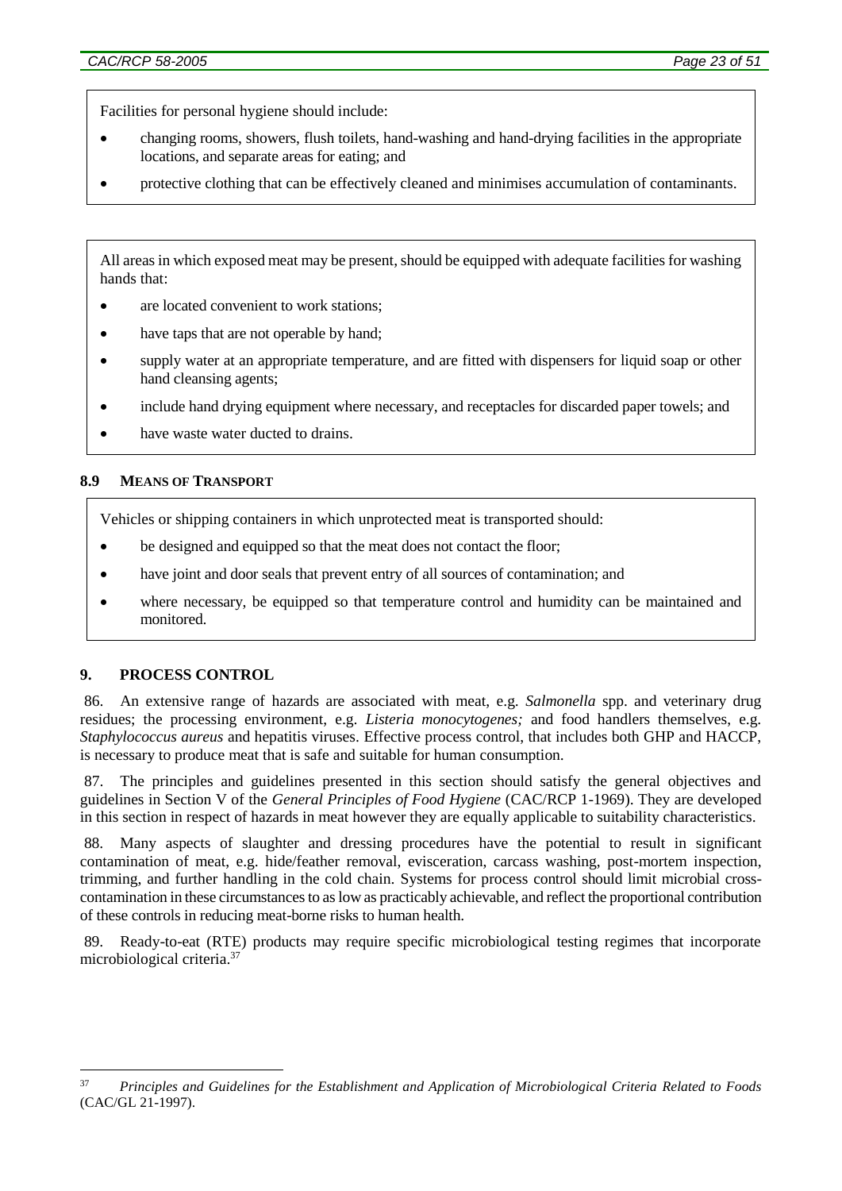Facilities for personal hygiene should include:

- changing rooms, showers, flush toilets, hand-washing and hand-drying facilities in the appropriate locations, and separate areas for eating; and
- protective clothing that can be effectively cleaned and minimises accumulation of contaminants.

All areas in which exposed meat may be present, should be equipped with adequate facilities for washing hands that:

- are located convenient to work stations;
- have taps that are not operable by hand;
- supply water at an appropriate temperature, and are fitted with dispensers for liquid soap or other hand cleansing agents;
- include hand drying equipment where necessary, and receptacles for discarded paper towels; and
- have waste water ducted to drains.

### 8.9 MEANS OF TRANSPORT

Vehicles or shipping containers in which unprotected meat is transported should:

- be designed and equipped so that the meat does not contact the floor;
- have joint and door seals that prevent entry of all sources of contamination; and
- where necessary, be equipped so that temperature control and humidity can be maintained and monitored.

## 9. PROCESS CONTROL

86. An extensive range of hazards are associated with meat, e.g. *Salmonella* spp. and veterinary drug residues; the processing environment, e.g. *Listeria monocytogenes;* and food handlers themselves, e.g. *Staphylococcus aureus* and hepatitis viruses. Effective process control, that includes both GHP and HACCP, is necessary to produce meat that is safe and suitable for human consumption.

87. The principles and guidelines presented in this section should satisfy the general objectives and guidelines in Section V of the *General Principles of Food Hygiene* (CAC/RCP 1-1969). They are developed in this section in respect of hazards in meat however they are equally applicable to suitability characteristics.

88. Many aspects of slaughter and dressing procedures have the potential to result in significant contamination of meat, e.g. hide/feather removal, evisceration, carcass washing, post-mortem inspection, trimming, and further handling in the cold chain. Systems for process control should limit microbial cross-contamination in these circumstances to as low as practicably achievable, and reflect the proportional contribution of these controls in reducing meat-borne risks to human health.

89. Ready-to-eat (RTE) products may require specific microbiological testing regimes that incorporate microbiological criteria.[37]

---

[37] *Principles and Guidelines for the Establishment and Application of Microbiological Criteria Related to Foods* (CAC/GL 21-1997).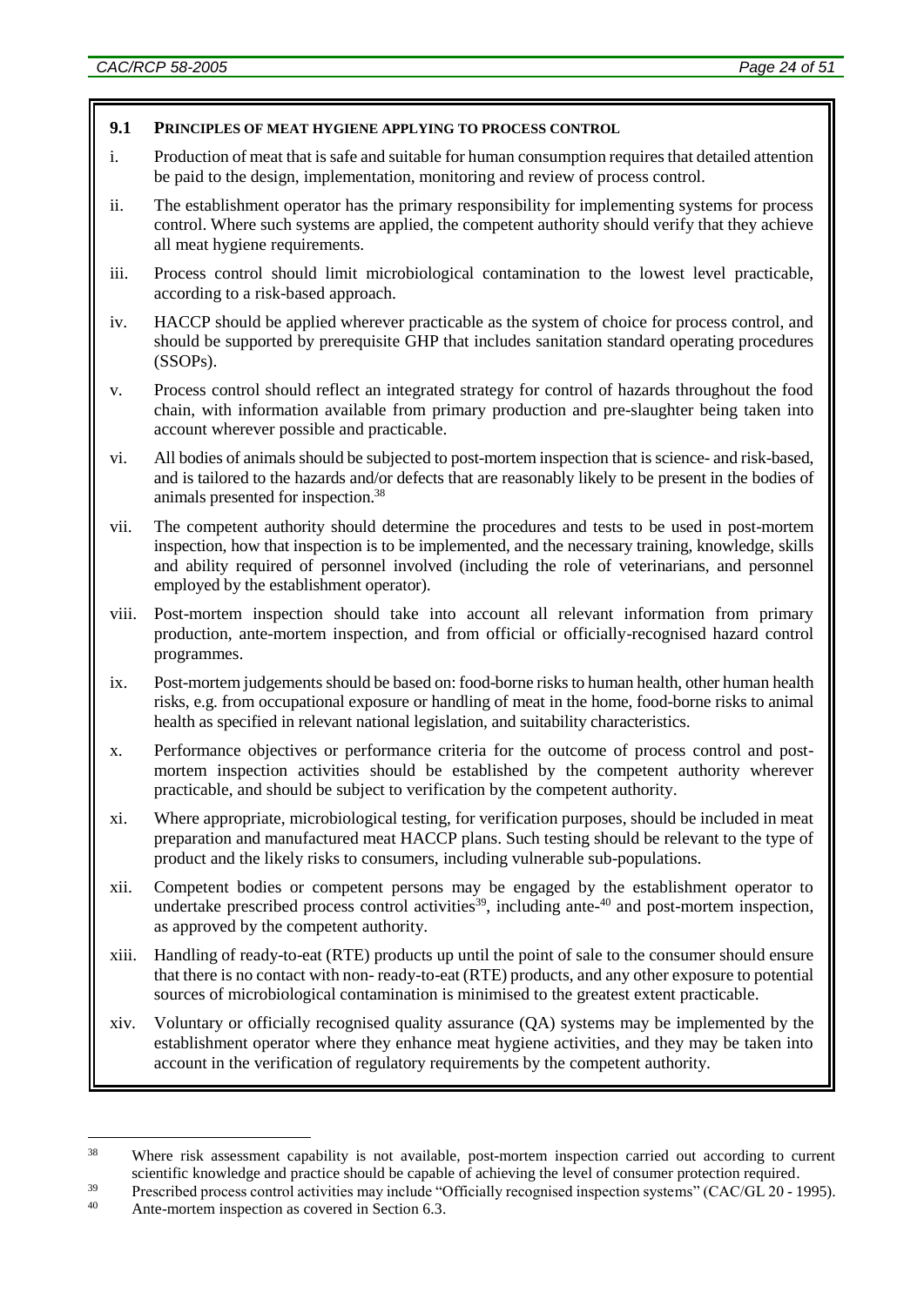### 9.1 PRINCIPLES OF MEAT HYGIENE APPLYING TO PROCESS CONTROL

i. Production of meat that is safe and suitable for human consumption requires that detailed attention be paid to the design, implementation, monitoring and review of process control.

ii. The establishment operator has the primary responsibility for implementing systems for process control. Where such systems are applied, the competent authority should verify that they achieve all meat hygiene requirements.

iii. Process control should limit microbiological contamination to the lowest level practicable, according to a risk-based approach.

iv. HACCP should be applied wherever practicable as the system of choice for process control, and should be supported by prerequisite GHP that includes sanitation standard operating procedures (SSOPs).

v. Process control should reflect an integrated strategy for control of hazards throughout the food chain, with information available from primary production and pre-slaughter being taken into account wherever possible and practicable.

vi. All bodies of animals should be subjected to post-mortem inspection that is science- and risk-based, and is tailored to the hazards and/or defects that are reasonably likely to be present in the bodies of animals presented for inspection.[38]

vii. The competent authority should determine the procedures and tests to be used in post-mortem inspection, how that inspection is to be implemented, and the necessary training, knowledge, skills and ability required of personnel involved (including the role of veterinarians, and personnel employed by the establishment operator).

viii. Post-mortem inspection should take into account all relevant information from primary production, ante-mortem inspection, and from official or officially-recognised hazard control programmes.

ix. Post-mortem judgements should be based on: food-borne risks to human health, other human health risks, e.g. from occupational exposure or handling of meat in the home, food-borne risks to animal health as specified in relevant national legislation, and suitability characteristics.

x. Performance objectives or performance criteria for the outcome of process control and post-mortem inspection activities should be established by the competent authority wherever practicable, and should be subject to verification by the competent authority.

xi. Where appropriate, microbiological testing, for verification purposes, should be included in meat preparation and manufactured meat HACCP plans. Such testing should be relevant to the type of product and the likely risks to consumers, including vulnerable sub-populations.

xii. Competent bodies or competent persons may be engaged by the establishment operator to undertake prescribed process control activities[39], including ante-[40] and post-mortem inspection, as approved by the competent authority.

xiii. Handling of ready-to-eat (RTE) products up until the point of sale to the consumer should ensure that there is no contact with non- ready-to-eat (RTE) products, and any other exposure to potential sources of microbiological contamination is minimised to the greatest extent practicable.

xiv. Voluntary or officially recognised quality assurance (QA) systems may be implemented by the establishment operator where they enhance meat hygiene activities, and they may be taken into account in the verification of regulatory requirements by the competent authority.

---

[38] Where risk assessment capability is not available, post-mortem inspection carried out according to current scientific knowledge and practice should be capable of achieving the level of consumer protection required.

[39] Prescribed process control activities may include "Officially recognised inspection systems" (CAC/GL 20 - 1995).

[40] Ante-mortem inspection as covered in Section 6.3.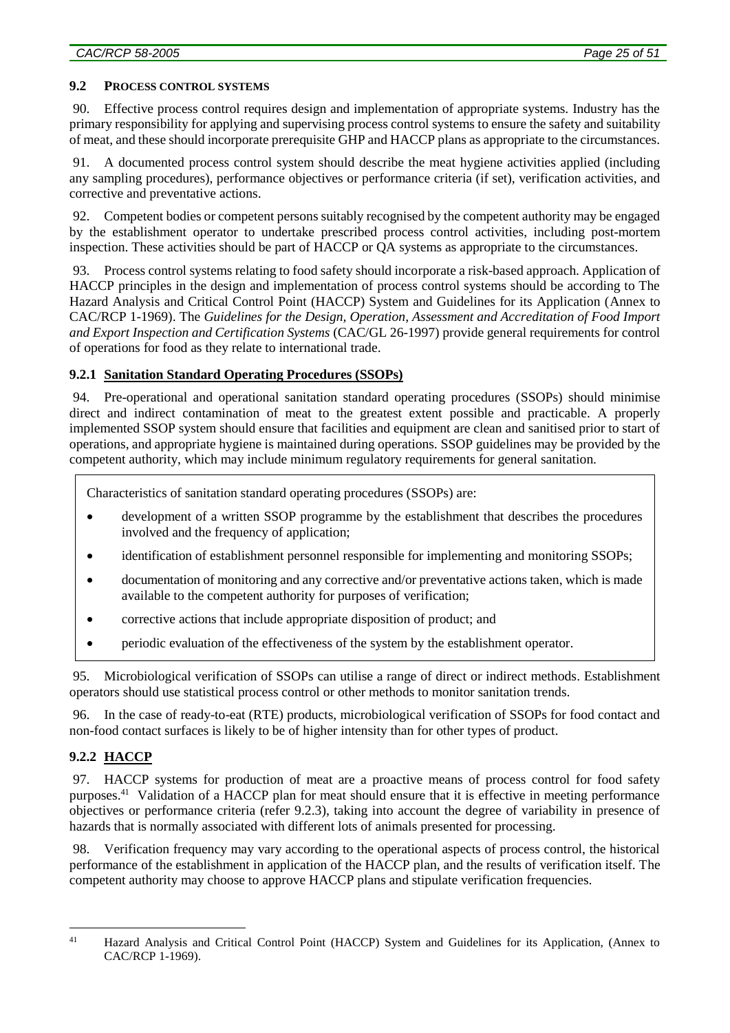### 9.2 PROCESS CONTROL SYSTEMS

90. Effective process control requires design and implementation of appropriate systems. Industry has the primary responsibility for applying and supervising process control systems to ensure the safety and suitability of meat, and these should incorporate prerequisite GHP and HACCP plans as appropriate to the circumstances.

91. A documented process control system should describe the meat hygiene activities applied (including any sampling procedures), performance objectives or performance criteria (if set), verification activities, and corrective and preventative actions.

92. Competent bodies or competent persons suitably recognised by the competent authority may be engaged by the establishment operator to undertake prescribed process control activities, including post-mortem inspection. These activities should be part of HACCP or QA systems as appropriate to the circumstances.

93. Process control systems relating to food safety should incorporate a risk-based approach. Application of HACCP principles in the design and implementation of process control systems should be according to The Hazard Analysis and Critical Control Point (HACCP) System and Guidelines for its Application (Annex to CAC/RCP 1-1969). The *Guidelines for the Design, Operation, Assessment and Accreditation of Food Import and Export Inspection and Certification Systems* (CAC/GL 26-1997) provide general requirements for control of operations for food as they relate to international trade.

#### 9.2.1 Sanitation Standard Operating Procedures (SSOPs)

94. Pre-operational and operational sanitation standard operating procedures (SSOPs) should minimise direct and indirect contamination of meat to the greatest extent possible and practicable. A properly implemented SSOP system should ensure that facilities and equipment are clean and sanitised prior to start of operations, and appropriate hygiene is maintained during operations. SSOP guidelines may be provided by the competent authority, which may include minimum regulatory requirements for general sanitation.

> Characteristics of sanitation standard operating procedures (SSOPs) are:
>
> - development of a written SSOP programme by the establishment that describes the procedures involved and the frequency of application;
> - identification of establishment personnel responsible for implementing and monitoring SSOPs;
> - documentation of monitoring and any corrective and/or preventative actions taken, which is made available to the competent authority for purposes of verification;
> - corrective actions that include appropriate disposition of product; and
> - periodic evaluation of the effectiveness of the system by the establishment operator.

95. Microbiological verification of SSOPs can utilise a range of direct or indirect methods. Establishment operators should use statistical process control or other methods to monitor sanitation trends.

96. In the case of ready-to-eat (RTE) products, microbiological verification of SSOPs for food contact and non-food contact surfaces is likely to be of higher intensity than for other types of product.

#### 9.2.2 HACCP

97. HACCP systems for production of meat are a proactive means of process control for food safety purposes.[41] Validation of a HACCP plan for meat should ensure that it is effective in meeting performance objectives or performance criteria (refer 9.2.3), taking into account the degree of variability in presence of hazards that is normally associated with different lots of animals presented for processing.

98. Verification frequency may vary according to the operational aspects of process control, the historical performance of the establishment in application of the HACCP plan, and the results of verification itself. The competent authority may choose to approve HACCP plans and stipulate verification frequencies.

---

[41] Hazard Analysis and Critical Control Point (HACCP) System and Guidelines for its Application, (Annex to CAC/RCP 1-1969).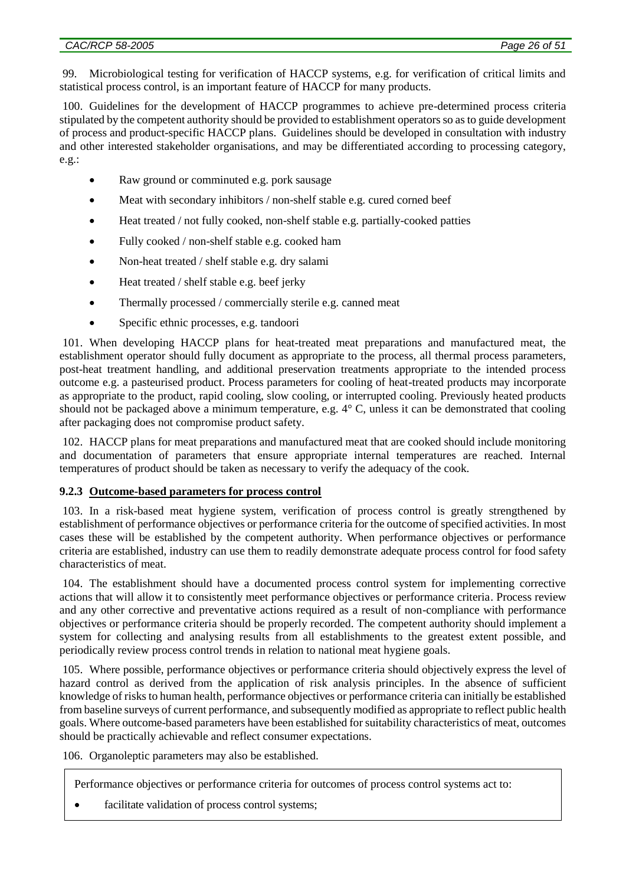99. Microbiological testing for verification of HACCP systems, e.g. for verification of critical limits and statistical process control, is an important feature of HACCP for many products.

100. Guidelines for the development of HACCP programmes to achieve pre-determined process criteria stipulated by the competent authority should be provided to establishment operators so as to guide development of process and product-specific HACCP plans. Guidelines should be developed in consultation with industry and other interested stakeholder organisations, and may be differentiated according to processing category, e.g.:

- Raw ground or comminuted e.g. pork sausage
- Meat with secondary inhibitors / non-shelf stable e.g. cured corned beef
- Heat treated / not fully cooked, non-shelf stable e.g. partially-cooked patties
- Fully cooked / non-shelf stable e.g. cooked ham
- Non-heat treated / shelf stable e.g. dry salami
- Heat treated / shelf stable e.g. beef jerky
- Thermally processed / commercially sterile e.g. canned meat
- Specific ethnic processes, e.g. tandoori

101. When developing HACCP plans for heat-treated meat preparations and manufactured meat, the establishment operator should fully document as appropriate to the process, all thermal process parameters, post-heat treatment handling, and additional preservation treatments appropriate to the intended process outcome e.g. a pasteurised product. Process parameters for cooling of heat-treated products may incorporate as appropriate to the product, rapid cooling, slow cooling, or interrupted cooling. Previously heated products should not be packaged above a minimum temperature, e.g. 4° C, unless it can be demonstrated that cooling after packaging does not compromise product safety.

102. HACCP plans for meat preparations and manufactured meat that are cooked should include monitoring and documentation of parameters that ensure appropriate internal temperatures are reached. Internal temperatures of product should be taken as necessary to verify the adequacy of the cook.

### 9.2.3 Outcome-based parameters for process control

103. In a risk-based meat hygiene system, verification of process control is greatly strengthened by establishment of performance objectives or performance criteria for the outcome of specified activities. In most cases these will be established by the competent authority. When performance objectives or performance criteria are established, industry can use them to readily demonstrate adequate process control for food safety characteristics of meat.

104. The establishment should have a documented process control system for implementing corrective actions that will allow it to consistently meet performance objectives or performance criteria. Process review and any other corrective and preventative actions required as a result of non-compliance with performance objectives or performance criteria should be properly recorded. The competent authority should implement a system for collecting and analysing results from all establishments to the greatest extent possible, and periodically review process control trends in relation to national meat hygiene goals.

105. Where possible, performance objectives or performance criteria should objectively express the level of hazard control as derived from the application of risk analysis principles. In the absence of sufficient knowledge of risks to human health, performance objectives or performance criteria can initially be established from baseline surveys of current performance, and subsequently modified as appropriate to reflect public health goals. Where outcome-based parameters have been established for suitability characteristics of meat, outcomes should be practically achievable and reflect consumer expectations.

106. Organoleptic parameters may also be established.

Performance objectives or performance criteria for outcomes of process control systems act to:

- facilitate validation of process control systems;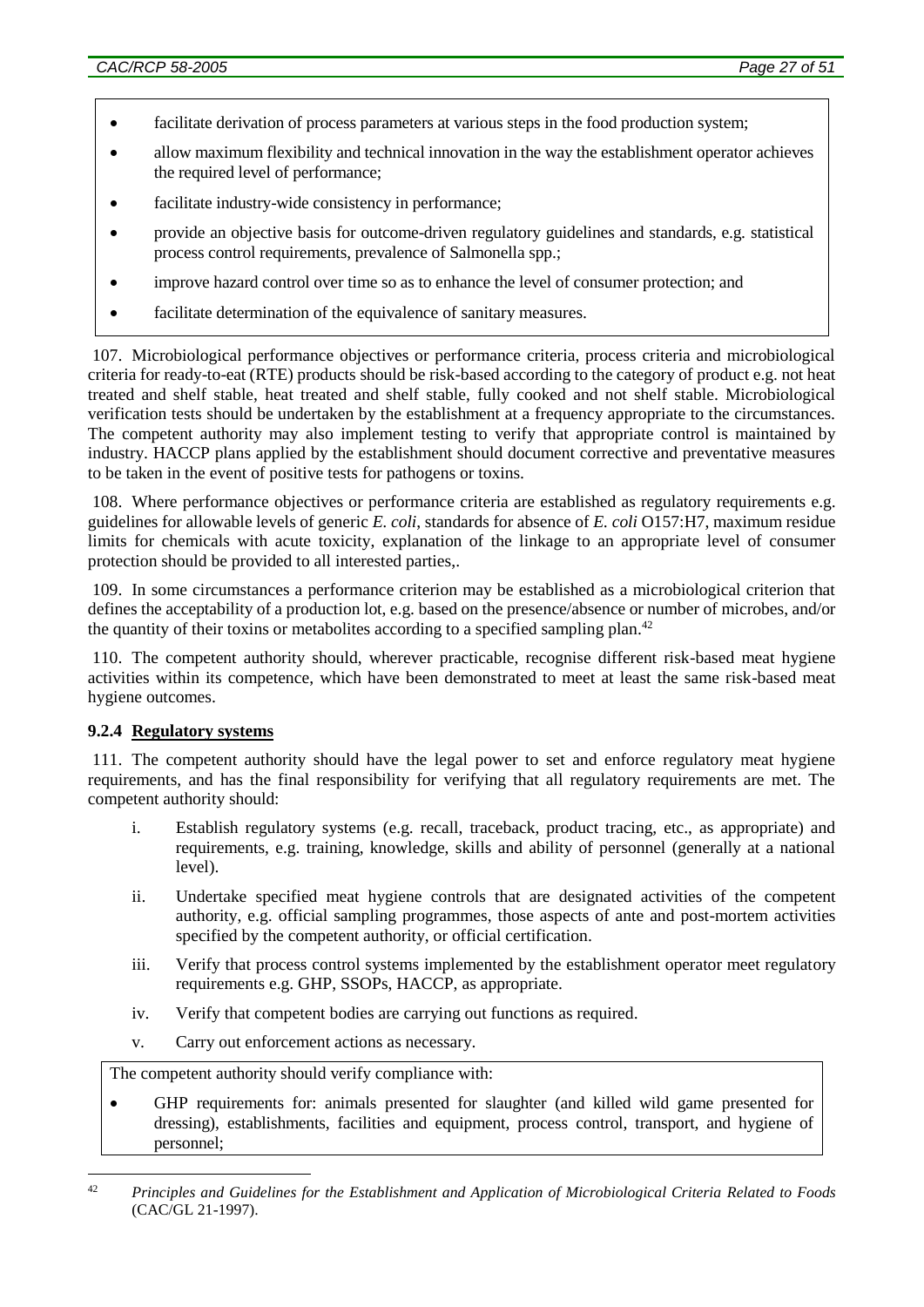- facilitate derivation of process parameters at various steps in the food production system;
- allow maximum flexibility and technical innovation in the way the establishment operator achieves the required level of performance;
- facilitate industry-wide consistency in performance;
- provide an objective basis for outcome-driven regulatory guidelines and standards, e.g. statistical process control requirements, prevalence of Salmonella spp.;
- improve hazard control over time so as to enhance the level of consumer protection; and
- facilitate determination of the equivalence of sanitary measures.

107. Microbiological performance objectives or performance criteria, process criteria and microbiological criteria for ready-to-eat (RTE) products should be risk-based according to the category of product e.g. not heat treated and shelf stable, heat treated and shelf stable, fully cooked and not shelf stable. Microbiological verification tests should be undertaken by the establishment at a frequency appropriate to the circumstances. The competent authority may also implement testing to verify that appropriate control is maintained by industry. HACCP plans applied by the establishment should document corrective and preventative measures to be taken in the event of positive tests for pathogens or toxins.

108. Where performance objectives or performance criteria are established as regulatory requirements e.g. guidelines for allowable levels of generic *E. coli*, standards for absence of *E. coli* O157:H7, maximum residue limits for chemicals with acute toxicity, explanation of the linkage to an appropriate level of consumer protection should be provided to all interested parties,.

109. In some circumstances a performance criterion may be established as a microbiological criterion that defines the acceptability of a production lot, e.g. based on the presence/absence or number of microbes, and/or the quantity of their toxins or metabolites according to a specified sampling plan.[42]

110. The competent authority should, wherever practicable, recognise different risk-based meat hygiene activities within its competence, which have been demonstrated to meet at least the same risk-based meat hygiene outcomes.

### 9.2.4 Regulatory systems

111. The competent authority should have the legal power to set and enforce regulatory meat hygiene requirements, and has the final responsibility for verifying that all regulatory requirements are met. The competent authority should:

i. Establish regulatory systems (e.g. recall, traceback, product tracing, etc., as appropriate) and requirements, e.g. training, knowledge, skills and ability of personnel (generally at a national level).

ii. Undertake specified meat hygiene controls that are designated activities of the competent authority, e.g. official sampling programmes, those aspects of ante and post-mortem activities specified by the competent authority, or official certification.

iii. Verify that process control systems implemented by the establishment operator meet regulatory requirements e.g. GHP, SSOPs, HACCP, as appropriate.

iv. Verify that competent bodies are carrying out functions as required.

v. Carry out enforcement actions as necessary.

The competent authority should verify compliance with:

- GHP requirements for: animals presented for slaughter (and killed wild game presented for dressing), establishments, facilities and equipment, process control, transport, and hygiene of personnel;

---

[42] *Principles and Guidelines for the Establishment and Application of Microbiological Criteria Related to Foods* (CAC/GL 21-1997).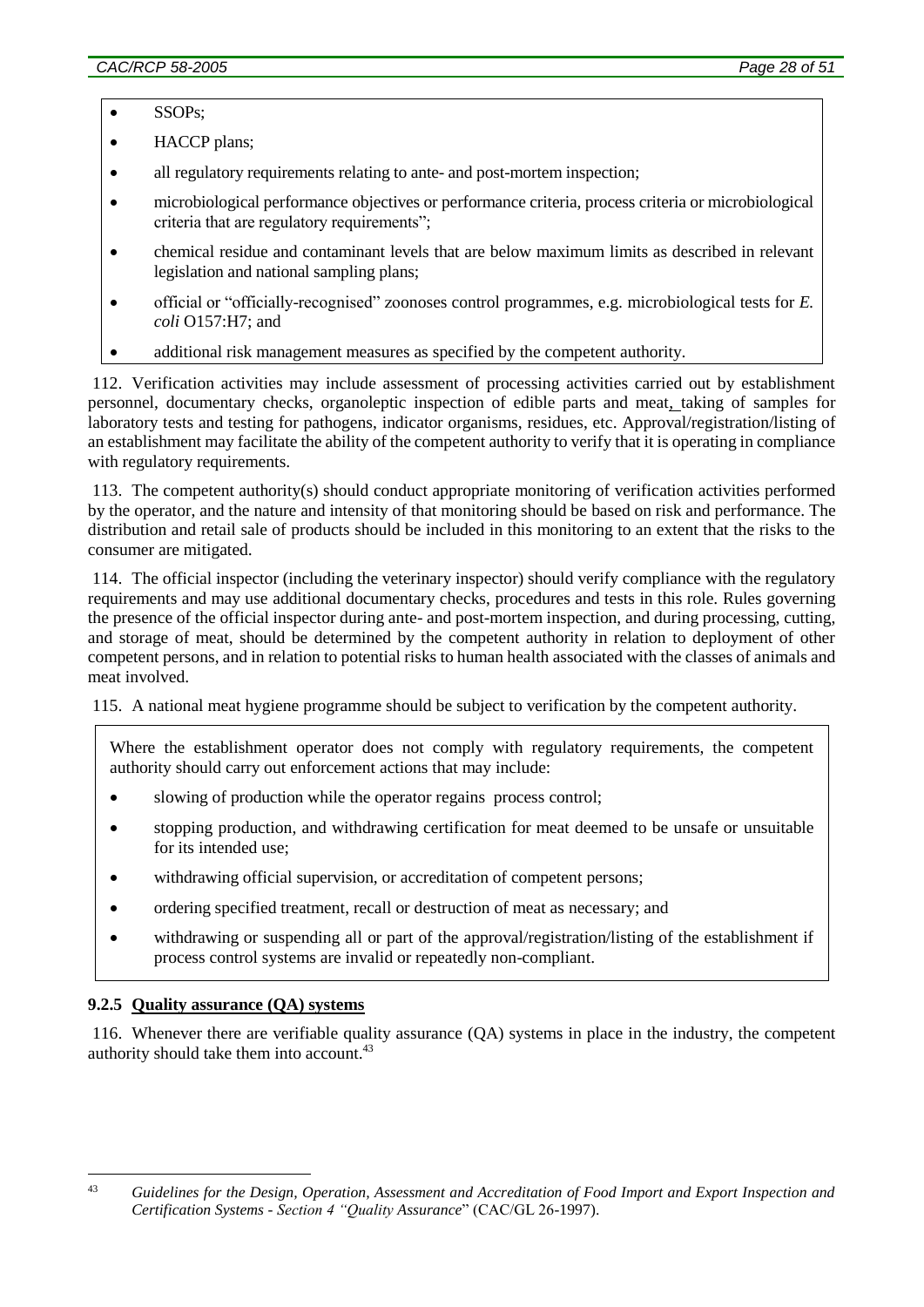- SSOPs;
- HACCP plans;
- all regulatory requirements relating to ante- and post-mortem inspection;
- microbiological performance objectives or performance criteria, process criteria or microbiological criteria that are regulatory requirements";
- chemical residue and contaminant levels that are below maximum limits as described in relevant legislation and national sampling plans;
- official or "officially-recognised" zoonoses control programmes, e.g. microbiological tests for *E. coli* O157:H7; and
- additional risk management measures as specified by the competent authority.

112. Verification activities may include assessment of processing activities carried out by establishment personnel, documentary checks, organoleptic inspection of edible parts and meat, taking of samples for laboratory tests and testing for pathogens, indicator organisms, residues, etc. Approval/registration/listing of an establishment may facilitate the ability of the competent authority to verify that it is operating in compliance with regulatory requirements.

113. The competent authority(s) should conduct appropriate monitoring of verification activities performed by the operator, and the nature and intensity of that monitoring should be based on risk and performance. The distribution and retail sale of products should be included in this monitoring to an extent that the risks to the consumer are mitigated.

114. The official inspector (including the veterinary inspector) should verify compliance with the regulatory requirements and may use additional documentary checks, procedures and tests in this role. Rules governing the presence of the official inspector during ante- and post-mortem inspection, and during processing, cutting, and storage of meat, should be determined by the competent authority in relation to deployment of other competent persons, and in relation to potential risks to human health associated with the classes of animals and meat involved.

115. A national meat hygiene programme should be subject to verification by the competent authority.

Where the establishment operator does not comply with regulatory requirements, the competent authority should carry out enforcement actions that may include:

- slowing of production while the operator regains process control;
- stopping production, and withdrawing certification for meat deemed to be unsafe or unsuitable for its intended use;
- withdrawing official supervision, or accreditation of competent persons;
- ordering specified treatment, recall or destruction of meat as necessary; and
- withdrawing or suspending all or part of the approval/registration/listing of the establishment if process control systems are invalid or repeatedly non-compliant.

### 9.2.5 Quality assurance (QA) systems

116. Whenever there are verifiable quality assurance (QA) systems in place in the industry, the competent authority should take them into account.[43]

[43] *Guidelines for the Design, Operation, Assessment and Accreditation of Food Import and Export Inspection and Certification Systems - Section 4 "Quality Assurance*" (CAC/GL 26-1997).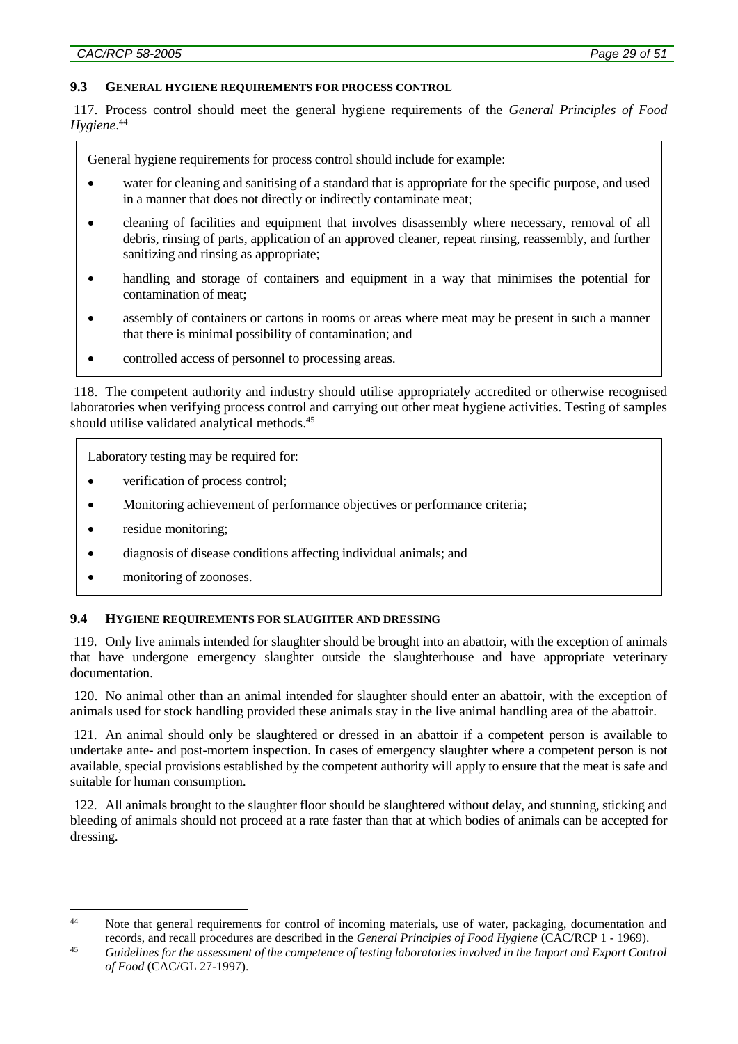### 9.3 General hygiene requirements for process control

117. Process control should meet the general hygiene requirements of the *General Principles of Food Hygiene*.[44]

> General hygiene requirements for process control should include for example:
>
> - water for cleaning and sanitising of a standard that is appropriate for the specific purpose, and used in a manner that does not directly or indirectly contaminate meat;
> - cleaning of facilities and equipment that involves disassembly where necessary, removal of all debris, rinsing of parts, application of an approved cleaner, repeat rinsing, reassembly, and further sanitizing and rinsing as appropriate;
> - handling and storage of containers and equipment in a way that minimises the potential for contamination of meat;
> - assembly of containers or cartons in rooms or areas where meat may be present in such a manner that there is minimal possibility of contamination; and
> - controlled access of personnel to processing areas.

118. The competent authority and industry should utilise appropriately accredited or otherwise recognised laboratories when verifying process control and carrying out other meat hygiene activities. Testing of samples should utilise validated analytical methods.[45]

> Laboratory testing may be required for:
>
> - verification of process control;
> - Monitoring achievement of performance objectives or performance criteria;
> - residue monitoring;
> - diagnosis of disease conditions affecting individual animals; and
> - monitoring of zoonoses.

### 9.4 Hygiene requirements for slaughter and dressing

119. Only live animals intended for slaughter should be brought into an abattoir, with the exception of animals that have undergone emergency slaughter outside the slaughterhouse and have appropriate veterinary documentation.

120. No animal other than an animal intended for slaughter should enter an abattoir, with the exception of animals used for stock handling provided these animals stay in the live animal handling area of the abattoir.

121. An animal should only be slaughtered or dressed in an abattoir if a competent person is available to undertake ante- and post-mortem inspection. In cases of emergency slaughter where a competent person is not available, special provisions established by the competent authority will apply to ensure that the meat is safe and suitable for human consumption.

122. All animals brought to the slaughter floor should be slaughtered without delay, and stunning, sticking and bleeding of animals should not proceed at a rate faster than that at which bodies of animals can be accepted for dressing.

---

[44] Note that general requirements for control of incoming materials, use of water, packaging, documentation and records, and recall procedures are described in the *General Principles of Food Hygiene* (CAC/RCP 1 - 1969).

[45] *Guidelines for the assessment of the competence of testing laboratories involved in the Import and Export Control of Food* (CAC/GL 27-1997).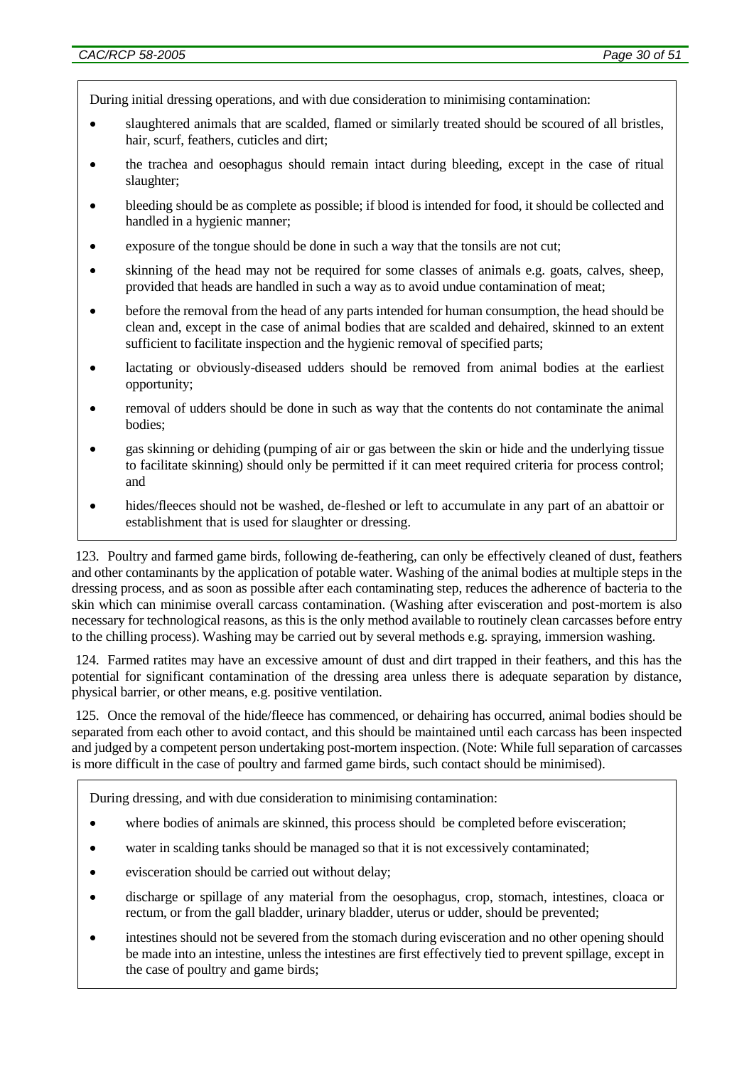During initial dressing operations, and with due consideration to minimising contamination:

- slaughtered animals that are scalded, flamed or similarly treated should be scoured of all bristles, hair, scurf, feathers, cuticles and dirt;
- the trachea and oesophagus should remain intact during bleeding, except in the case of ritual slaughter;
- bleeding should be as complete as possible; if blood is intended for food, it should be collected and handled in a hygienic manner;
- exposure of the tongue should be done in such a way that the tonsils are not cut;
- skinning of the head may not be required for some classes of animals e.g. goats, calves, sheep, provided that heads are handled in such a way as to avoid undue contamination of meat;
- before the removal from the head of any parts intended for human consumption, the head should be clean and, except in the case of animal bodies that are scalded and dehaired, skinned to an extent sufficient to facilitate inspection and the hygienic removal of specified parts;
- lactating or obviously-diseased udders should be removed from animal bodies at the earliest opportunity;
- removal of udders should be done in such as way that the contents do not contaminate the animal bodies;
- gas skinning or dehiding (pumping of air or gas between the skin or hide and the underlying tissue to facilitate skinning) should only be permitted if it can meet required criteria for process control; and
- hides/fleeces should not be washed, de-fleshed or left to accumulate in any part of an abattoir or establishment that is used for slaughter or dressing.

123. Poultry and farmed game birds, following de-feathering, can only be effectively cleaned of dust, feathers and other contaminants by the application of potable water. Washing of the animal bodies at multiple steps in the dressing process, and as soon as possible after each contaminating step, reduces the adherence of bacteria to the skin which can minimise overall carcass contamination. (Washing after evisceration and post-mortem is also necessary for technological reasons, as this is the only method available to routinely clean carcasses before entry to the chilling process). Washing may be carried out by several methods e.g. spraying, immersion washing.

124. Farmed ratites may have an excessive amount of dust and dirt trapped in their feathers, and this has the potential for significant contamination of the dressing area unless there is adequate separation by distance, physical barrier, or other means, e.g. positive ventilation.

125. Once the removal of the hide/fleece has commenced, or dehairing has occurred, animal bodies should be separated from each other to avoid contact, and this should be maintained until each carcass has been inspected and judged by a competent person undertaking post-mortem inspection. (Note: While full separation of carcasses is more difficult in the case of poultry and farmed game birds, such contact should be minimised).

During dressing, and with due consideration to minimising contamination:

- where bodies of animals are skinned, this process should be completed before evisceration;
- water in scalding tanks should be managed so that it is not excessively contaminated;
- evisceration should be carried out without delay;
- discharge or spillage of any material from the oesophagus, crop, stomach, intestines, cloaca or rectum, or from the gall bladder, urinary bladder, uterus or udder, should be prevented;
- intestines should not be severed from the stomach during evisceration and no other opening should be made into an intestine, unless the intestines are first effectively tied to prevent spillage, except in the case of poultry and game birds;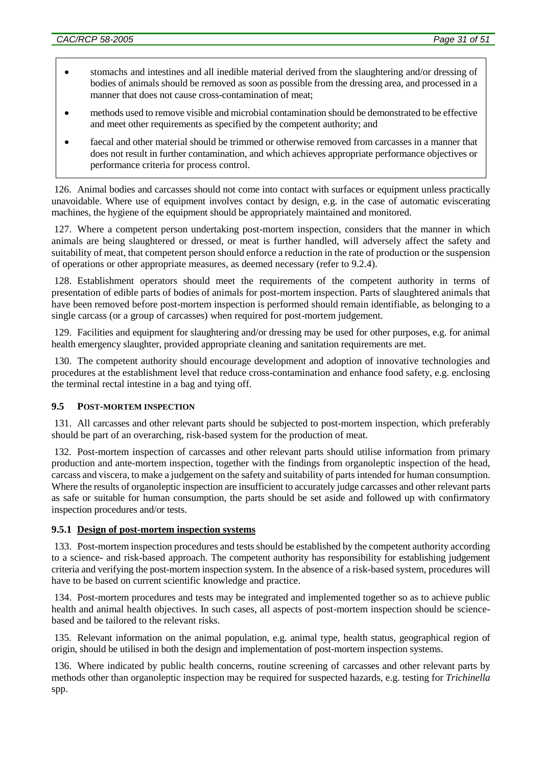- stomachs and intestines and all inedible material derived from the slaughtering and/or dressing of bodies of animals should be removed as soon as possible from the dressing area, and processed in a manner that does not cause cross-contamination of meat;
- methods used to remove visible and microbial contamination should be demonstrated to be effective and meet other requirements as specified by the competent authority; and
- faecal and other material should be trimmed or otherwise removed from carcasses in a manner that does not result in further contamination, and which achieves appropriate performance objectives or performance criteria for process control.

126. Animal bodies and carcasses should not come into contact with surfaces or equipment unless practically unavoidable. Where use of equipment involves contact by design, e.g. in the case of automatic eviscerating machines, the hygiene of the equipment should be appropriately maintained and monitored.

127. Where a competent person undertaking post-mortem inspection, considers that the manner in which animals are being slaughtered or dressed, or meat is further handled, will adversely affect the safety and suitability of meat, that competent person should enforce a reduction in the rate of production or the suspension of operations or other appropriate measures, as deemed necessary (refer to 9.2.4).

128. Establishment operators should meet the requirements of the competent authority in terms of presentation of edible parts of bodies of animals for post-mortem inspection. Parts of slaughtered animals that have been removed before post-mortem inspection is performed should remain identifiable, as belonging to a single carcass (or a group of carcasses) when required for post-mortem judgement.

129. Facilities and equipment for slaughtering and/or dressing may be used for other purposes, e.g. for animal health emergency slaughter, provided appropriate cleaning and sanitation requirements are met.

130. The competent authority should encourage development and adoption of innovative technologies and procedures at the establishment level that reduce cross-contamination and enhance food safety, e.g. enclosing the terminal rectal intestine in a bag and tying off.

## 9.5 POST-MORTEM INSPECTION

131. All carcasses and other relevant parts should be subjected to post-mortem inspection, which preferably should be part of an overarching, risk-based system for the production of meat.

132. Post-mortem inspection of carcasses and other relevant parts should utilise information from primary production and ante-mortem inspection, together with the findings from organoleptic inspection of the head, carcass and viscera, to make a judgement on the safety and suitability of parts intended for human consumption. Where the results of organoleptic inspection are insufficient to accurately judge carcasses and other relevant parts as safe or suitable for human consumption, the parts should be set aside and followed up with confirmatory inspection procedures and/or tests.

### 9.5.1 Design of post-mortem inspection systems

133. Post-mortem inspection procedures and tests should be established by the competent authority according to a science- and risk-based approach. The competent authority has responsibility for establishing judgement criteria and verifying the post-mortem inspection system. In the absence of a risk-based system, procedures will have to be based on current scientific knowledge and practice.

134. Post-mortem procedures and tests may be integrated and implemented together so as to achieve public health and animal health objectives. In such cases, all aspects of post-mortem inspection should be science-based and be tailored to the relevant risks.

135. Relevant information on the animal population, e.g. animal type, health status, geographical region of origin, should be utilised in both the design and implementation of post-mortem inspection systems.

136. Where indicated by public health concerns, routine screening of carcasses and other relevant parts by methods other than organoleptic inspection may be required for suspected hazards, e.g. testing for *Trichinella* spp.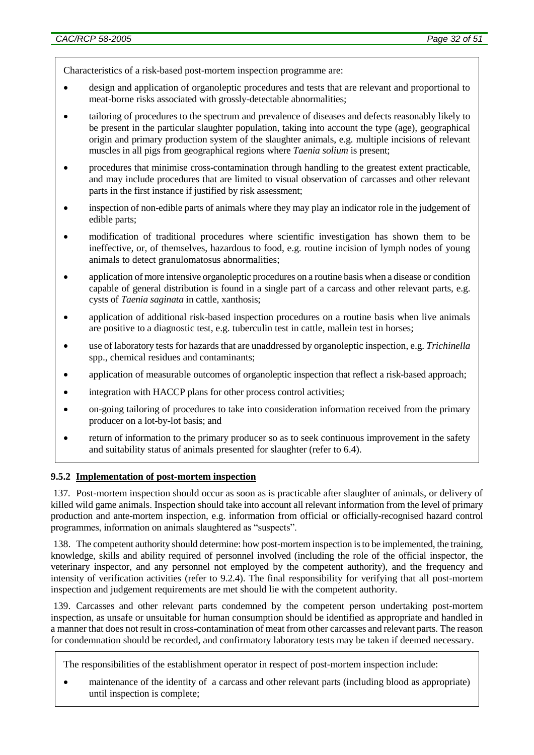Characteristics of a risk-based post-mortem inspection programme are:

- design and application of organoleptic procedures and tests that are relevant and proportional to meat-borne risks associated with grossly-detectable abnormalities;
- tailoring of procedures to the spectrum and prevalence of diseases and defects reasonably likely to be present in the particular slaughter population, taking into account the type (age), geographical origin and primary production system of the slaughter animals, e.g. multiple incisions of relevant muscles in all pigs from geographical regions where *Taenia solium* is present;
- procedures that minimise cross-contamination through handling to the greatest extent practicable, and may include procedures that are limited to visual observation of carcasses and other relevant parts in the first instance if justified by risk assessment;
- inspection of non-edible parts of animals where they may play an indicator role in the judgement of edible parts;
- modification of traditional procedures where scientific investigation has shown them to be ineffective, or, of themselves, hazardous to food, e.g. routine incision of lymph nodes of young animals to detect granulomatosus abnormalities;
- application of more intensive organoleptic procedures on a routine basis when a disease or condition capable of general distribution is found in a single part of a carcass and other relevant parts, e.g. cysts of *Taenia saginata* in cattle, xanthosis;
- application of additional risk-based inspection procedures on a routine basis when live animals are positive to a diagnostic test, e.g. tuberculin test in cattle, mallein test in horses;
- use of laboratory tests for hazards that are unaddressed by organoleptic inspection, e.g. *Trichinella* spp., chemical residues and contaminants;
- application of measurable outcomes of organoleptic inspection that reflect a risk-based approach;
- integration with HACCP plans for other process control activities;
- on-going tailoring of procedures to take into consideration information received from the primary producer on a lot-by-lot basis; and
- return of information to the primary producer so as to seek continuous improvement in the safety and suitability status of animals presented for slaughter (refer to 6.4).

### 9.5.2 Implementation of post-mortem inspection

137. Post-mortem inspection should occur as soon as is practicable after slaughter of animals, or delivery of killed wild game animals. Inspection should take into account all relevant information from the level of primary production and ante-mortem inspection, e.g. information from official or officially-recognised hazard control programmes, information on animals slaughtered as "suspects".

138. The competent authority should determine: how post-mortem inspection is to be implemented, the training, knowledge, skills and ability required of personnel involved (including the role of the official inspector, the veterinary inspector, and any personnel not employed by the competent authority), and the frequency and intensity of verification activities (refer to 9.2.4). The final responsibility for verifying that all post-mortem inspection and judgement requirements are met should lie with the competent authority.

139. Carcasses and other relevant parts condemned by the competent person undertaking post-mortem inspection, as unsafe or unsuitable for human consumption should be identified as appropriate and handled in a manner that does not result in cross-contamination of meat from other carcasses and relevant parts. The reason for condemnation should be recorded, and confirmatory laboratory tests may be taken if deemed necessary.

The responsibilities of the establishment operator in respect of post-mortem inspection include:

- maintenance of the identity of a carcass and other relevant parts (including blood as appropriate) until inspection is complete;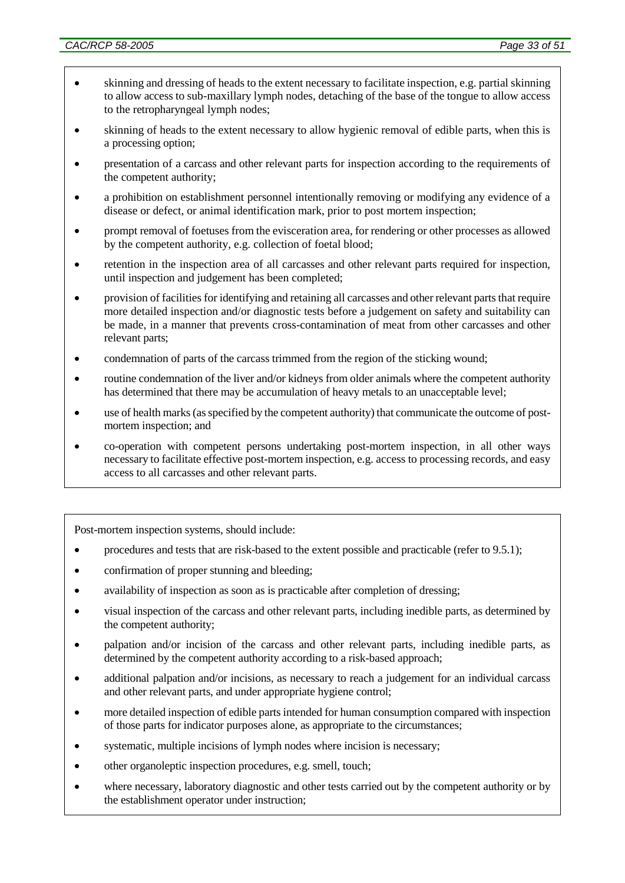- skinning and dressing of heads to the extent necessary to facilitate inspection, e.g. partial skinning to allow access to sub-maxillary lymph nodes, detaching of the base of the tongue to allow access to the retropharyngeal lymph nodes;
- skinning of heads to the extent necessary to allow hygienic removal of edible parts, when this is a processing option;
- presentation of a carcass and other relevant parts for inspection according to the requirements of the competent authority;
- a prohibition on establishment personnel intentionally removing or modifying any evidence of a disease or defect, or animal identification mark, prior to post mortem inspection;
- prompt removal of foetuses from the evisceration area, for rendering or other processes as allowed by the competent authority, e.g. collection of foetal blood;
- retention in the inspection area of all carcasses and other relevant parts required for inspection, until inspection and judgement has been completed;
- provision of facilities for identifying and retaining all carcasses and other relevant parts that require more detailed inspection and/or diagnostic tests before a judgement on safety and suitability can be made, in a manner that prevents cross-contamination of meat from other carcasses and other relevant parts;
- condemnation of parts of the carcass trimmed from the region of the sticking wound;
- routine condemnation of the liver and/or kidneys from older animals where the competent authority has determined that there may be accumulation of heavy metals to an unacceptable level;
- use of health marks (as specified by the competent authority) that communicate the outcome of post-mortem inspection; and
- co-operation with competent persons undertaking post-mortem inspection, in all other ways necessary to facilitate effective post-mortem inspection, e.g. access to processing records, and easy access to all carcasses and other relevant parts.

Post-mortem inspection systems, should include:

- procedures and tests that are risk-based to the extent possible and practicable (refer to 9.5.1);
- confirmation of proper stunning and bleeding;
- availability of inspection as soon as is practicable after completion of dressing;
- visual inspection of the carcass and other relevant parts, including inedible parts, as determined by the competent authority;
- palpation and/or incision of the carcass and other relevant parts, including inedible parts, as determined by the competent authority according to a risk-based approach;
- additional palpation and/or incisions, as necessary to reach a judgement for an individual carcass and other relevant parts, and under appropriate hygiene control;
- more detailed inspection of edible parts intended for human consumption compared with inspection of those parts for indicator purposes alone, as appropriate to the circumstances;
- systematic, multiple incisions of lymph nodes where incision is necessary;
- other organoleptic inspection procedures, e.g. smell, touch;
- where necessary, laboratory diagnostic and other tests carried out by the competent authority or by the establishment operator under instruction;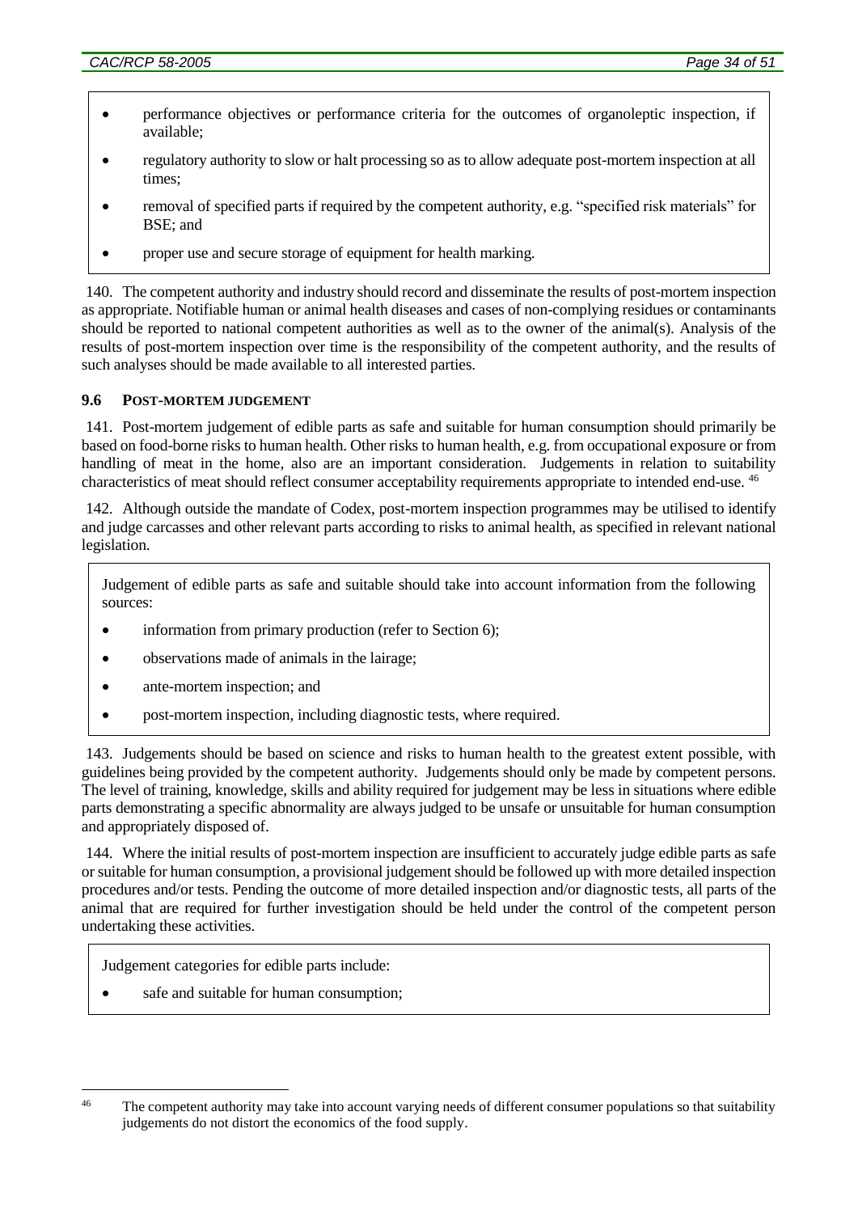- performance objectives or performance criteria for the outcomes of organoleptic inspection, if available;
- regulatory authority to slow or halt processing so as to allow adequate post-mortem inspection at all times;
- removal of specified parts if required by the competent authority, e.g. "specified risk materials" for BSE; and
- proper use and secure storage of equipment for health marking.

140. The competent authority and industry should record and disseminate the results of post-mortem inspection as appropriate. Notifiable human or animal health diseases and cases of non-complying residues or contaminants should be reported to national competent authorities as well as to the owner of the animal(s). Analysis of the results of post-mortem inspection over time is the responsibility of the competent authority, and the results of such analyses should be made available to all interested parties.

### 9.6 POST-MORTEM JUDGEMENT

141. Post-mortem judgement of edible parts as safe and suitable for human consumption should primarily be based on food-borne risks to human health. Other risks to human health, e.g. from occupational exposure or from handling of meat in the home, also are an important consideration. Judgements in relation to suitability characteristics of meat should reflect consumer acceptability requirements appropriate to intended end-use. [46]

142. Although outside the mandate of Codex, post-mortem inspection programmes may be utilised to identify and judge carcasses and other relevant parts according to risks to animal health, as specified in relevant national legislation.

Judgement of edible parts as safe and suitable should take into account information from the following sources:

- information from primary production (refer to Section 6);
- observations made of animals in the lairage;
- ante-mortem inspection; and
- post-mortem inspection, including diagnostic tests, where required.

143. Judgements should be based on science and risks to human health to the greatest extent possible, with guidelines being provided by the competent authority. Judgements should only be made by competent persons. The level of training, knowledge, skills and ability required for judgement may be less in situations where edible parts demonstrating a specific abnormality are always judged to be unsafe or unsuitable for human consumption and appropriately disposed of.

144. Where the initial results of post-mortem inspection are insufficient to accurately judge edible parts as safe or suitable for human consumption, a provisional judgement should be followed up with more detailed inspection procedures and/or tests. Pending the outcome of more detailed inspection and/or diagnostic tests, all parts of the animal that are required for further investigation should be held under the control of the competent person undertaking these activities.

Judgement categories for edible parts include:

- safe and suitable for human consumption;

---

[46] The competent authority may take into account varying needs of different consumer populations so that suitability judgements do not distort the economics of the food supply.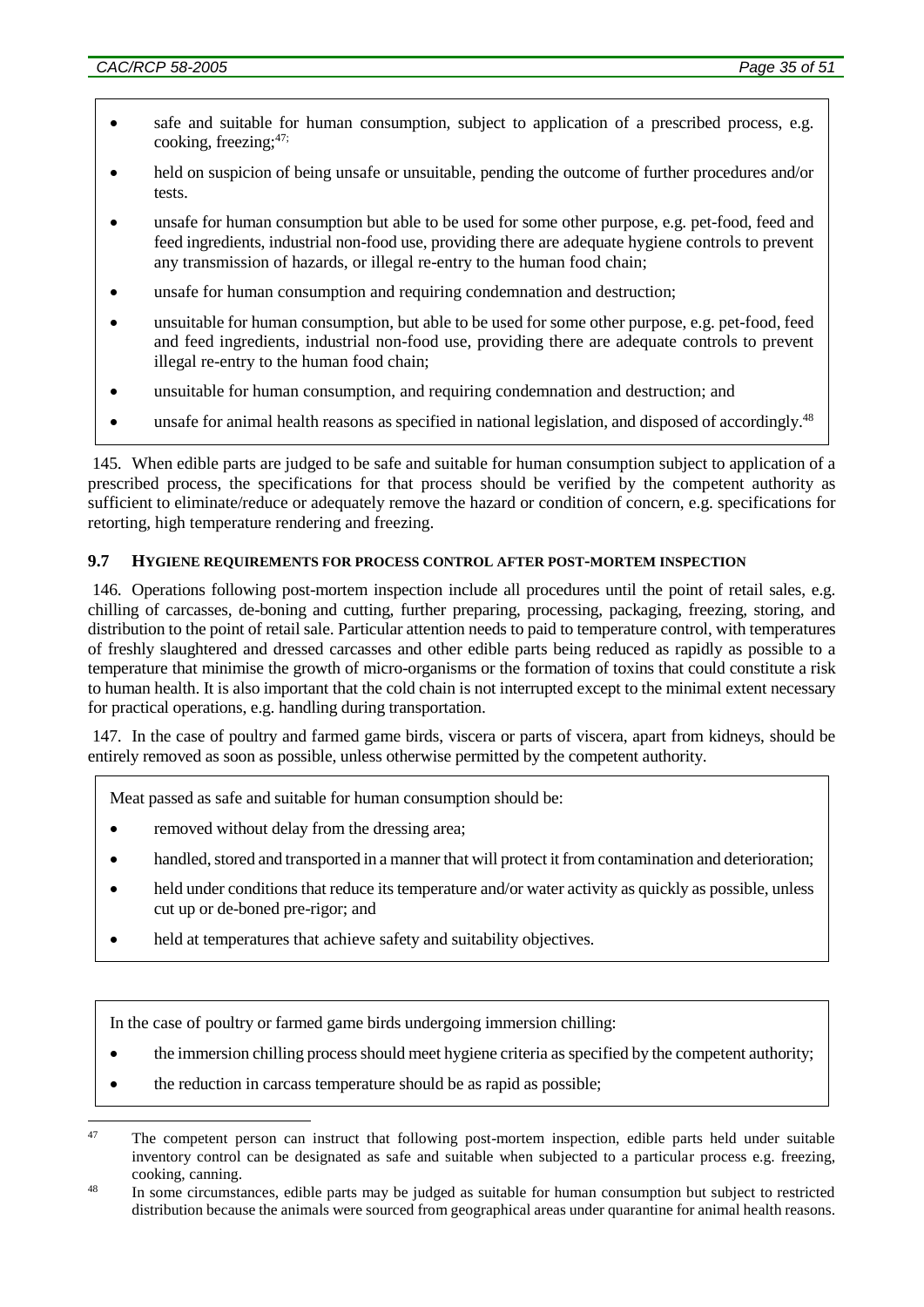- safe and suitable for human consumption, subject to application of a prescribed process, e.g. cooking, freezing;[47;]
- held on suspicion of being unsafe or unsuitable, pending the outcome of further procedures and/or tests.
- unsafe for human consumption but able to be used for some other purpose, e.g. pet-food, feed and feed ingredients, industrial non-food use, providing there are adequate hygiene controls to prevent any transmission of hazards, or illegal re-entry to the human food chain;
- unsafe for human consumption and requiring condemnation and destruction;
- unsuitable for human consumption, but able to be used for some other purpose, e.g. pet-food, feed and feed ingredients, industrial non-food use, providing there are adequate controls to prevent illegal re-entry to the human food chain;
- unsuitable for human consumption, and requiring condemnation and destruction; and
- unsafe for animal health reasons as specified in national legislation, and disposed of accordingly.[48]

145. When edible parts are judged to be safe and suitable for human consumption subject to application of a prescribed process, the specifications for that process should be verified by the competent authority as sufficient to eliminate/reduce or adequately remove the hazard or condition of concern, e.g. specifications for retorting, high temperature rendering and freezing.

### 9.7 HYGIENE REQUIREMENTS FOR PROCESS CONTROL AFTER POST-MORTEM INSPECTION

146. Operations following post-mortem inspection include all procedures until the point of retail sales, e.g. chilling of carcasses, de-boning and cutting, further preparing, processing, packaging, freezing, storing, and distribution to the point of retail sale. Particular attention needs to paid to temperature control, with temperatures of freshly slaughtered and dressed carcasses and other edible parts being reduced as rapidly as possible to a temperature that minimise the growth of micro-organisms or the formation of toxins that could constitute a risk to human health. It is also important that the cold chain is not interrupted except to the minimal extent necessary for practical operations, e.g. handling during transportation.

147. In the case of poultry and farmed game birds, viscera or parts of viscera, apart from kidneys, should be entirely removed as soon as possible, unless otherwise permitted by the competent authority.

Meat passed as safe and suitable for human consumption should be:

- removed without delay from the dressing area;
- handled, stored and transported in a manner that will protect it from contamination and deterioration;
- held under conditions that reduce its temperature and/or water activity as quickly as possible, unless cut up or de-boned pre-rigor; and
- held at temperatures that achieve safety and suitability objectives.

In the case of poultry or farmed game birds undergoing immersion chilling:

- the immersion chilling process should meet hygiene criteria as specified by the competent authority;
- the reduction in carcass temperature should be as rapid as possible;

---

[47] The competent person can instruct that following post-mortem inspection, edible parts held under suitable inventory control can be designated as safe and suitable when subjected to a particular process e.g. freezing, cooking, canning.

[48] In some circumstances, edible parts may be judged as suitable for human consumption but subject to restricted distribution because the animals were sourced from geographical areas under quarantine for animal health reasons.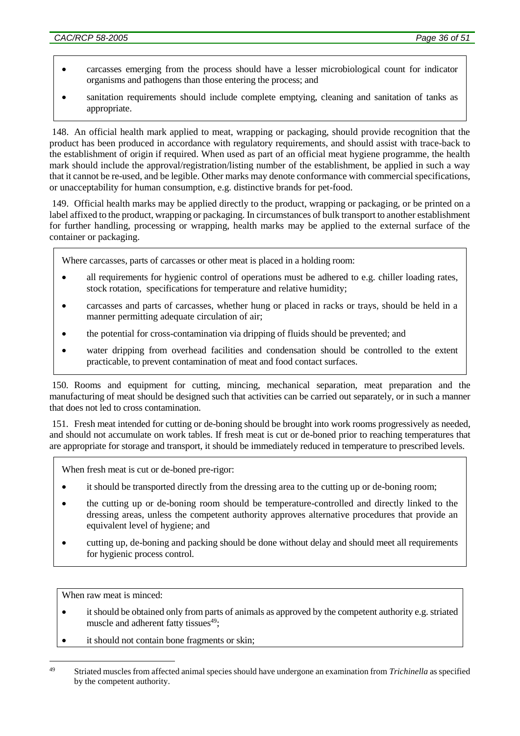- carcasses emerging from the process should have a lesser microbiological count for indicator organisms and pathogens than those entering the process; and
- sanitation requirements should include complete emptying, cleaning and sanitation of tanks as appropriate.

148. An official health mark applied to meat, wrapping or packaging, should provide recognition that the product has been produced in accordance with regulatory requirements, and should assist with trace-back to the establishment of origin if required. When used as part of an official meat hygiene programme, the health mark should include the approval/registration/listing number of the establishment, be applied in such a way that it cannot be re-used, and be legible. Other marks may denote conformance with commercial specifications, or unacceptability for human consumption, e.g. distinctive brands for pet-food.

149. Official health marks may be applied directly to the product, wrapping or packaging, or be printed on a label affixed to the product, wrapping or packaging. In circumstances of bulk transport to another establishment for further handling, processing or wrapping, health marks may be applied to the external surface of the container or packaging.

Where carcasses, parts of carcasses or other meat is placed in a holding room:

- all requirements for hygienic control of operations must be adhered to e.g. chiller loading rates, stock rotation, specifications for temperature and relative humidity;
- carcasses and parts of carcasses, whether hung or placed in racks or trays, should be held in a manner permitting adequate circulation of air;
- the potential for cross-contamination via dripping of fluids should be prevented; and
- water dripping from overhead facilities and condensation should be controlled to the extent practicable, to prevent contamination of meat and food contact surfaces.

150. Rooms and equipment for cutting, mincing, mechanical separation, meat preparation and the manufacturing of meat should be designed such that activities can be carried out separately, or in such a manner that does not led to cross contamination.

151. Fresh meat intended for cutting or de-boning should be brought into work rooms progressively as needed, and should not accumulate on work tables. If fresh meat is cut or de-boned prior to reaching temperatures that are appropriate for storage and transport, it should be immediately reduced in temperature to prescribed levels.

When fresh meat is cut or de-boned pre-rigor:

- it should be transported directly from the dressing area to the cutting up or de-boning room;
- the cutting up or de-boning room should be temperature-controlled and directly linked to the dressing areas, unless the competent authority approves alternative procedures that provide an equivalent level of hygiene; and
- cutting up, de-boning and packing should be done without delay and should meet all requirements for hygienic process control.

When raw meat is minced:

- it should be obtained only from parts of animals as approved by the competent authority e.g. striated muscle and adherent fatty tissues[49];
- it should not contain bone fragments or skin;

[49] Striated muscles from affected animal species should have undergone an examination from *Trichinella* as specified by the competent authority.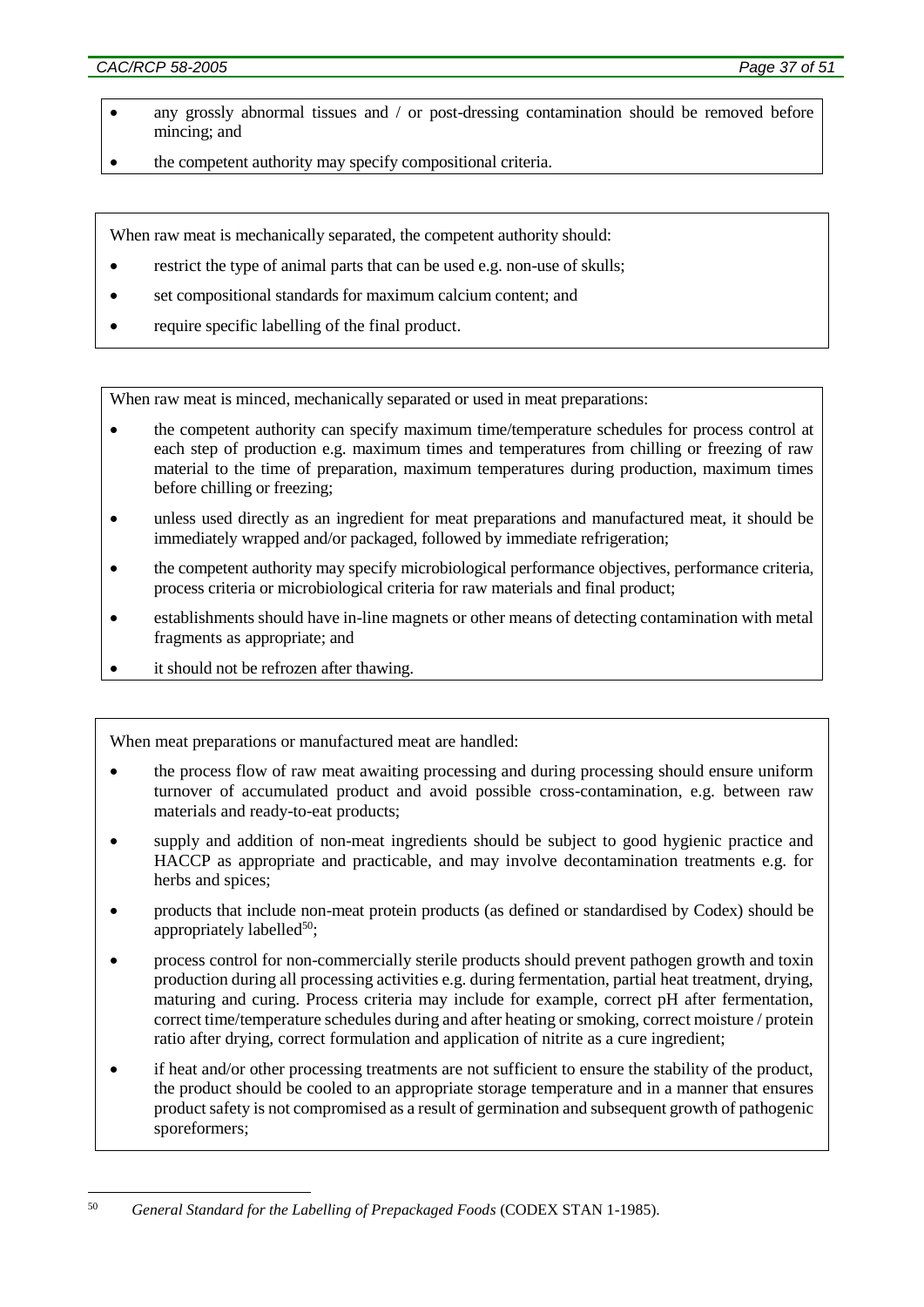- any grossly abnormal tissues and / or post-dressing contamination should be removed before mincing; and
- the competent authority may specify compositional criteria.

When raw meat is mechanically separated, the competent authority should:

- restrict the type of animal parts that can be used e.g. non-use of skulls;
- set compositional standards for maximum calcium content; and
- require specific labelling of the final product.

When raw meat is minced, mechanically separated or used in meat preparations:

- the competent authority can specify maximum time/temperature schedules for process control at each step of production e.g. maximum times and temperatures from chilling or freezing of raw material to the time of preparation, maximum temperatures during production, maximum times before chilling or freezing;
- unless used directly as an ingredient for meat preparations and manufactured meat, it should be immediately wrapped and/or packaged, followed by immediate refrigeration;
- the competent authority may specify microbiological performance objectives, performance criteria, process criteria or microbiological criteria for raw materials and final product;
- establishments should have in-line magnets or other means of detecting contamination with metal fragments as appropriate; and
- it should not be refrozen after thawing.

When meat preparations or manufactured meat are handled:

- the process flow of raw meat awaiting processing and during processing should ensure uniform turnover of accumulated product and avoid possible cross-contamination, e.g. between raw materials and ready-to-eat products;
- supply and addition of non-meat ingredients should be subject to good hygienic practice and HACCP as appropriate and practicable, and may involve decontamination treatments e.g. for herbs and spices;
- products that include non-meat protein products (as defined or standardised by Codex) should be appropriately labelled[50];
- process control for non-commercially sterile products should prevent pathogen growth and toxin production during all processing activities e.g. during fermentation, partial heat treatment, drying, maturing and curing. Process criteria may include for example, correct pH after fermentation, correct time/temperature schedules during and after heating or smoking, correct moisture / protein ratio after drying, correct formulation and application of nitrite as a cure ingredient;
- if heat and/or other processing treatments are not sufficient to ensure the stability of the product, the product should be cooled to an appropriate storage temperature and in a manner that ensures product safety is not compromised as a result of germination and subsequent growth of pathogenic sporeformers;

[50] *General Standard for the Labelling of Prepackaged Foods* (CODEX STAN 1-1985).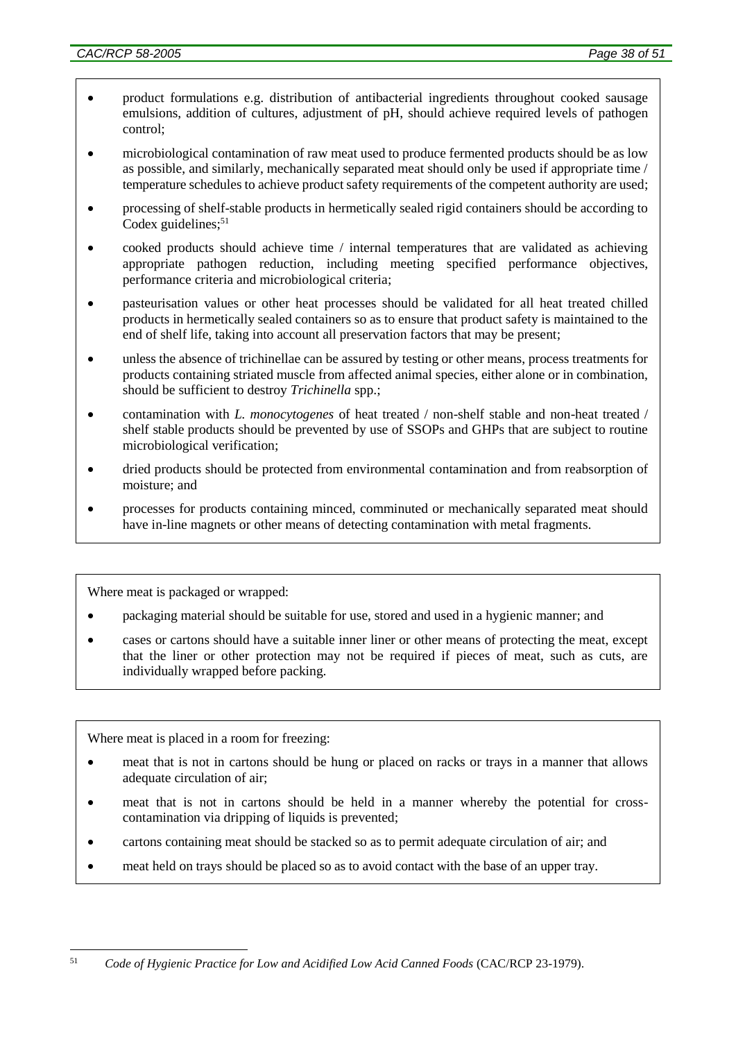- product formulations e.g. distribution of antibacterial ingredients throughout cooked sausage emulsions, addition of cultures, adjustment of pH, should achieve required levels of pathogen control;
- microbiological contamination of raw meat used to produce fermented products should be as low as possible, and similarly, mechanically separated meat should only be used if appropriate time / temperature schedules to achieve product safety requirements of the competent authority are used;
- processing of shelf-stable products in hermetically sealed rigid containers should be according to Codex guidelines;[51]
- cooked products should achieve time / internal temperatures that are validated as achieving appropriate pathogen reduction, including meeting specified performance objectives, performance criteria and microbiological criteria;
- pasteurisation values or other heat processes should be validated for all heat treated chilled products in hermetically sealed containers so as to ensure that product safety is maintained to the end of shelf life, taking into account all preservation factors that may be present;
- unless the absence of trichinellae can be assured by testing or other means, process treatments for products containing striated muscle from affected animal species, either alone or in combination, should be sufficient to destroy *Trichinella* spp.;
- contamination with *L. monocytogenes* of heat treated / non-shelf stable and non-heat treated / shelf stable products should be prevented by use of SSOPs and GHPs that are subject to routine microbiological verification;
- dried products should be protected from environmental contamination and from reabsorption of moisture; and
- processes for products containing minced, comminuted or mechanically separated meat should have in-line magnets or other means of detecting contamination with metal fragments.

Where meat is packaged or wrapped:

- packaging material should be suitable for use, stored and used in a hygienic manner; and
- cases or cartons should have a suitable inner liner or other means of protecting the meat, except that the liner or other protection may not be required if pieces of meat, such as cuts, are individually wrapped before packing.

Where meat is placed in a room for freezing:

- meat that is not in cartons should be hung or placed on racks or trays in a manner that allows adequate circulation of air;
- meat that is not in cartons should be held in a manner whereby the potential for cross-contamination via dripping of liquids is prevented;
- cartons containing meat should be stacked so as to permit adequate circulation of air; and
- meat held on trays should be placed so as to avoid contact with the base of an upper tray.

---

[51] *Code of Hygienic Practice for Low and Acidified Low Acid Canned Foods* (CAC/RCP 23-1979).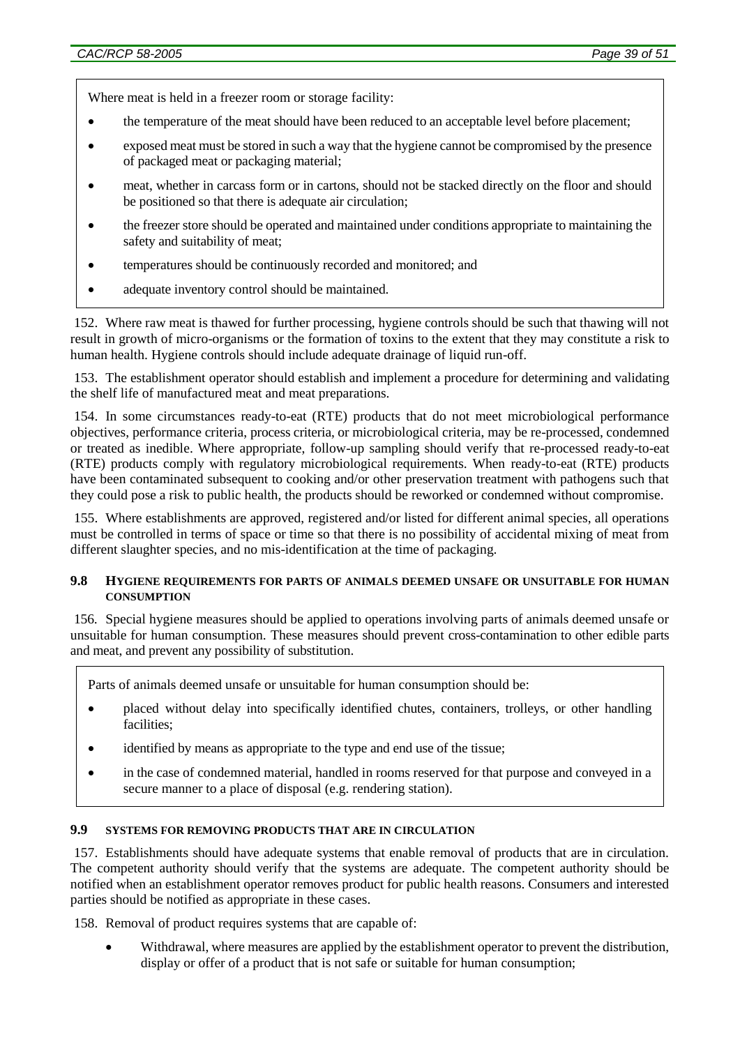Where meat is held in a freezer room or storage facility:

- the temperature of the meat should have been reduced to an acceptable level before placement;
- exposed meat must be stored in such a way that the hygiene cannot be compromised by the presence of packaged meat or packaging material;
- meat, whether in carcass form or in cartons, should not be stacked directly on the floor and should be positioned so that there is adequate air circulation;
- the freezer store should be operated and maintained under conditions appropriate to maintaining the safety and suitability of meat;
- temperatures should be continuously recorded and monitored; and
- adequate inventory control should be maintained.

152. Where raw meat is thawed for further processing, hygiene controls should be such that thawing will not result in growth of micro-organisms or the formation of toxins to the extent that they may constitute a risk to human health. Hygiene controls should include adequate drainage of liquid run-off.

153. The establishment operator should establish and implement a procedure for determining and validating the shelf life of manufactured meat and meat preparations.

154. In some circumstances ready-to-eat (RTE) products that do not meet microbiological performance objectives, performance criteria, process criteria, or microbiological criteria, may be re-processed, condemned or treated as inedible. Where appropriate, follow-up sampling should verify that re-processed ready-to-eat (RTE) products comply with regulatory microbiological requirements. When ready-to-eat (RTE) products have been contaminated subsequent to cooking and/or other preservation treatment with pathogens such that they could pose a risk to public health, the products should be reworked or condemned without compromise.

155. Where establishments are approved, registered and/or listed for different animal species, all operations must be controlled in terms of space or time so that there is no possibility of accidental mixing of meat from different slaughter species, and no mis-identification at the time of packaging.

### 9.8 HYGIENE REQUIREMENTS FOR PARTS OF ANIMALS DEEMED UNSAFE OR UNSUITABLE FOR HUMAN CONSUMPTION

156. Special hygiene measures should be applied to operations involving parts of animals deemed unsafe or unsuitable for human consumption. These measures should prevent cross-contamination to other edible parts and meat, and prevent any possibility of substitution.

Parts of animals deemed unsafe or unsuitable for human consumption should be:

- placed without delay into specifically identified chutes, containers, trolleys, or other handling facilities;
- identified by means as appropriate to the type and end use of the tissue;
- in the case of condemned material, handled in rooms reserved for that purpose and conveyed in a secure manner to a place of disposal (e.g. rendering station).

### 9.9 SYSTEMS FOR REMOVING PRODUCTS THAT ARE IN CIRCULATION

157. Establishments should have adequate systems that enable removal of products that are in circulation. The competent authority should verify that the systems are adequate. The competent authority should be notified when an establishment operator removes product for public health reasons. Consumers and interested parties should be notified as appropriate in these cases.

158. Removal of product requires systems that are capable of:

- Withdrawal, where measures are applied by the establishment operator to prevent the distribution, display or offer of a product that is not safe or suitable for human consumption;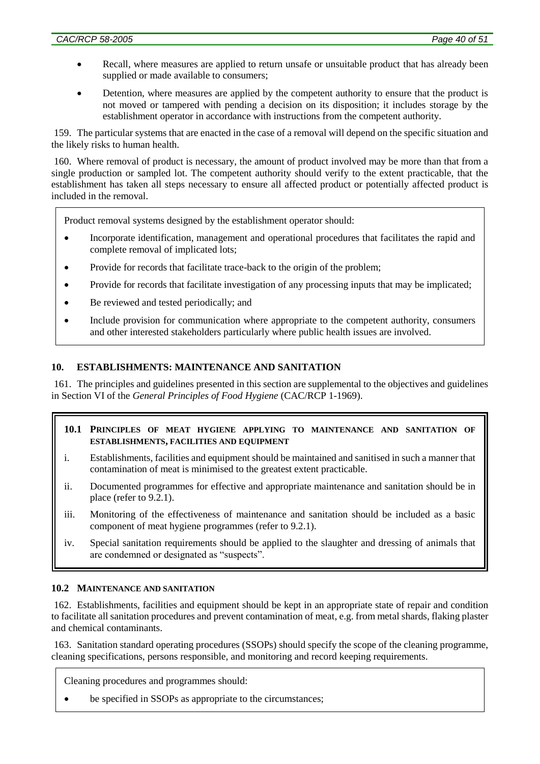- Recall, where measures are applied to return unsafe or unsuitable product that has already been supplied or made available to consumers;
- Detention, where measures are applied by the competent authority to ensure that the product is not moved or tampered with pending a decision on its disposition; it includes storage by the establishment operator in accordance with instructions from the competent authority.

159. The particular systems that are enacted in the case of a removal will depend on the specific situation and the likely risks to human health.

160. Where removal of product is necessary, the amount of product involved may be more than that from a single production or sampled lot. The competent authority should verify to the extent practicable, that the establishment has taken all steps necessary to ensure all affected product or potentially affected product is included in the removal.

> Product removal systems designed by the establishment operator should:
>
> - Incorporate identification, management and operational procedures that facilitates the rapid and complete removal of implicated lots;
> - Provide for records that facilitate trace-back to the origin of the problem;
> - Provide for records that facilitate investigation of any processing inputs that may be implicated;
> - Be reviewed and tested periodically; and
> - Include provision for communication where appropriate to the competent authority, consumers and other interested stakeholders particularly where public health issues are involved.

## 10. ESTABLISHMENTS: MAINTENANCE AND SANITATION

161. The principles and guidelines presented in this section are supplemental to the objectives and guidelines in Section VI of the *General Principles of Food Hygiene* (CAC/RCP 1-1969).

> ### 10.1 PRINCIPLES OF MEAT HYGIENE APPLYING TO MAINTENANCE AND SANITATION OF ESTABLISHMENTS, FACILITIES AND EQUIPMENT
>
> i. Establishments, facilities and equipment should be maintained and sanitised in such a manner that contamination of meat is minimised to the greatest extent practicable.
>
> ii. Documented programmes for effective and appropriate maintenance and sanitation should be in place (refer to 9.2.1).
>
> iii. Monitoring of the effectiveness of maintenance and sanitation should be included as a basic component of meat hygiene programmes (refer to 9.2.1).
>
> iv. Special sanitation requirements should be applied to the slaughter and dressing of animals that are condemned or designated as "suspects".

### 10.2 MAINTENANCE AND SANITATION

162. Establishments, facilities and equipment should be kept in an appropriate state of repair and condition to facilitate all sanitation procedures and prevent contamination of meat, e.g. from metal shards, flaking plaster and chemical contaminants.

163. Sanitation standard operating procedures (SSOPs) should specify the scope of the cleaning programme, cleaning specifications, persons responsible, and monitoring and record keeping requirements.

> Cleaning procedures and programmes should:
>
> - be specified in SSOPs as appropriate to the circumstances;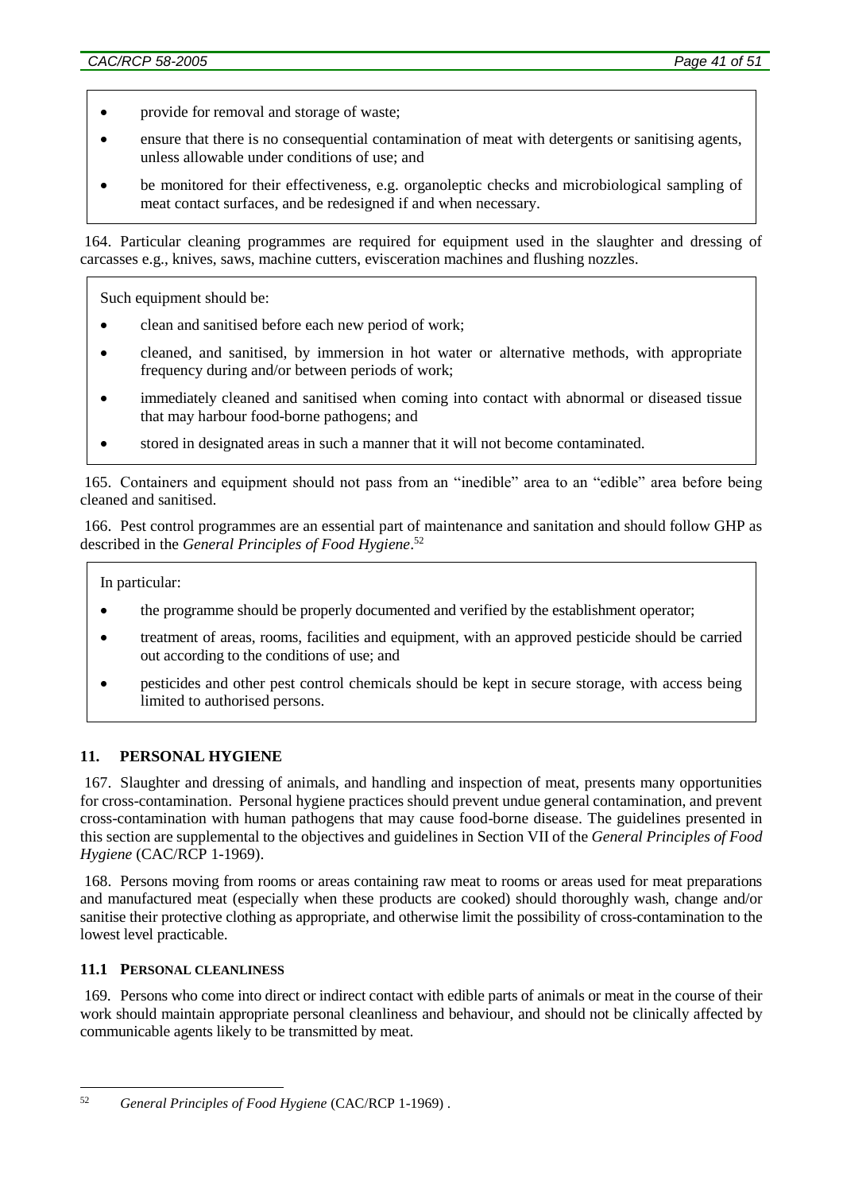- provide for removal and storage of waste;
- ensure that there is no consequential contamination of meat with detergents or sanitising agents, unless allowable under conditions of use; and
- be monitored for their effectiveness, e.g. organoleptic checks and microbiological sampling of meat contact surfaces, and be redesigned if and when necessary.

164. Particular cleaning programmes are required for equipment used in the slaughter and dressing of carcasses e.g., knives, saws, machine cutters, evisceration machines and flushing nozzles.

Such equipment should be:

- clean and sanitised before each new period of work;
- cleaned, and sanitised, by immersion in hot water or alternative methods, with appropriate frequency during and/or between periods of work;
- immediately cleaned and sanitised when coming into contact with abnormal or diseased tissue that may harbour food-borne pathogens; and
- stored in designated areas in such a manner that it will not become contaminated.

165. Containers and equipment should not pass from an "inedible" area to an "edible" area before being cleaned and sanitised.

166. Pest control programmes are an essential part of maintenance and sanitation and should follow GHP as described in the *General Principles of Food Hygiene*.[52]

In particular:

- the programme should be properly documented and verified by the establishment operator;
- treatment of areas, rooms, facilities and equipment, with an approved pesticide should be carried out according to the conditions of use; and
- pesticides and other pest control chemicals should be kept in secure storage, with access being limited to authorised persons.

## 11. PERSONAL HYGIENE

167. Slaughter and dressing of animals, and handling and inspection of meat, presents many opportunities for cross-contamination. Personal hygiene practices should prevent undue general contamination, and prevent cross-contamination with human pathogens that may cause food-borne disease. The guidelines presented in this section are supplemental to the objectives and guidelines in Section VII of the *General Principles of Food Hygiene* (CAC/RCP 1-1969).

168. Persons moving from rooms or areas containing raw meat to rooms or areas used for meat preparations and manufactured meat (especially when these products are cooked) should thoroughly wash, change and/or sanitise their protective clothing as appropriate, and otherwise limit the possibility of cross-contamination to the lowest level practicable.

### 11.1 PERSONAL CLEANLINESS

169. Persons who come into direct or indirect contact with edible parts of animals or meat in the course of their work should maintain appropriate personal cleanliness and behaviour, and should not be clinically affected by communicable agents likely to be transmitted by meat.

---

[52] *General Principles of Food Hygiene* (CAC/RCP 1-1969) .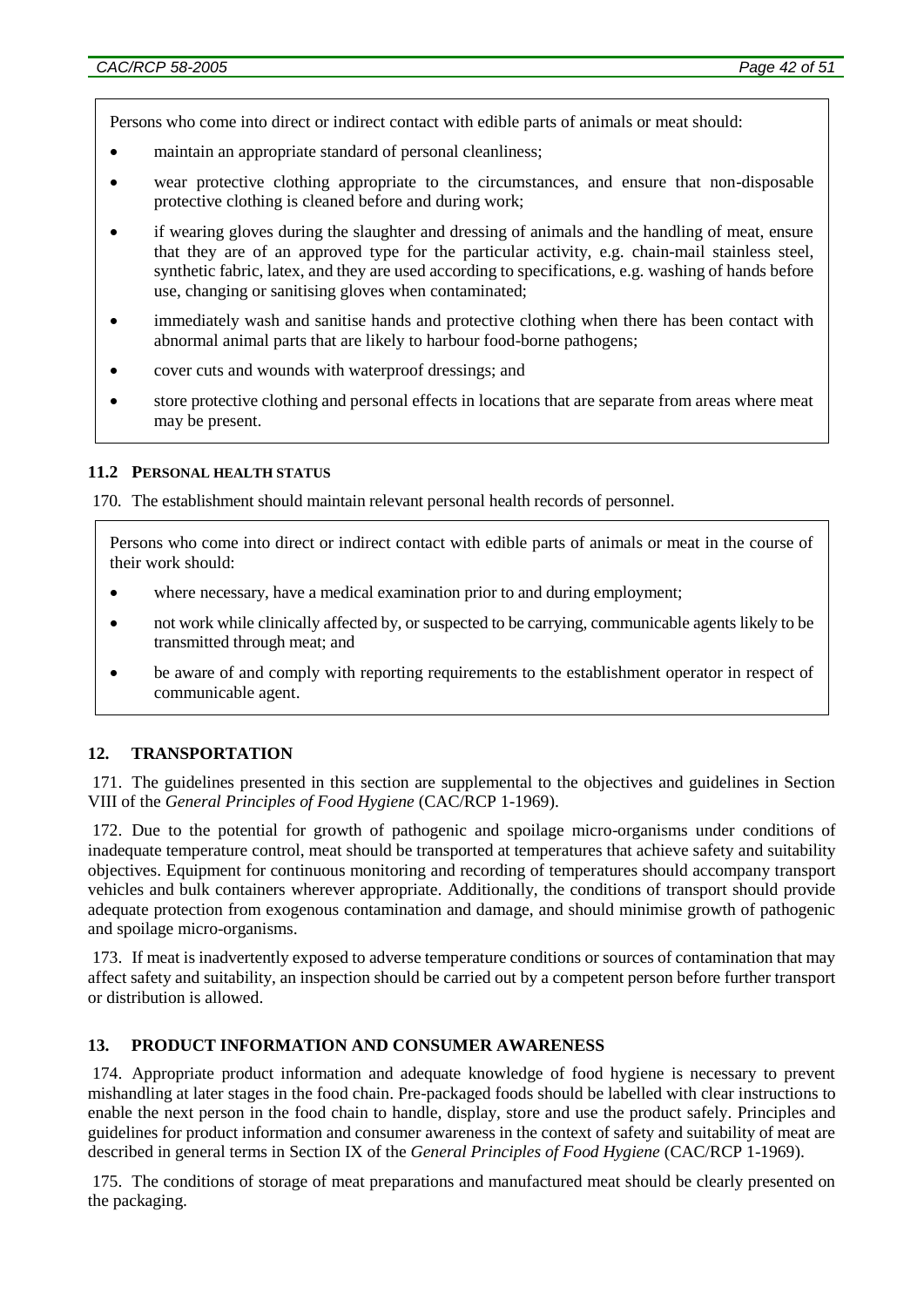Persons who come into direct or indirect contact with edible parts of animals or meat should:

- maintain an appropriate standard of personal cleanliness;
- wear protective clothing appropriate to the circumstances, and ensure that non-disposable protective clothing is cleaned before and during work;
- if wearing gloves during the slaughter and dressing of animals and the handling of meat, ensure that they are of an approved type for the particular activity, e.g. chain-mail stainless steel, synthetic fabric, latex, and they are used according to specifications, e.g. washing of hands before use, changing or sanitising gloves when contaminated;
- immediately wash and sanitise hands and protective clothing when there has been contact with abnormal animal parts that are likely to harbour food-borne pathogens;
- cover cuts and wounds with waterproof dressings; and
- store protective clothing and personal effects in locations that are separate from areas where meat may be present.

### 11.2 Personal Health Status

170. The establishment should maintain relevant personal health records of personnel.

Persons who come into direct or indirect contact with edible parts of animals or meat in the course of their work should:

- where necessary, have a medical examination prior to and during employment;
- not work while clinically affected by, or suspected to be carrying, communicable agents likely to be transmitted through meat; and
- be aware of and comply with reporting requirements to the establishment operator in respect of communicable agent.

## 12. TRANSPORTATION

171. The guidelines presented in this section are supplemental to the objectives and guidelines in Section VIII of the *General Principles of Food Hygiene* (CAC/RCP 1-1969).

172. Due to the potential for growth of pathogenic and spoilage micro-organisms under conditions of inadequate temperature control, meat should be transported at temperatures that achieve safety and suitability objectives. Equipment for continuous monitoring and recording of temperatures should accompany transport vehicles and bulk containers wherever appropriate. Additionally, the conditions of transport should provide adequate protection from exogenous contamination and damage, and should minimise growth of pathogenic and spoilage micro-organisms.

173. If meat is inadvertently exposed to adverse temperature conditions or sources of contamination that may affect safety and suitability, an inspection should be carried out by a competent person before further transport or distribution is allowed.

## 13. PRODUCT INFORMATION AND CONSUMER AWARENESS

174. Appropriate product information and adequate knowledge of food hygiene is necessary to prevent mishandling at later stages in the food chain. Pre-packaged foods should be labelled with clear instructions to enable the next person in the food chain to handle, display, store and use the product safely. Principles and guidelines for product information and consumer awareness in the context of safety and suitability of meat are described in general terms in Section IX of the *General Principles of Food Hygiene* (CAC/RCP 1-1969).

175. The conditions of storage of meat preparations and manufactured meat should be clearly presented on the packaging.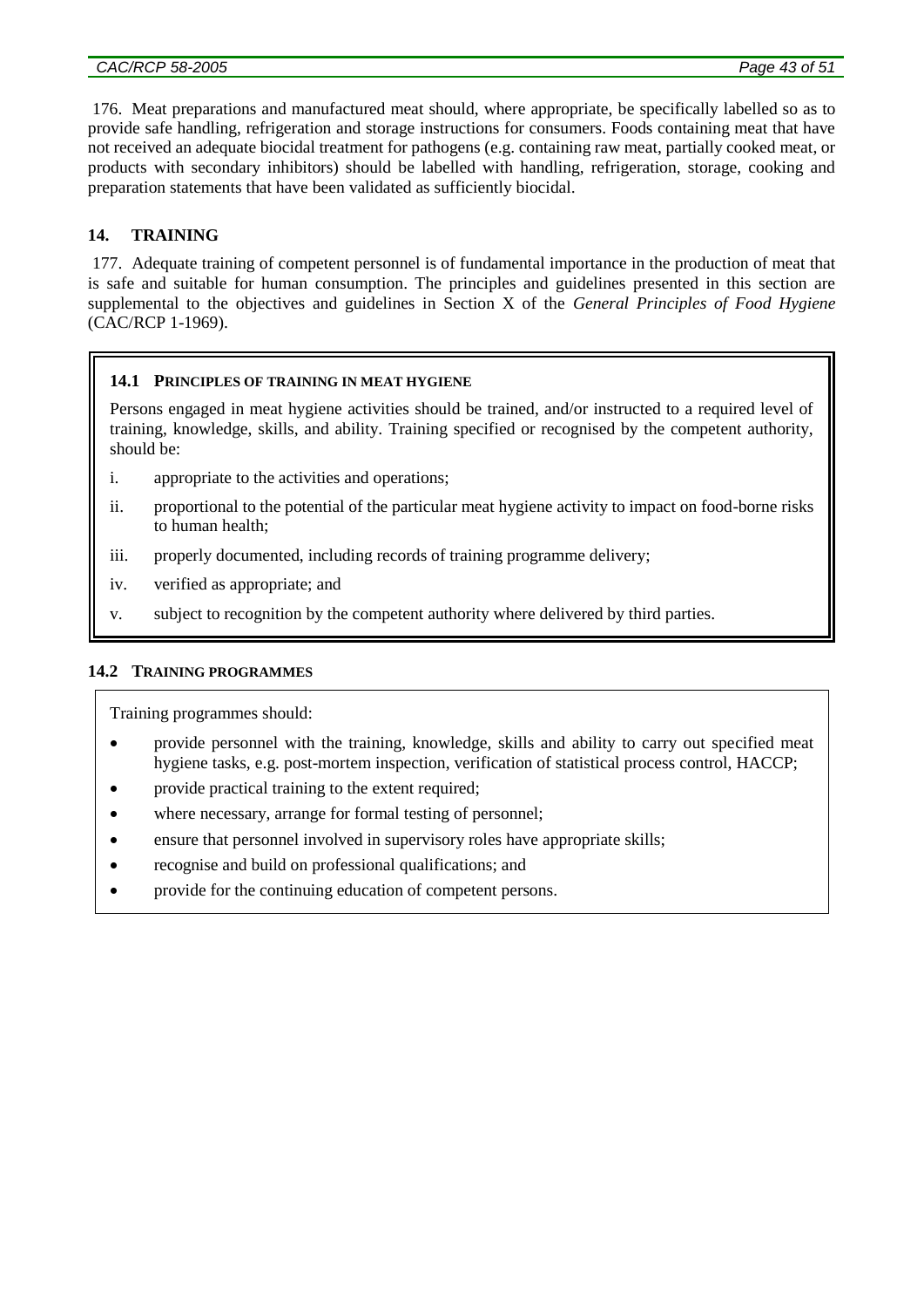176. Meat preparations and manufactured meat should, where appropriate, be specifically labelled so as to provide safe handling, refrigeration and storage instructions for consumers. Foods containing meat that have not received an adequate biocidal treatment for pathogens (e.g. containing raw meat, partially cooked meat, or products with secondary inhibitors) should be labelled with handling, refrigeration, storage, cooking and preparation statements that have been validated as sufficiently biocidal.

## 14. TRAINING

177. Adequate training of competent personnel is of fundamental importance in the production of meat that is safe and suitable for human consumption. The principles and guidelines presented in this section are supplemental to the objectives and guidelines in Section X of the *General Principles of Food Hygiene* (CAC/RCP 1-1969).

### 14.1 PRINCIPLES OF TRAINING IN MEAT HYGIENE

Persons engaged in meat hygiene activities should be trained, and/or instructed to a required level of training, knowledge, skills, and ability. Training specified or recognised by the competent authority, should be:

i. appropriate to the activities and operations;

ii. proportional to the potential of the particular meat hygiene activity to impact on food-borne risks to human health;

iii. properly documented, including records of training programme delivery;

iv. verified as appropriate; and

v. subject to recognition by the competent authority where delivered by third parties.

### 14.2 TRAINING PROGRAMMES

Training programmes should:

- provide personnel with the training, knowledge, skills and ability to carry out specified meat hygiene tasks, e.g. post-mortem inspection, verification of statistical process control, HACCP;
- provide practical training to the extent required;
- where necessary, arrange for formal testing of personnel;
- ensure that personnel involved in supervisory roles have appropriate skills;
- recognise and build on professional qualifications; and
- provide for the continuing education of competent persons.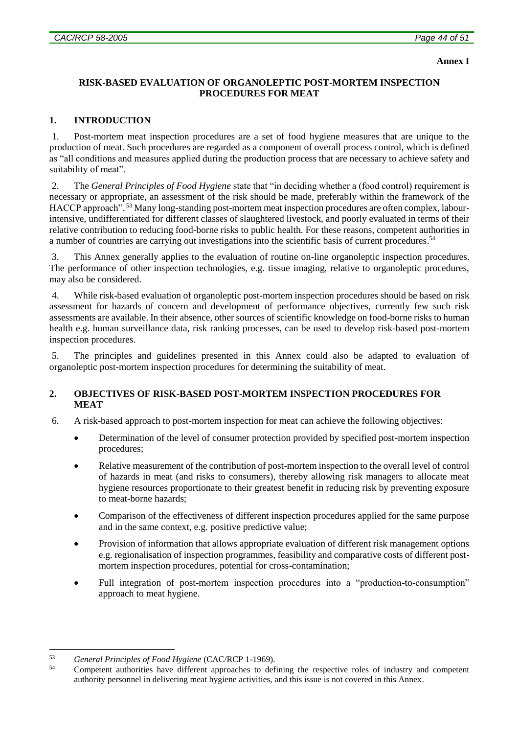**Annex I**

# RISK-BASED EVALUATION OF ORGANOLEPTIC POST-MORTEM INSPECTION PROCEDURES FOR MEAT

## 1. INTRODUCTION

1. Post-mortem meat inspection procedures are a set of food hygiene measures that are unique to the production of meat. Such procedures are regarded as a component of overall process control, which is defined as "all conditions and measures applied during the production process that are necessary to achieve safety and suitability of meat".

2. The *General Principles of Food Hygiene* state that "in deciding whether a (food control) requirement is necessary or appropriate, an assessment of the risk should be made, preferably within the framework of the HACCP approach".[53] Many long-standing post-mortem meat inspection procedures are often complex, labour-intensive, undifferentiated for different classes of slaughtered livestock, and poorly evaluated in terms of their relative contribution to reducing food-borne risks to public health. For these reasons, competent authorities in a number of countries are carrying out investigations into the scientific basis of current procedures.[54]

3. This Annex generally applies to the evaluation of routine on-line organoleptic inspection procedures. The performance of other inspection technologies, e.g. tissue imaging, relative to organoleptic procedures, may also be considered.

4. While risk-based evaluation of organoleptic post-mortem inspection procedures should be based on risk assessment for hazards of concern and development of performance objectives, currently few such risk assessments are available. In their absence, other sources of scientific knowledge on food-borne risks to human health e.g. human surveillance data, risk ranking processes, can be used to develop risk-based post-mortem inspection procedures.

5. The principles and guidelines presented in this Annex could also be adapted to evaluation of organoleptic post-mortem inspection procedures for determining the suitability of meat.

## 2. OBJECTIVES OF RISK-BASED POST-MORTEM INSPECTION PROCEDURES FOR MEAT

6. A risk-based approach to post-mortem inspection for meat can achieve the following objectives:

- Determination of the level of consumer protection provided by specified post-mortem inspection procedures;
- Relative measurement of the contribution of post-mortem inspection to the overall level of control of hazards in meat (and risks to consumers), thereby allowing risk managers to allocate meat hygiene resources proportionate to their greatest benefit in reducing risk by preventing exposure to meat-borne hazards;
- Comparison of the effectiveness of different inspection procedures applied for the same purpose and in the same context, e.g. positive predictive value;
- Provision of information that allows appropriate evaluation of different risk management options e.g. regionalisation of inspection programmes, feasibility and comparative costs of different post-mortem inspection procedures, potential for cross-contamination;
- Full integration of post-mortem inspection procedures into a "production-to-consumption" approach to meat hygiene.

---

[53] *General Principles of Food Hygiene* (CAC/RCP 1-1969).

[54] Competent authorities have different approaches to defining the respective roles of industry and competent authority personnel in delivering meat hygiene activities, and this issue is not covered in this Annex.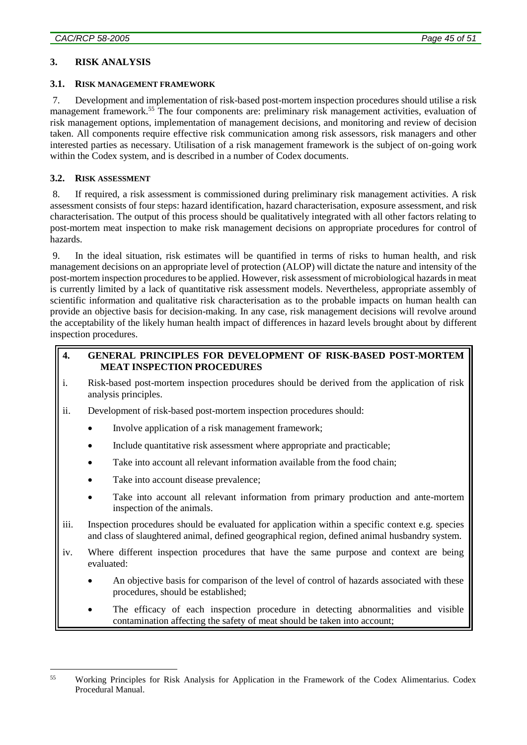## 3. RISK ANALYSIS

### 3.1. RISK MANAGEMENT FRAMEWORK

7. Development and implementation of risk-based post-mortem inspection procedures should utilise a risk management framework.[55] The four components are: preliminary risk management activities, evaluation of risk management options, implementation of management decisions, and monitoring and review of decision taken. All components require effective risk communication among risk assessors, risk managers and other interested parties as necessary. Utilisation of a risk management framework is the subject of on-going work within the Codex system, and is described in a number of Codex documents.

### 3.2. RISK ASSESSMENT

8. If required, a risk assessment is commissioned during preliminary risk management activities. A risk assessment consists of four steps: hazard identification, hazard characterisation, exposure assessment, and risk characterisation. The output of this process should be qualitatively integrated with all other factors relating to post-mortem meat inspection to make risk management decisions on appropriate procedures for control of hazards.

9. In the ideal situation, risk estimates will be quantified in terms of risks to human health, and risk management decisions on an appropriate level of protection (ALOP) will dictate the nature and intensity of the post-mortem inspection procedures to be applied. However, risk assessment of microbiological hazards in meat is currently limited by a lack of quantitative risk assessment models. Nevertheless, appropriate assembly of scientific information and qualitative risk characterisation as to the probable impacts on human health can provide an objective basis for decision-making. In any case, risk management decisions will revolve around the acceptability of the likely human health impact of differences in hazard levels brought about by different inspection procedures.

## 4. GENERAL PRINCIPLES FOR DEVELOPMENT OF RISK-BASED POST-MORTEM MEAT INSPECTION PROCEDURES

i. Risk-based post-mortem inspection procedures should be derived from the application of risk analysis principles.

ii. Development of risk-based post-mortem inspection procedures should:

- Involve application of a risk management framework;
- Include quantitative risk assessment where appropriate and practicable;
- Take into account all relevant information available from the food chain;
- Take into account disease prevalence;
- Take into account all relevant information from primary production and ante-mortem inspection of the animals.

iii. Inspection procedures should be evaluated for application within a specific context e.g. species and class of slaughtered animal, defined geographical region, defined animal husbandry system.

iv. Where different inspection procedures that have the same purpose and context are being evaluated:

- An objective basis for comparison of the level of control of hazards associated with these procedures, should be established;
- The efficacy of each inspection procedure in detecting abnormalities and visible contamination affecting the safety of meat should be taken into account;

---

[55] Working Principles for Risk Analysis for Application in the Framework of the Codex Alimentarius. Codex Procedural Manual.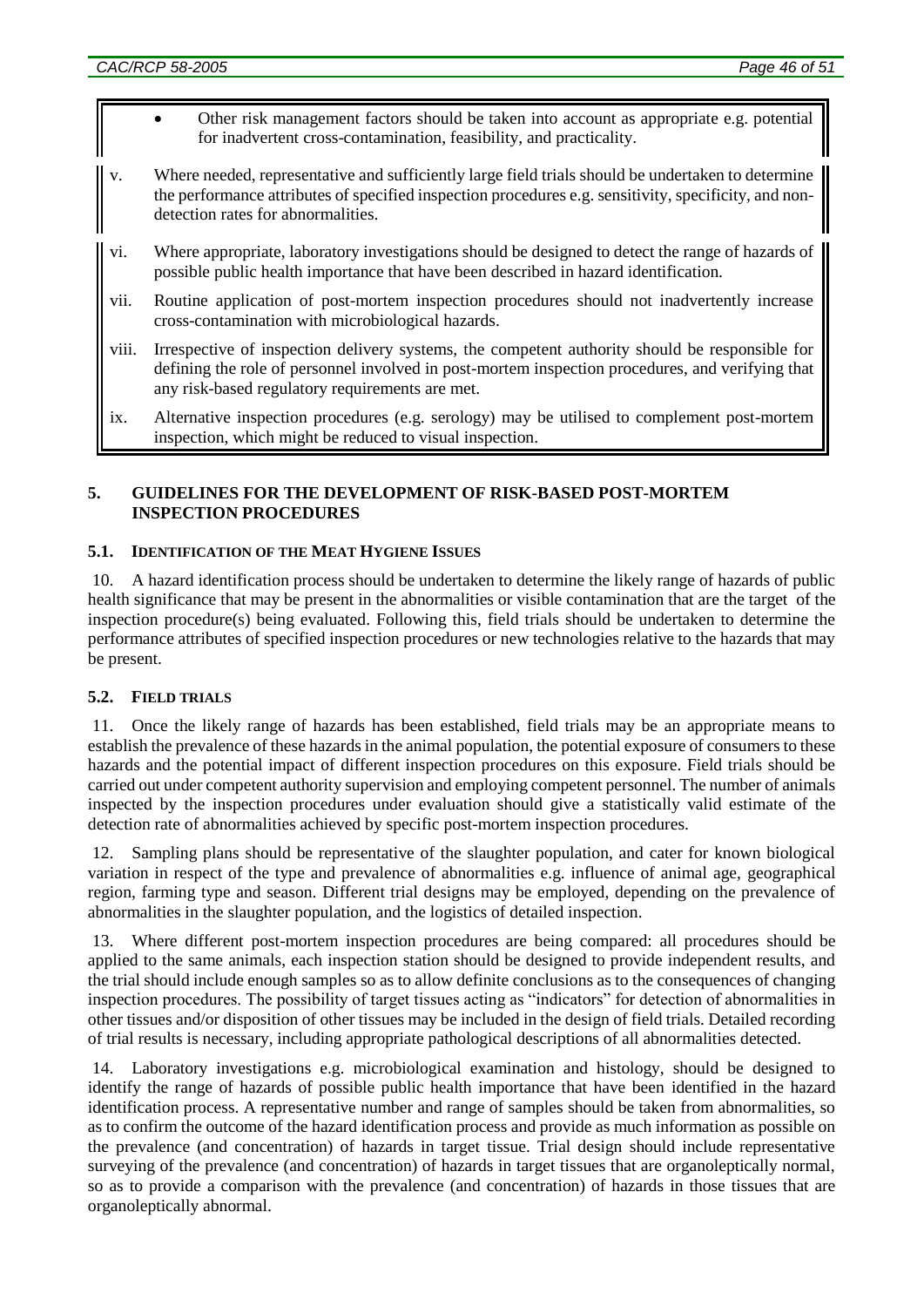- Other risk management factors should be taken into account as appropriate e.g. potential for inadvertent cross-contamination, feasibility, and practicality.

v. Where needed, representative and sufficiently large field trials should be undertaken to determine the performance attributes of specified inspection procedures e.g. sensitivity, specificity, and non-detection rates for abnormalities.

vi. Where appropriate, laboratory investigations should be designed to detect the range of hazards of possible public health importance that have been described in hazard identification.

vii. Routine application of post-mortem inspection procedures should not inadvertently increase cross-contamination with microbiological hazards.

viii. Irrespective of inspection delivery systems, the competent authority should be responsible for defining the role of personnel involved in post-mortem inspection procedures, and verifying that any risk-based regulatory requirements are met.

ix. Alternative inspection procedures (e.g. serology) may be utilised to complement post-mortem inspection, which might be reduced to visual inspection.

## 5. GUIDELINES FOR THE DEVELOPMENT OF RISK-BASED POST-MORTEM INSPECTION PROCEDURES

### 5.1. IDENTIFICATION OF THE MEAT HYGIENE ISSUES

10. A hazard identification process should be undertaken to determine the likely range of hazards of public health significance that may be present in the abnormalities or visible contamination that are the target of the inspection procedure(s) being evaluated. Following this, field trials should be undertaken to determine the performance attributes of specified inspection procedures or new technologies relative to the hazards that may be present.

### 5.2. FIELD TRIALS

11. Once the likely range of hazards has been established, field trials may be an appropriate means to establish the prevalence of these hazards in the animal population, the potential exposure of consumers to these hazards and the potential impact of different inspection procedures on this exposure. Field trials should be carried out under competent authority supervision and employing competent personnel. The number of animals inspected by the inspection procedures under evaluation should give a statistically valid estimate of the detection rate of abnormalities achieved by specific post-mortem inspection procedures.

12. Sampling plans should be representative of the slaughter population, and cater for known biological variation in respect of the type and prevalence of abnormalities e.g. influence of animal age, geographical region, farming type and season. Different trial designs may be employed, depending on the prevalence of abnormalities in the slaughter population, and the logistics of detailed inspection.

13. Where different post-mortem inspection procedures are being compared: all procedures should be applied to the same animals, each inspection station should be designed to provide independent results, and the trial should include enough samples so as to allow definite conclusions as to the consequences of changing inspection procedures. The possibility of target tissues acting as "indicators" for detection of abnormalities in other tissues and/or disposition of other tissues may be included in the design of field trials. Detailed recording of trial results is necessary, including appropriate pathological descriptions of all abnormalities detected.

14. Laboratory investigations e.g. microbiological examination and histology, should be designed to identify the range of hazards of possible public health importance that have been identified in the hazard identification process. A representative number and range of samples should be taken from abnormalities, so as to confirm the outcome of the hazard identification process and provide as much information as possible on the prevalence (and concentration) of hazards in target tissue. Trial design should include representative surveying of the prevalence (and concentration) of hazards in target tissues that are organoleptically normal, so as to provide a comparison with the prevalence (and concentration) of hazards in those tissues that are organoleptically abnormal.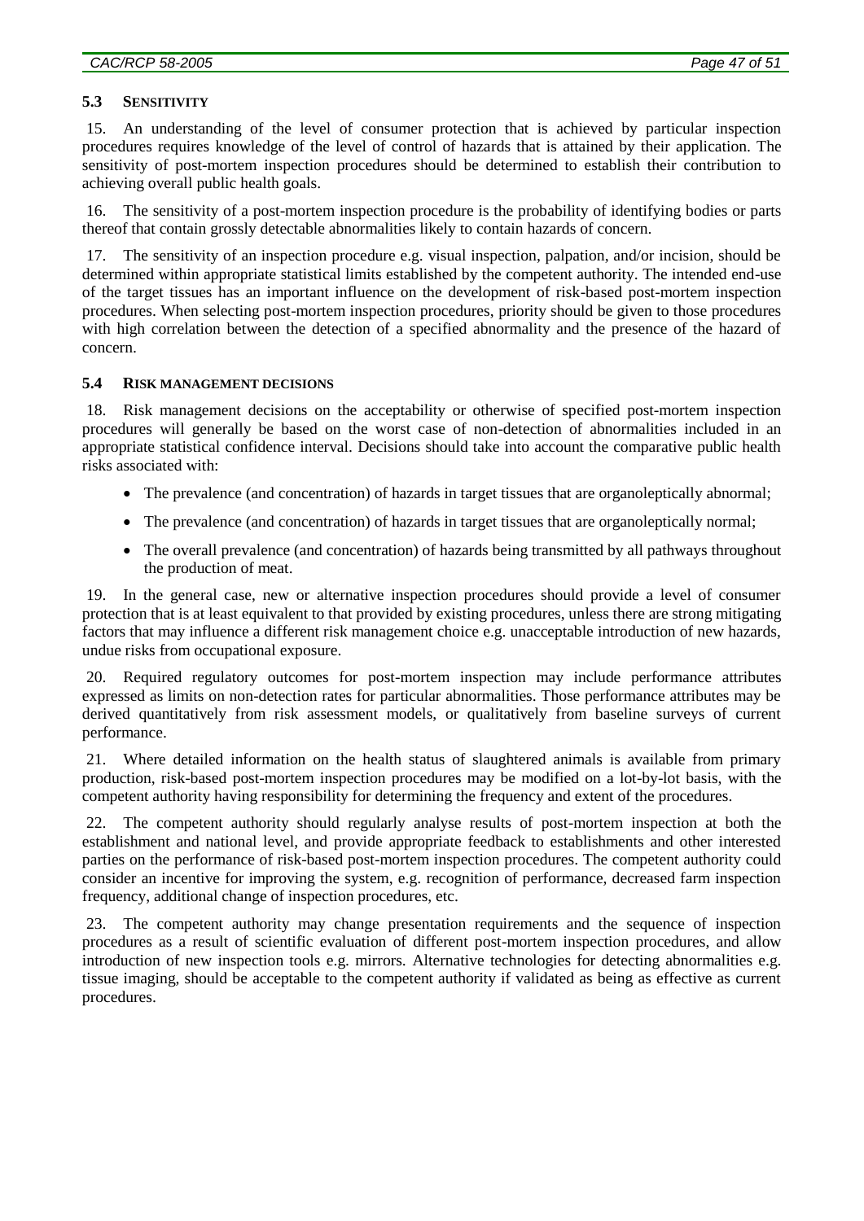### 5.3 SENSITIVITY

15. An understanding of the level of consumer protection that is achieved by particular inspection procedures requires knowledge of the level of control of hazards that is attained by their application. The sensitivity of post-mortem inspection procedures should be determined to establish their contribution to achieving overall public health goals.

16. The sensitivity of a post-mortem inspection procedure is the probability of identifying bodies or parts thereof that contain grossly detectable abnormalities likely to contain hazards of concern.

17. The sensitivity of an inspection procedure e.g. visual inspection, palpation, and/or incision, should be determined within appropriate statistical limits established by the competent authority. The intended end-use of the target tissues has an important influence on the development of risk-based post-mortem inspection procedures. When selecting post-mortem inspection procedures, priority should be given to those procedures with high correlation between the detection of a specified abnormality and the presence of the hazard of concern.

### 5.4 RISK MANAGEMENT DECISIONS

18. Risk management decisions on the acceptability or otherwise of specified post-mortem inspection procedures will generally be based on the worst case of non-detection of abnormalities included in an appropriate statistical confidence interval. Decisions should take into account the comparative public health risks associated with:

- The prevalence (and concentration) of hazards in target tissues that are organoleptically abnormal;
- The prevalence (and concentration) of hazards in target tissues that are organoleptically normal;
- The overall prevalence (and concentration) of hazards being transmitted by all pathways throughout the production of meat.

19. In the general case, new or alternative inspection procedures should provide a level of consumer protection that is at least equivalent to that provided by existing procedures, unless there are strong mitigating factors that may influence a different risk management choice e.g. unacceptable introduction of new hazards, undue risks from occupational exposure.

20. Required regulatory outcomes for post-mortem inspection may include performance attributes expressed as limits on non-detection rates for particular abnormalities. Those performance attributes may be derived quantitatively from risk assessment models, or qualitatively from baseline surveys of current performance.

21. Where detailed information on the health status of slaughtered animals is available from primary production, risk-based post-mortem inspection procedures may be modified on a lot-by-lot basis, with the competent authority having responsibility for determining the frequency and extent of the procedures.

22. The competent authority should regularly analyse results of post-mortem inspection at both the establishment and national level, and provide appropriate feedback to establishments and other interested parties on the performance of risk-based post-mortem inspection procedures. The competent authority could consider an incentive for improving the system, e.g. recognition of performance, decreased farm inspection frequency, additional change of inspection procedures, etc.

23. The competent authority may change presentation requirements and the sequence of inspection procedures as a result of scientific evaluation of different post-mortem inspection procedures, and allow introduction of new inspection tools e.g. mirrors. Alternative technologies for detecting abnormalities e.g. tissue imaging, should be acceptable to the competent authority if validated as being as effective as current procedures.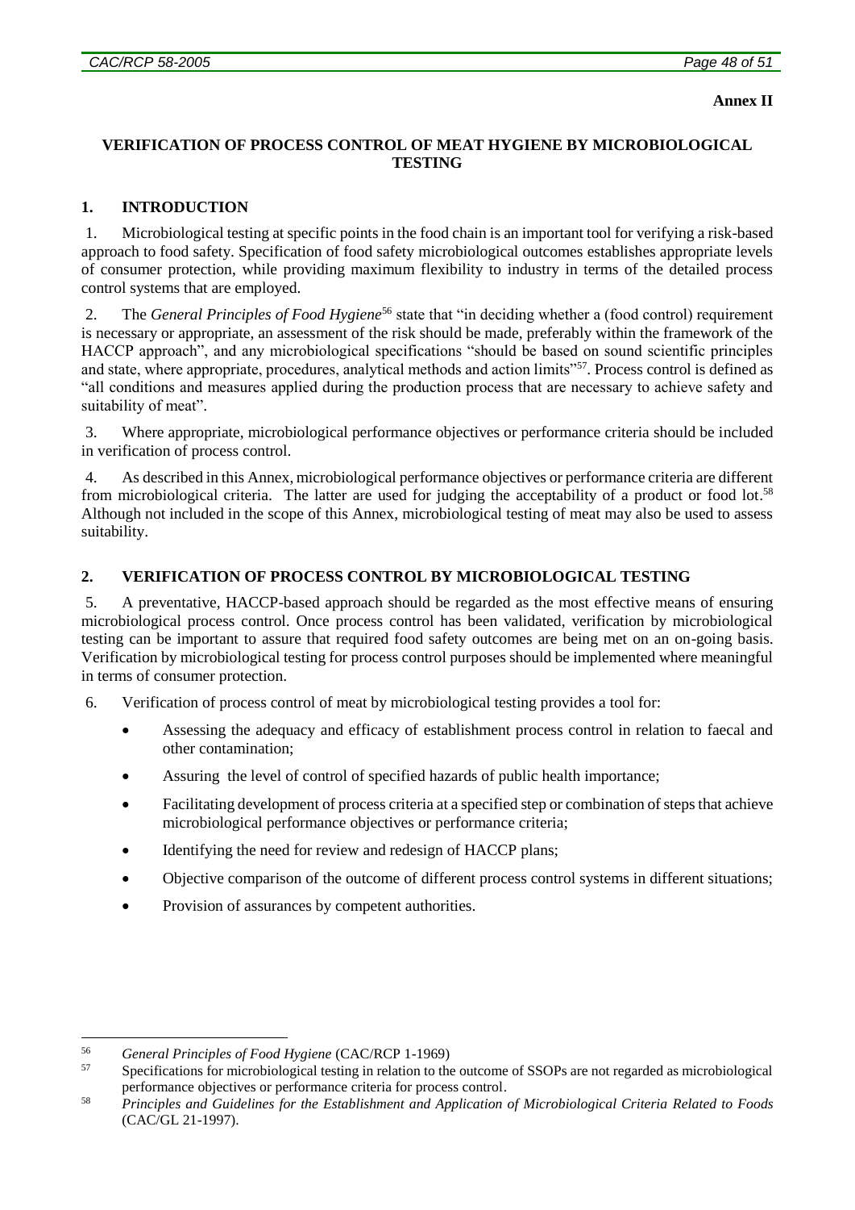**Annex II**

## VERIFICATION OF PROCESS CONTROL OF MEAT HYGIENE BY MICROBIOLOGICAL TESTING

### 1. INTRODUCTION

1. Microbiological testing at specific points in the food chain is an important tool for verifying a risk-based approach to food safety. Specification of food safety microbiological outcomes establishes appropriate levels of consumer protection, while providing maximum flexibility to industry in terms of the detailed process control systems that are employed.

2. The *General Principles of Food Hygiene*[56] state that "in deciding whether a (food control) requirement is necessary or appropriate, an assessment of the risk should be made, preferably within the framework of the HACCP approach", and any microbiological specifications "should be based on sound scientific principles and state, where appropriate, procedures, analytical methods and action limits"[57]. Process control is defined as "all conditions and measures applied during the production process that are necessary to achieve safety and suitability of meat".

3. Where appropriate, microbiological performance objectives or performance criteria should be included in verification of process control.

4. As described in this Annex, microbiological performance objectives or performance criteria are different from microbiological criteria. The latter are used for judging the acceptability of a product or food lot.[58] Although not included in the scope of this Annex, microbiological testing of meat may also be used to assess suitability.

### 2. VERIFICATION OF PROCESS CONTROL BY MICROBIOLOGICAL TESTING

5. A preventative, HACCP-based approach should be regarded as the most effective means of ensuring microbiological process control. Once process control has been validated, verification by microbiological testing can be important to assure that required food safety outcomes are being met on an on-going basis. Verification by microbiological testing for process control purposes should be implemented where meaningful in terms of consumer protection.

6. Verification of process control of meat by microbiological testing provides a tool for:

- Assessing the adequacy and efficacy of establishment process control in relation to faecal and other contamination;
- Assuring the level of control of specified hazards of public health importance;
- Facilitating development of process criteria at a specified step or combination of steps that achieve microbiological performance objectives or performance criteria;
- Identifying the need for review and redesign of HACCP plans;
- Objective comparison of the outcome of different process control systems in different situations;
- Provision of assurances by competent authorities.

---

[56] *General Principles of Food Hygiene* (CAC/RCP 1-1969)

[57] Specifications for microbiological testing in relation to the outcome of SSOPs are not regarded as microbiological performance objectives or performance criteria for process control.

[58] *Principles and Guidelines for the Establishment and Application of Microbiological Criteria Related to Foods* (CAC/GL 21-1997).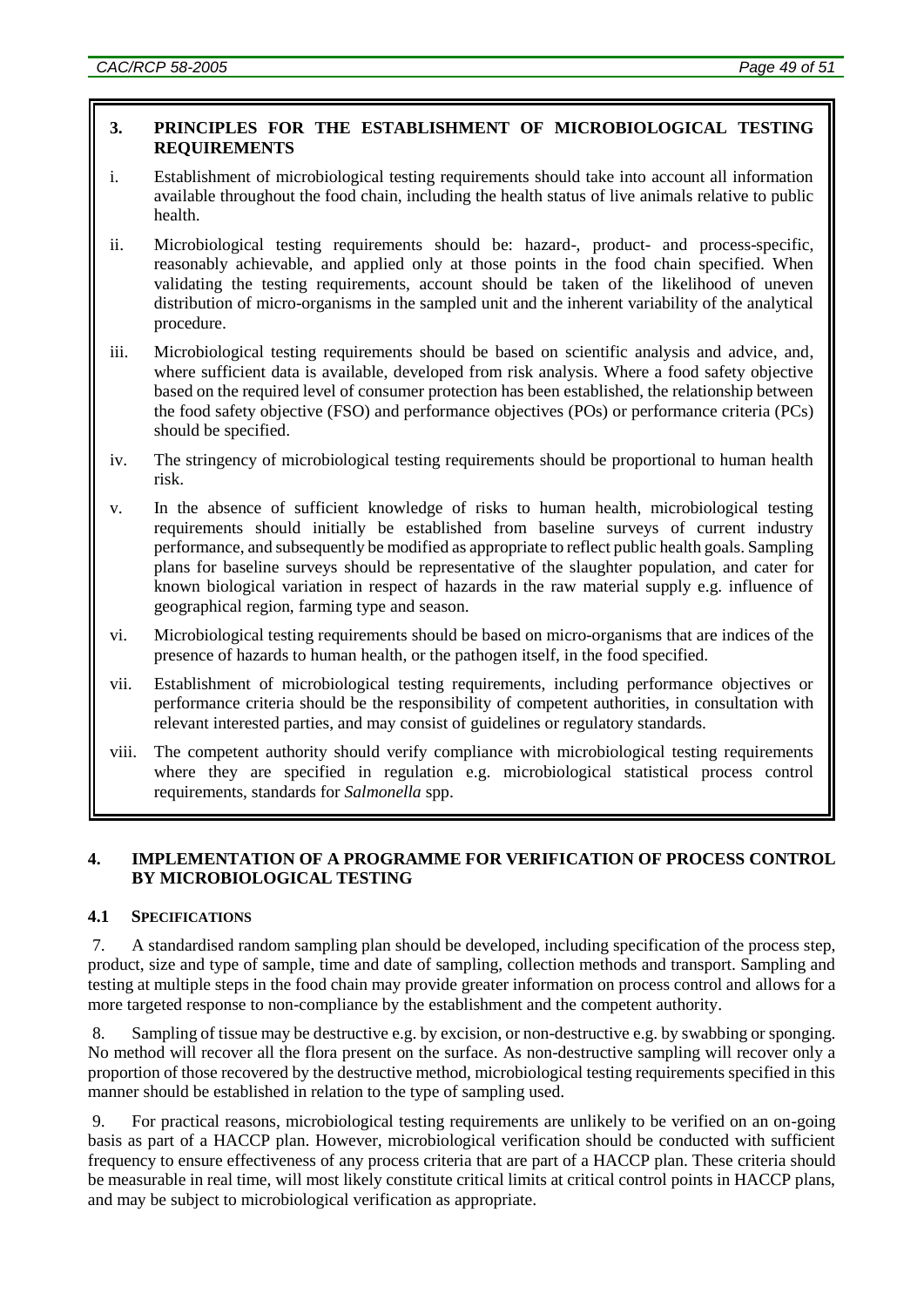### 3. PRINCIPLES FOR THE ESTABLISHMENT OF MICROBIOLOGICAL TESTING REQUIREMENTS

i. Establishment of microbiological testing requirements should take into account all information available throughout the food chain, including the health status of live animals relative to public health.

ii. Microbiological testing requirements should be: hazard-, product- and process-specific, reasonably achievable, and applied only at those points in the food chain specified. When validating the testing requirements, account should be taken of the likelihood of uneven distribution of micro-organisms in the sampled unit and the inherent variability of the analytical procedure.

iii. Microbiological testing requirements should be based on scientific analysis and advice, and, where sufficient data is available, developed from risk analysis. Where a food safety objective based on the required level of consumer protection has been established, the relationship between the food safety objective (FSO) and performance objectives (POs) or performance criteria (PCs) should be specified.

iv. The stringency of microbiological testing requirements should be proportional to human health risk.

v. In the absence of sufficient knowledge of risks to human health, microbiological testing requirements should initially be established from baseline surveys of current industry performance, and subsequently be modified as appropriate to reflect public health goals. Sampling plans for baseline surveys should be representative of the slaughter population, and cater for known biological variation in respect of hazards in the raw material supply e.g. influence of geographical region, farming type and season.

vi. Microbiological testing requirements should be based on micro-organisms that are indices of the presence of hazards to human health, or the pathogen itself, in the food specified.

vii. Establishment of microbiological testing requirements, including performance objectives or performance criteria should be the responsibility of competent authorities, in consultation with relevant interested parties, and may consist of guidelines or regulatory standards.

viii. The competent authority should verify compliance with microbiological testing requirements where they are specified in regulation e.g. microbiological statistical process control requirements, standards for *Salmonella* spp.

## 4. IMPLEMENTATION OF A PROGRAMME FOR VERIFICATION OF PROCESS CONTROL BY MICROBIOLOGICAL TESTING

### 4.1 SPECIFICATIONS

7. A standardised random sampling plan should be developed, including specification of the process step, product, size and type of sample, time and date of sampling, collection methods and transport. Sampling and testing at multiple steps in the food chain may provide greater information on process control and allows for a more targeted response to non-compliance by the establishment and the competent authority.

8. Sampling of tissue may be destructive e.g. by excision, or non-destructive e.g. by swabbing or sponging. No method will recover all the flora present on the surface. As non-destructive sampling will recover only a proportion of those recovered by the destructive method, microbiological testing requirements specified in this manner should be established in relation to the type of sampling used.

9. For practical reasons, microbiological testing requirements are unlikely to be verified on an on-going basis as part of a HACCP plan. However, microbiological verification should be conducted with sufficient frequency to ensure effectiveness of any process criteria that are part of a HACCP plan. These criteria should be measurable in real time, will most likely constitute critical limits at critical control points in HACCP plans, and may be subject to microbiological verification as appropriate.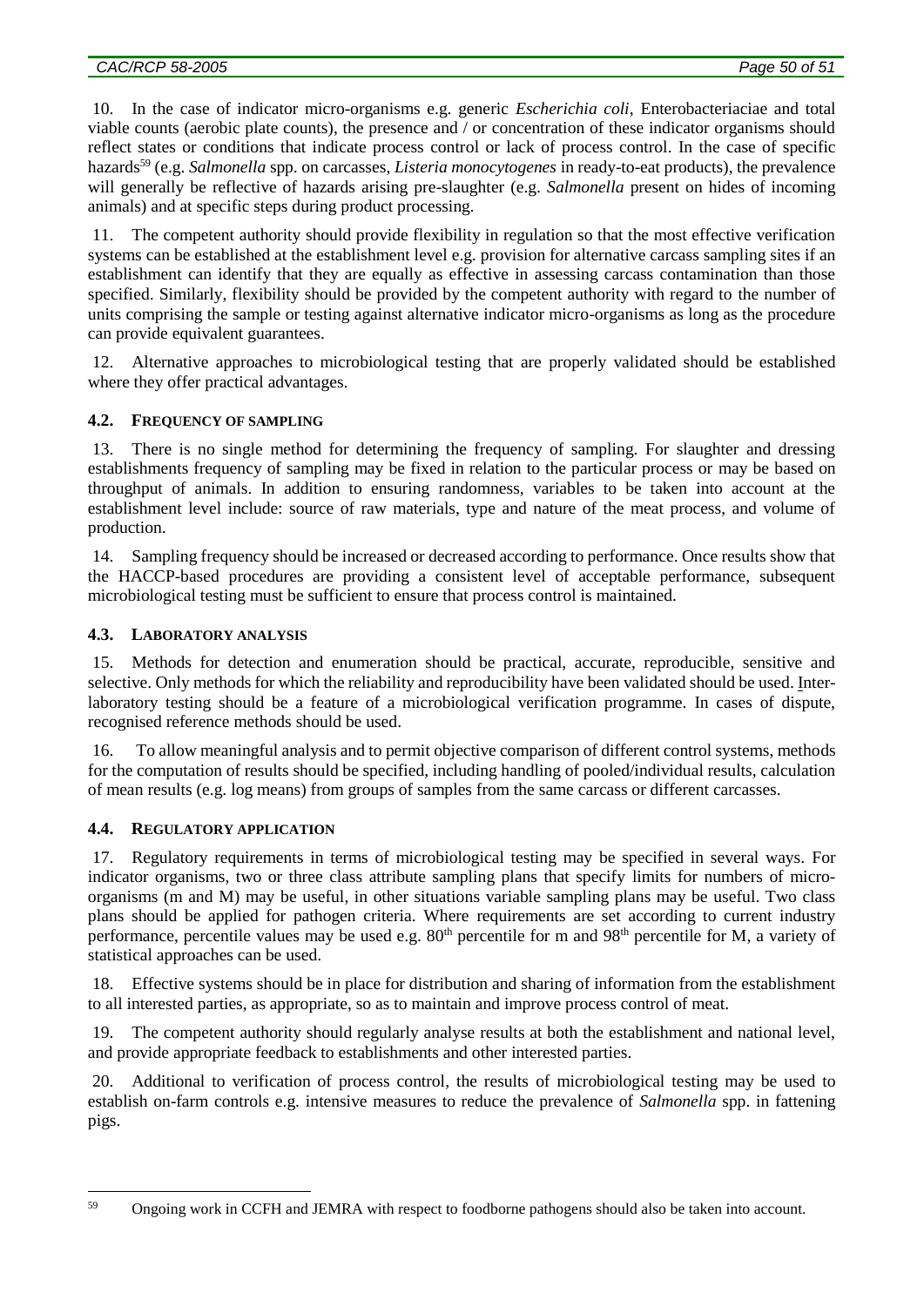10. In the case of indicator micro-organisms e.g. generic *Escherichia coli*, Enterobacteriaciae and total viable counts (aerobic plate counts), the presence and / or concentration of these indicator organisms should reflect states or conditions that indicate process control or lack of process control. In the case of specific hazards[59] (e.g. *Salmonella* spp. on carcasses, *Listeria monocytogenes* in ready-to-eat products), the prevalence will generally be reflective of hazards arising pre-slaughter (e.g. *Salmonella* present on hides of incoming animals) and at specific steps during product processing.

11. The competent authority should provide flexibility in regulation so that the most effective verification systems can be established at the establishment level e.g. provision for alternative carcass sampling sites if an establishment can identify that they are equally as effective in assessing carcass contamination than those specified. Similarly, flexibility should be provided by the competent authority with regard to the number of units comprising the sample or testing against alternative indicator micro-organisms as long as the procedure can provide equivalent guarantees.

12. Alternative approaches to microbiological testing that are properly validated should be established where they offer practical advantages.

### 4.2. FREQUENCY OF SAMPLING

13. There is no single method for determining the frequency of sampling. For slaughter and dressing establishments frequency of sampling may be fixed in relation to the particular process or may be based on throughput of animals. In addition to ensuring randomness, variables to be taken into account at the establishment level include: source of raw materials, type and nature of the meat process, and volume of production.

14. Sampling frequency should be increased or decreased according to performance. Once results show that the HACCP-based procedures are providing a consistent level of acceptable performance, subsequent microbiological testing must be sufficient to ensure that process control is maintained.

### 4.3. LABORATORY ANALYSIS

15. Methods for detection and enumeration should be practical, accurate, reproducible, sensitive and selective. Only methods for which the reliability and reproducibility have been validated should be used. Inter-laboratory testing should be a feature of a microbiological verification programme. In cases of dispute, recognised reference methods should be used.

16. To allow meaningful analysis and to permit objective comparison of different control systems, methods for the computation of results should be specified, including handling of pooled/individual results, calculation of mean results (e.g. log means) from groups of samples from the same carcass or different carcasses.

### 4.4. REGULATORY APPLICATION

17. Regulatory requirements in terms of microbiological testing may be specified in several ways. For indicator organisms, two or three class attribute sampling plans that specify limits for numbers of micro-organisms (m and M) may be useful, in other situations variable sampling plans may be useful. Two class plans should be applied for pathogen criteria. Where requirements are set according to current industry performance, percentile values may be used e.g. 80$^{th}$ percentile for m and 98$^{th}$ percentile for M, a variety of statistical approaches can be used.

18. Effective systems should be in place for distribution and sharing of information from the establishment to all interested parties, as appropriate, so as to maintain and improve process control of meat.

19. The competent authority should regularly analyse results at both the establishment and national level, and provide appropriate feedback to establishments and other interested parties.

20. Additional to verification of process control, the results of microbiological testing may be used to establish on-farm controls e.g. intensive measures to reduce the prevalence of *Salmonella* spp. in fattening pigs.

---

[59] Ongoing work in CCFH and JEMRA with respect to foodborne pathogens should also be taken into account.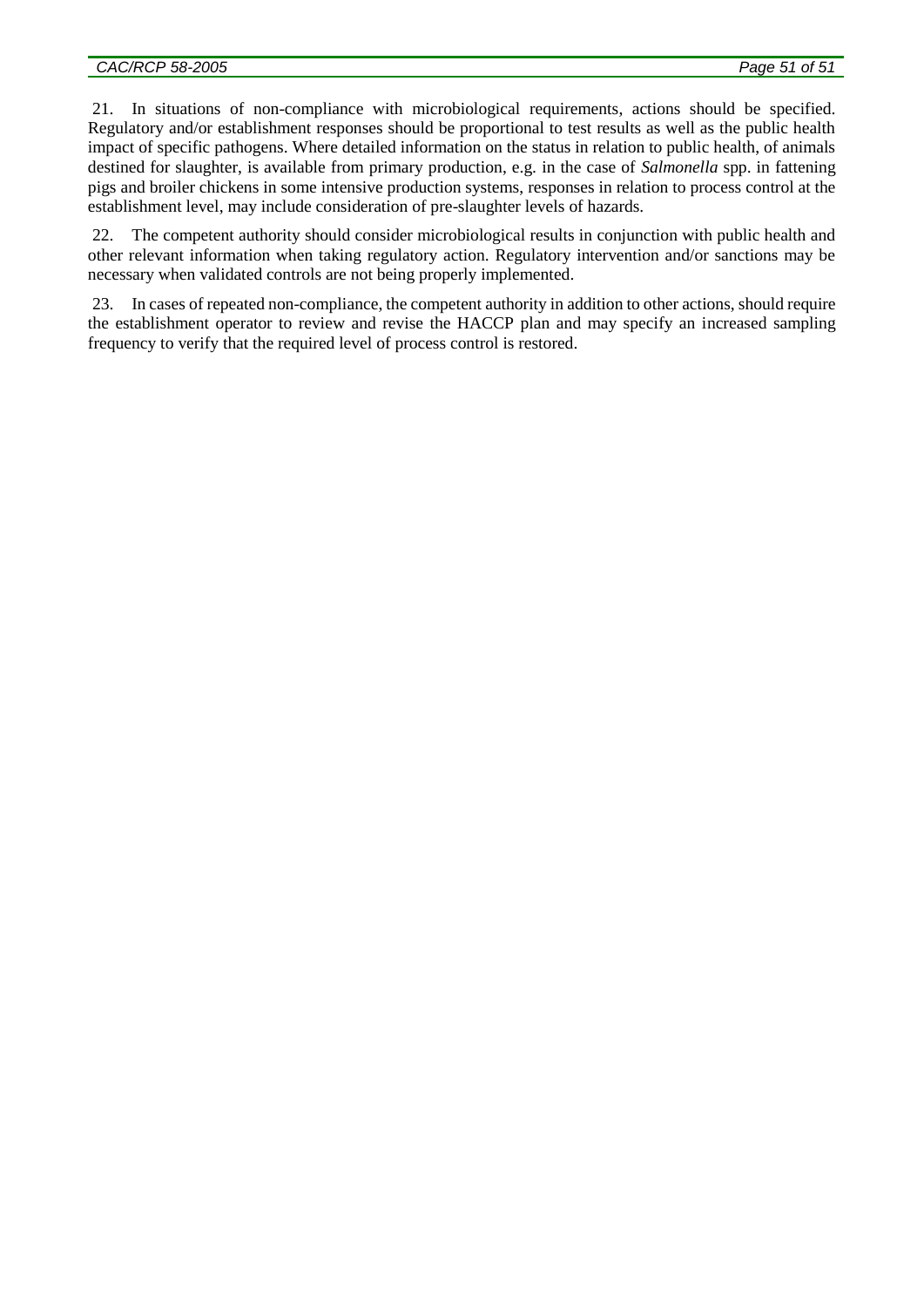21. In situations of non-compliance with microbiological requirements, actions should be specified. Regulatory and/or establishment responses should be proportional to test results as well as the public health impact of specific pathogens. Where detailed information on the status in relation to public health, of animals destined for slaughter, is available from primary production, e.g. in the case of *Salmonella* spp. in fattening pigs and broiler chickens in some intensive production systems, responses in relation to process control at the establishment level, may include consideration of pre-slaughter levels of hazards.

22. The competent authority should consider microbiological results in conjunction with public health and other relevant information when taking regulatory action. Regulatory intervention and/or sanctions may be necessary when validated controls are not being properly implemented.

23. In cases of repeated non-compliance, the competent authority in addition to other actions, should require the establishment operator to review and revise the HACCP plan and may specify an increased sampling frequency to verify that the required level of process control is restored.